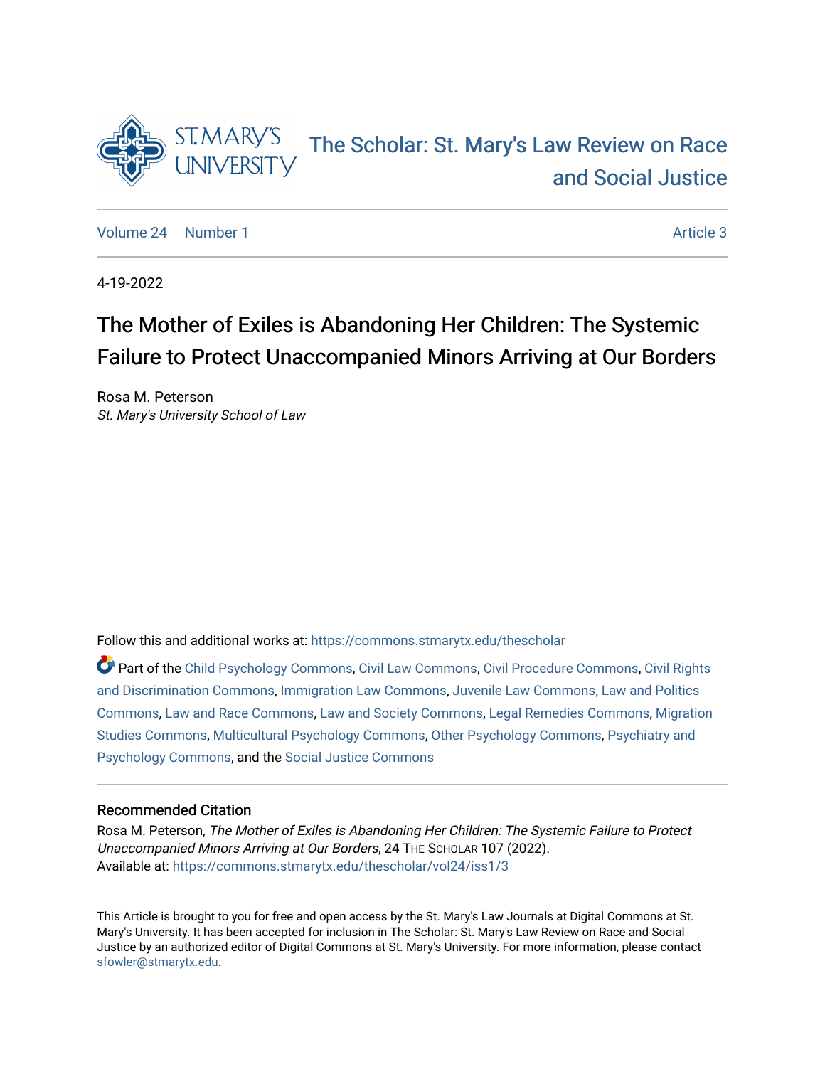# The Scholar: St. Mary's Law Review on Race and Social Justice

Volume 24 | Number 1 — Article 3

4-19-2022

## The Mother of Exiles is Abandoning Her Children: The Systemic Failure to Protect Unaccompanied Minors Arriving at Our Borders

Rosa M. Peterson
*St. Mary's University School of Law*

Follow this and additional works at: https://commons.stmarytx.edu/thescholar

Part of the Child Psychology Commons, Civil Law Commons, Civil Procedure Commons, Civil Rights and Discrimination Commons, Immigration Law Commons, Juvenile Law Commons, Law and Politics Commons, Law and Race Commons, Law and Society Commons, Legal Remedies Commons, Migration Studies Commons, Multicultural Psychology Commons, Other Psychology Commons, Psychiatry and Psychology Commons, and the Social Justice Commons

### Recommended Citation

Rosa M. Peterson, *The Mother of Exiles is Abandoning Her Children: The Systemic Failure to Protect Unaccompanied Minors Arriving at Our Borders*, 24 THE SCHOLAR 107 (2022).
Available at: https://commons.stmarytx.edu/thescholar/vol24/iss1/3

This Article is brought to you for free and open access by the St. Mary's Law Journals at Digital Commons at St. Mary's University. It has been accepted for inclusion in The Scholar: St. Mary's Law Review on Race and Social Justice by an authorized editor of Digital Commons at St. Mary's University. For more information, please contact sfowler@stmarytx.edu.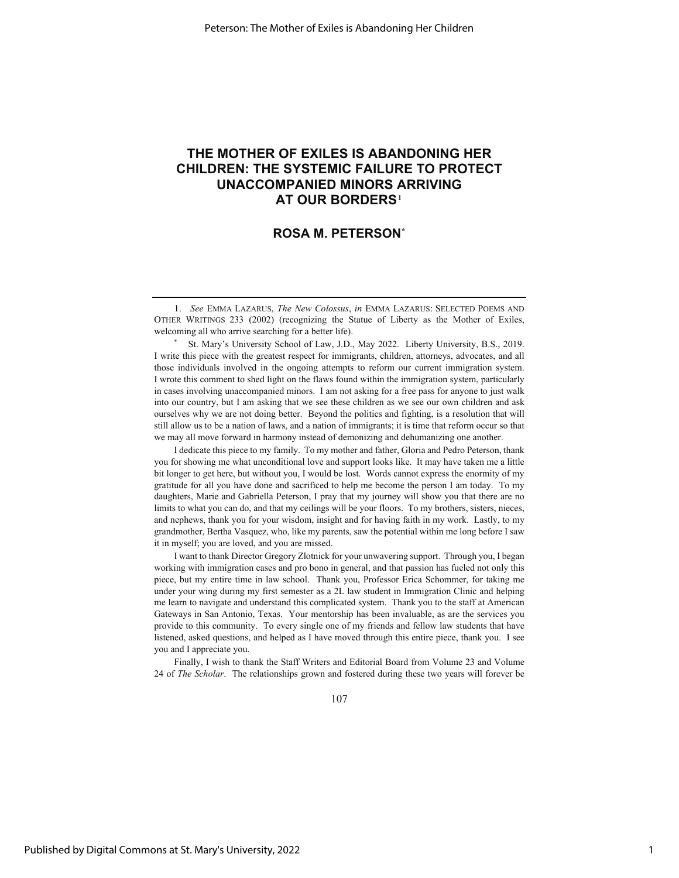# THE MOTHER OF EXILES IS ABANDONING HER CHILDREN: THE SYSTEMIC FAILURE TO PROTECT UNACCOMPANIED MINORS ARRIVING AT OUR BORDERS[1]

## ROSA M. PETERSON[*]

---

1. *See* EMMA LAZARUS, *The New Colossus*, *in* EMMA LAZARUS: SELECTED POEMS AND OTHER WRITINGS 233 (2002) (recognizing the Statue of Liberty as the Mother of Exiles, welcoming all who arrive searching for a better life).

\* St. Mary's University School of Law, J.D., May 2022. Liberty University, B.S., 2019. I write this piece with the greatest respect for immigrants, children, attorneys, advocates, and all those individuals involved in the ongoing attempts to reform our current immigration system. I wrote this comment to shed light on the flaws found within the immigration system, particularly in cases involving unaccompanied minors. I am not asking for a free pass for anyone to just walk into our country, but I am asking that we see these children as we see our own children and ask ourselves why we are not doing better. Beyond the politics and fighting, is a resolution that will still allow us to be a nation of laws, and a nation of immigrants; it is time that reform occur so that we may all move forward in harmony instead of demonizing and dehumanizing one another.

I dedicate this piece to my family. To my mother and father, Gloria and Pedro Peterson, thank you for showing me what unconditional love and support looks like. It may have taken me a little bit longer to get here, but without you, I would be lost. Words cannot express the enormity of my gratitude for all you have done and sacrificed to help me become the person I am today. To my daughters, Marie and Gabriella Peterson, I pray that my journey will show you that there are no limits to what you can do, and that my ceilings will be your floors. To my brothers, sisters, nieces, and nephews, thank you for your wisdom, insight and for having faith in my work. Lastly, to my grandmother, Bertha Vasquez, who, like my parents, saw the potential within me long before I saw it in myself; you are loved, and you are missed.

I want to thank Director Gregory Zlotnick for your unwavering support. Through you, I began working with immigration cases and pro bono in general, and that passion has fueled not only this piece, but my entire time in law school. Thank you, Professor Erica Schommer, for taking me under your wing during my first semester as a 2L law student in Immigration Clinic and helping me learn to navigate and understand this complicated system. Thank you to the staff at American Gateways in San Antonio, Texas. Your mentorship has been invaluable, as are the services you provide to this community. To every single one of my friends and fellow law students that have listened, asked questions, and helped as I have moved through this entire piece, thank you. I see you and I appreciate you.

Finally, I wish to thank the Staff Writers and Editorial Board from Volume 23 and Volume 24 of *The Scholar*. The relationships grown and fostered during these two years will forever be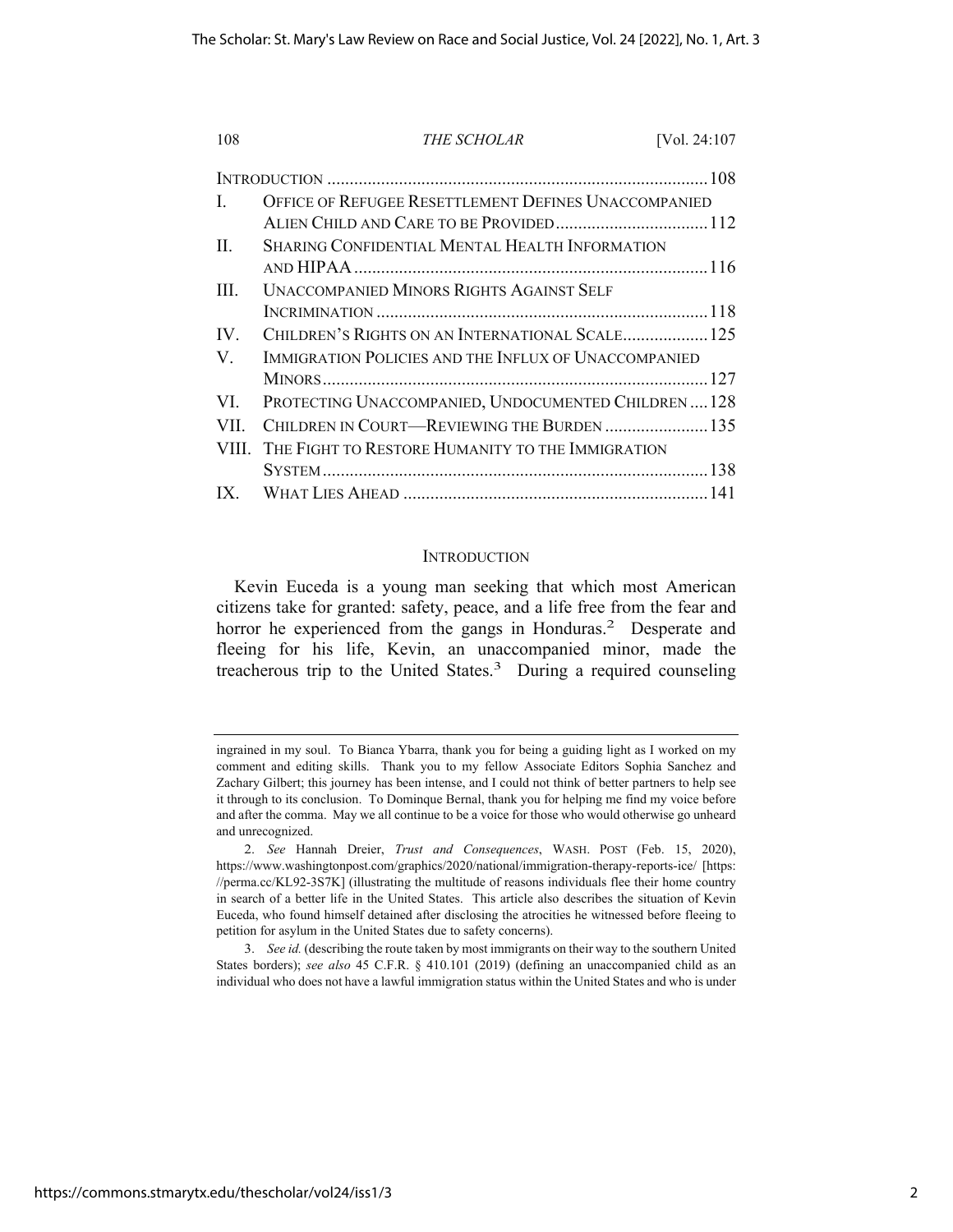| | | |
|---|---|---|
| INTRODUCTION | | 108 |
| I. | OFFICE OF REFUGEE RESETTLEMENT DEFINES UNACCOMPANIED ALIEN CHILD AND CARE TO BE PROVIDED | 112 |
| II. | SHARING CONFIDENTIAL MENTAL HEALTH INFORMATION AND HIPAA | 116 |
| III. | UNACCOMPANIED MINORS RIGHTS AGAINST SELF INCRIMINATION | 118 |
| IV. | CHILDREN'S RIGHTS ON AN INTERNATIONAL SCALE | 125 |
| V. | IMMIGRATION POLICIES AND THE INFLUX OF UNACCOMPANIED MINORS | 127 |
| VI. | PROTECTING UNACCOMPANIED, UNDOCUMENTED CHILDREN | 128 |
| VII. | CHILDREN IN COURT—REVIEWING THE BURDEN | 135 |
| VIII. | THE FIGHT TO RESTORE HUMANITY TO THE IMMIGRATION SYSTEM | 138 |
| IX. | WHAT LIES AHEAD | 141 |

## INTRODUCTION

Kevin Euceda is a young man seeking that which most American citizens take for granted: safety, peace, and a life free from the fear and horror he experienced from the gangs in Honduras.[2] Desperate and fleeing for his life, Kevin, an unaccompanied minor, made the treacherous trip to the United States.[3] During a required counseling

---

ingrained in my soul. To Bianca Ybarra, thank you for being a guiding light as I worked on my comment and editing skills. Thank you to my fellow Associate Editors Sophia Sanchez and Zachary Gilbert; this journey has been intense, and I could not think of better partners to help see it through to its conclusion. To Dominque Bernal, thank you for helping me find my voice before and after the comma. May we all continue to be a voice for those who would otherwise go unheard and unrecognized.

2. *See* Hannah Dreier, *Trust and Consequences*, WASH. POST (Feb. 15, 2020), https://www.washingtonpost.com/graphics/2020/national/immigration-therapy-reports-ice/ [https://perma.cc/KL92-3S7K] (illustrating the multitude of reasons individuals flee their home country in search of a better life in the United States. This article also describes the situation of Kevin Euceda, who found himself detained after disclosing the atrocities he witnessed before fleeing to petition for asylum in the United States due to safety concerns).

3. *See id.* (describing the route taken by most immigrants on their way to the southern United States borders); *see also* 45 C.F.R. § 410.101 (2019) (defining an unaccompanied child as an individual who does not have a lawful immigration status within the United States and who is under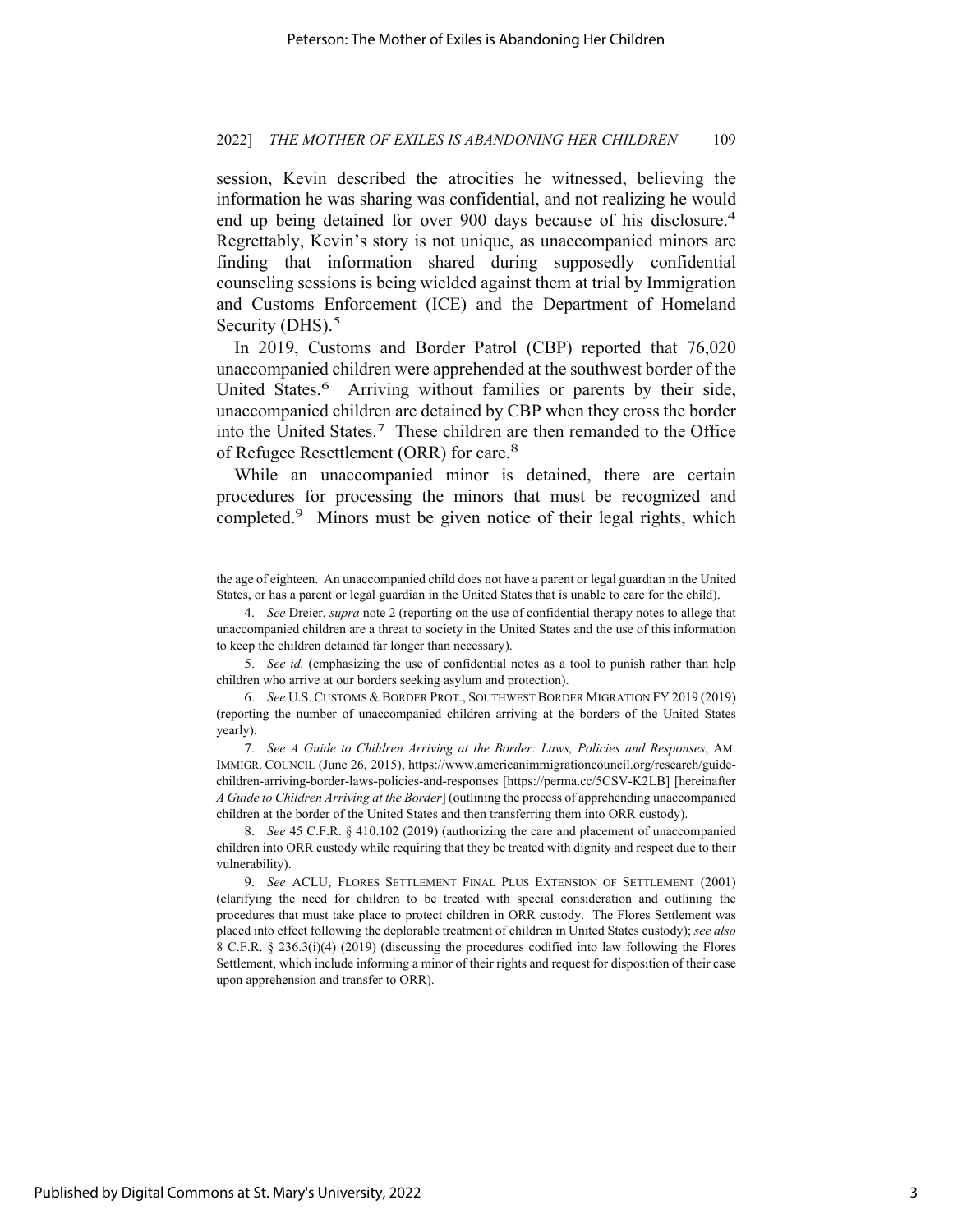session, Kevin described the atrocities he witnessed, believing the information he was sharing was confidential, and not realizing he would end up being detained for over 900 days because of his disclosure.[4] Regrettably, Kevin's story is not unique, as unaccompanied minors are finding that information shared during supposedly confidential counseling sessions is being wielded against them at trial by Immigration and Customs Enforcement (ICE) and the Department of Homeland Security (DHS).[5]

In 2019, Customs and Border Patrol (CBP) reported that 76,020 unaccompanied children were apprehended at the southwest border of the United States.[6] Arriving without families or parents by their side, unaccompanied children are detained by CBP when they cross the border into the United States.[7] These children are then remanded to the Office of Refugee Resettlement (ORR) for care.[8]

While an unaccompanied minor is detained, there are certain procedures for processing the minors that must be recognized and completed.[9] Minors must be given notice of their legal rights, which

---

the age of eighteen. An unaccompanied child does not have a parent or legal guardian in the United States, or has a parent or legal guardian in the United States that is unable to care for the child).

4. *See* Dreier, *supra* note 2 (reporting on the use of confidential therapy notes to allege that unaccompanied children are a threat to society in the United States and the use of this information to keep the children detained far longer than necessary).

5. *See id.* (emphasizing the use of confidential notes as a tool to punish rather than help children who arrive at our borders seeking asylum and protection).

6. *See* U.S. CUSTOMS & BORDER PROT., SOUTHWEST BORDER MIGRATION FY 2019 (2019) (reporting the number of unaccompanied children arriving at the borders of the United States yearly).

7. *See A Guide to Children Arriving at the Border: Laws, Policies and Responses*, AM. IMMIGR. COUNCIL (June 26, 2015), https://www.americanimmigrationcouncil.org/research/guide-children-arriving-border-laws-policies-and-responses [https://perma.cc/5CSV-K2LB] [hereinafter *A Guide to Children Arriving at the Border*] (outlining the process of apprehending unaccompanied children at the border of the United States and then transferring them into ORR custody).

8. *See* 45 C.F.R. § 410.102 (2019) (authorizing the care and placement of unaccompanied children into ORR custody while requiring that they be treated with dignity and respect due to their vulnerability).

9. *See* ACLU, FLORES SETTLEMENT FINAL PLUS EXTENSION OF SETTLEMENT (2001) (clarifying the need for children to be treated with special consideration and outlining the procedures that must take place to protect children in ORR custody. The Flores Settlement was placed into effect following the deplorable treatment of children in United States custody); *see also* 8 C.F.R. § 236.3(i)(4) (2019) (discussing the procedures codified into law following the Flores Settlement, which include informing a minor of their rights and request for disposition of their case upon apprehension and transfer to ORR).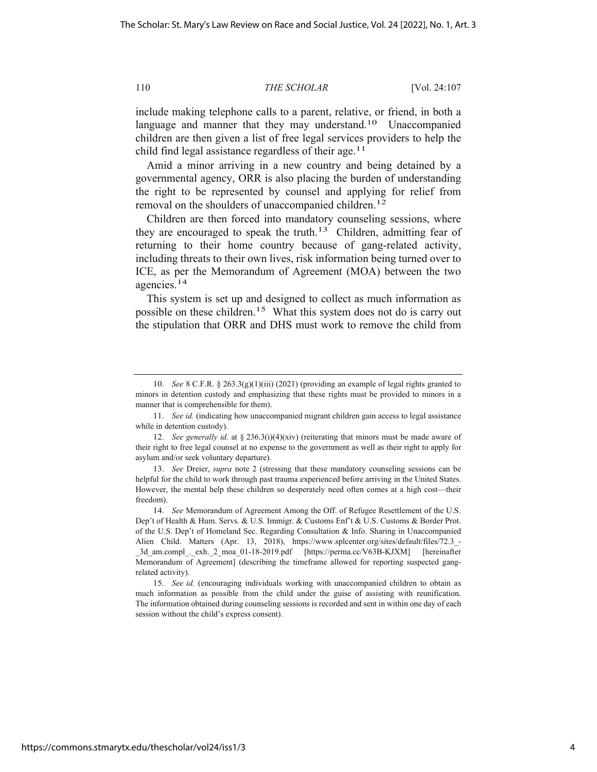include making telephone calls to a parent, relative, or friend, in both a language and manner that they may understand.[10] Unaccompanied children are then given a list of free legal services providers to help the child find legal assistance regardless of their age.[11]

Amid a minor arriving in a new country and being detained by a governmental agency, ORR is also placing the burden of understanding the right to be represented by counsel and applying for relief from removal on the shoulders of unaccompanied children.[12]

Children are then forced into mandatory counseling sessions, where they are encouraged to speak the truth.[13] Children, admitting fear of returning to their home country because of gang-related activity, including threats to their own lives, risk information being turned over to ICE, as per the Memorandum of Agreement (MOA) between the two agencies.[14]

This system is set up and designed to collect as much information as possible on these children.[15] What this system does not do is carry out the stipulation that ORR and DHS must work to remove the child from

---

10. *See* 8 C.F.R. § 263.3(g)(1)(iii) (2021) (providing an example of legal rights granted to minors in detention custody and emphasizing that these rights must be provided to minors in a manner that is comprehensible for them).

11. *See id.* (indicating how unaccompanied migrant children gain access to legal assistance while in detention custody).

12. *See generally id.* at § 236.3(i)(4)(xiv) (reiterating that minors must be made aware of their right to free legal counsel at no expense to the government as well as their right to apply for asylum and/or seek voluntary departure).

13. *See* Dreier, *supra* note 2 (stressing that these mandatory counseling sessions can be helpful for the child to work through past trauma experienced before arriving in the United States. However, the mental help these children so desperately need often comes at a high cost—their freedom).

14. *See* Memorandum of Agreement Among the Off. of Refugee Resettlement of the U.S. Dep't of Health & Hum. Servs. & U.S. Immigr. & Customs Enf't & U.S. Customs & Border Prot. of the U.S. Dep't of Homeland Sec. Regarding Consultation & Info. Sharing in Unaccompanied Alien Child. Matters (Apr. 13, 2018), https://www.splcenter.org/sites/default/files/72.3_-_3d_am.compl_._exh._2_moa_01-18-2019.pdf [https://perma.cc/V63B-KJXM] [hereinafter Memorandum of Agreement] (describing the timeframe allowed for reporting suspected gang-related activity).

15. *See id.* (encouraging individuals working with unaccompanied children to obtain as much information as possible from the child under the guise of assisting with reunification. The information obtained during counseling sessions is recorded and sent in within one day of each session without the child's express consent).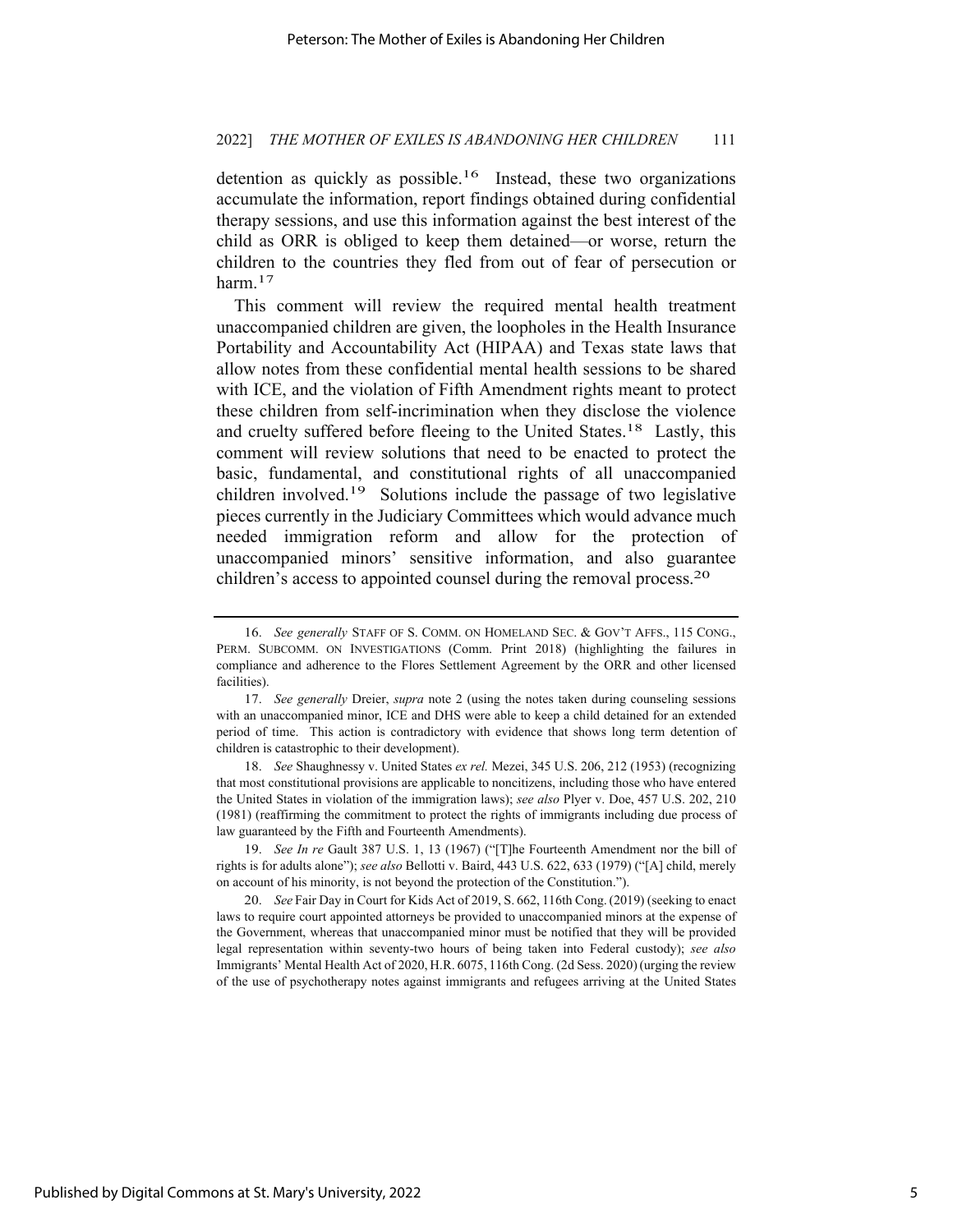detention as quickly as possible.[16] Instead, these two organizations accumulate the information, report findings obtained during confidential therapy sessions, and use this information against the best interest of the child as ORR is obliged to keep them detained—or worse, return the children to the countries they fled from out of fear of persecution or harm.[17]

This comment will review the required mental health treatment unaccompanied children are given, the loopholes in the Health Insurance Portability and Accountability Act (HIPAA) and Texas state laws that allow notes from these confidential mental health sessions to be shared with ICE, and the violation of Fifth Amendment rights meant to protect these children from self-incrimination when they disclose the violence and cruelty suffered before fleeing to the United States.[18] Lastly, this comment will review solutions that need to be enacted to protect the basic, fundamental, and constitutional rights of all unaccompanied children involved.[19] Solutions include the passage of two legislative pieces currently in the Judiciary Committees which would advance much needed immigration reform and allow for the protection of unaccompanied minors' sensitive information, and also guarantee children's access to appointed counsel during the removal process.[20]

---

16. *See generally* STAFF OF S. COMM. ON HOMELAND SEC. & GOV'T AFFS., 115 CONG., PERM. SUBCOMM. ON INVESTIGATIONS (Comm. Print 2018) (highlighting the failures in compliance and adherence to the Flores Settlement Agreement by the ORR and other licensed facilities).

17. *See generally* Dreier, *supra* note 2 (using the notes taken during counseling sessions with an unaccompanied minor, ICE and DHS were able to keep a child detained for an extended period of time. This action is contradictory with evidence that shows long term detention of children is catastrophic to their development).

18. *See* Shaughnessy v. United States *ex rel.* Mezei, 345 U.S. 206, 212 (1953) (recognizing that most constitutional provisions are applicable to noncitizens, including those who have entered the United States in violation of the immigration laws); *see also* Plyer v. Doe, 457 U.S. 202, 210 (1981) (reaffirming the commitment to protect the rights of immigrants including due process of law guaranteed by the Fifth and Fourteenth Amendments).

19. *See In re* Gault 387 U.S. 1, 13 (1967) ("[T]he Fourteenth Amendment nor the bill of rights is for adults alone"); *see also* Bellotti v. Baird, 443 U.S. 622, 633 (1979) ("[A] child, merely on account of his minority, is not beyond the protection of the Constitution.").

20. *See* Fair Day in Court for Kids Act of 2019, S. 662, 116th Cong. (2019) (seeking to enact laws to require court appointed attorneys be provided to unaccompanied minors at the expense of the Government, whereas that unaccompanied minor must be notified that they will be provided legal representation within seventy-two hours of being taken into Federal custody); *see also* Immigrants' Mental Health Act of 2020, H.R. 6075, 116th Cong. (2d Sess. 2020) (urging the review of the use of psychotherapy notes against immigrants and refugees arriving at the United States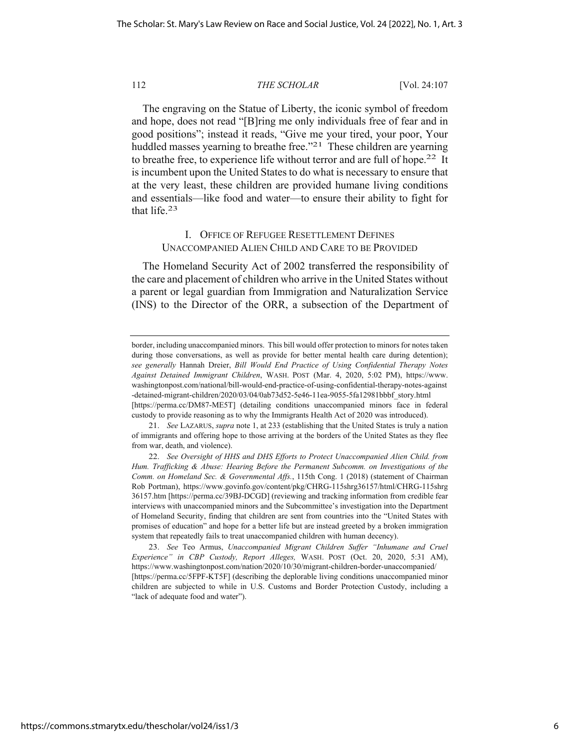The engraving on the Statue of Liberty, the iconic symbol of freedom and hope, does not read "[B]ring me only individuals free of fear and in good positions"; instead it reads, "Give me your tired, your poor, Your huddled masses yearning to breathe free."[21] These children are yearning to breathe free, to experience life without terror and are full of hope.[22] It is incumbent upon the United States to do what is necessary to ensure that at the very least, these children are provided humane living conditions and essentials—like food and water—to ensure their ability to fight for that life.[23]

## I. Office of Refugee Resettlement Defines Unaccompanied Alien Child and Care to be Provided

The Homeland Security Act of 2002 transferred the responsibility of the care and placement of children who arrive in the United States without a parent or legal guardian from Immigration and Naturalization Service (INS) to the Director of the ORR, a subsection of the Department of

---

border, including unaccompanied minors. This bill would offer protection to minors for notes taken during those conversations, as well as provide for better mental health care during detention); *see generally* Hannah Dreier, *Bill Would End Practice of Using Confidential Therapy Notes Against Detained Immigrant Children*, WASH. POST (Mar. 4, 2020, 5:02 PM), https://www.washingtonpost.com/national/bill-would-end-practice-of-using-confidential-therapy-notes-against-detained-migrant-children/2020/03/04/0ab73d52-5e46-11ea-9055-5fa12981bbbf_story.html [https://perma.cc/DM87-ME5T] (detailing conditions unaccompanied minors face in federal custody to provide reasoning as to why the Immigrants Health Act of 2020 was introduced).

21. *See* LAZARUS, *supra* note 1, at 233 (establishing that the United States is truly a nation of immigrants and offering hope to those arriving at the borders of the United States as they flee from war, death, and violence).

22. *See Oversight of HHS and DHS Efforts to Protect Unaccompanied Alien Child. from Hum. Trafficking & Abuse: Hearing Before the Permanent Subcomm. on Investigations of the Comm. on Homeland Sec. & Governmental Affs.*, 115th Cong. 1 (2018) (statement of Chairman Rob Portman), https://www.govinfo.gov/content/pkg/CHRG-115shrg36157/html/CHRG-115shrg36157.htm [https://perma.cc/39BJ-DCGD] (reviewing and tracking information from credible fear interviews with unaccompanied minors and the Subcommittee's investigation into the Department of Homeland Security, finding that children are sent from countries into the "United States with promises of education" and hope for a better life but are instead greeted by a broken immigration system that repeatedly fails to treat unaccompanied children with human decency).

23. *See* Teo Armus, *Unaccompanied Migrant Children Suffer "Inhumane and Cruel Experience" in CBP Custody, Report Alleges,* WASH. POST (Oct. 20, 2020, 5:31 AM), https://www.washingtonpost.com/nation/2020/10/30/migrant-children-border-unaccompanied/ [https://perma.cc/5FPF-KT5F] (describing the deplorable living conditions unaccompanied minor children are subjected to while in U.S. Customs and Border Protection Custody, including a "lack of adequate food and water").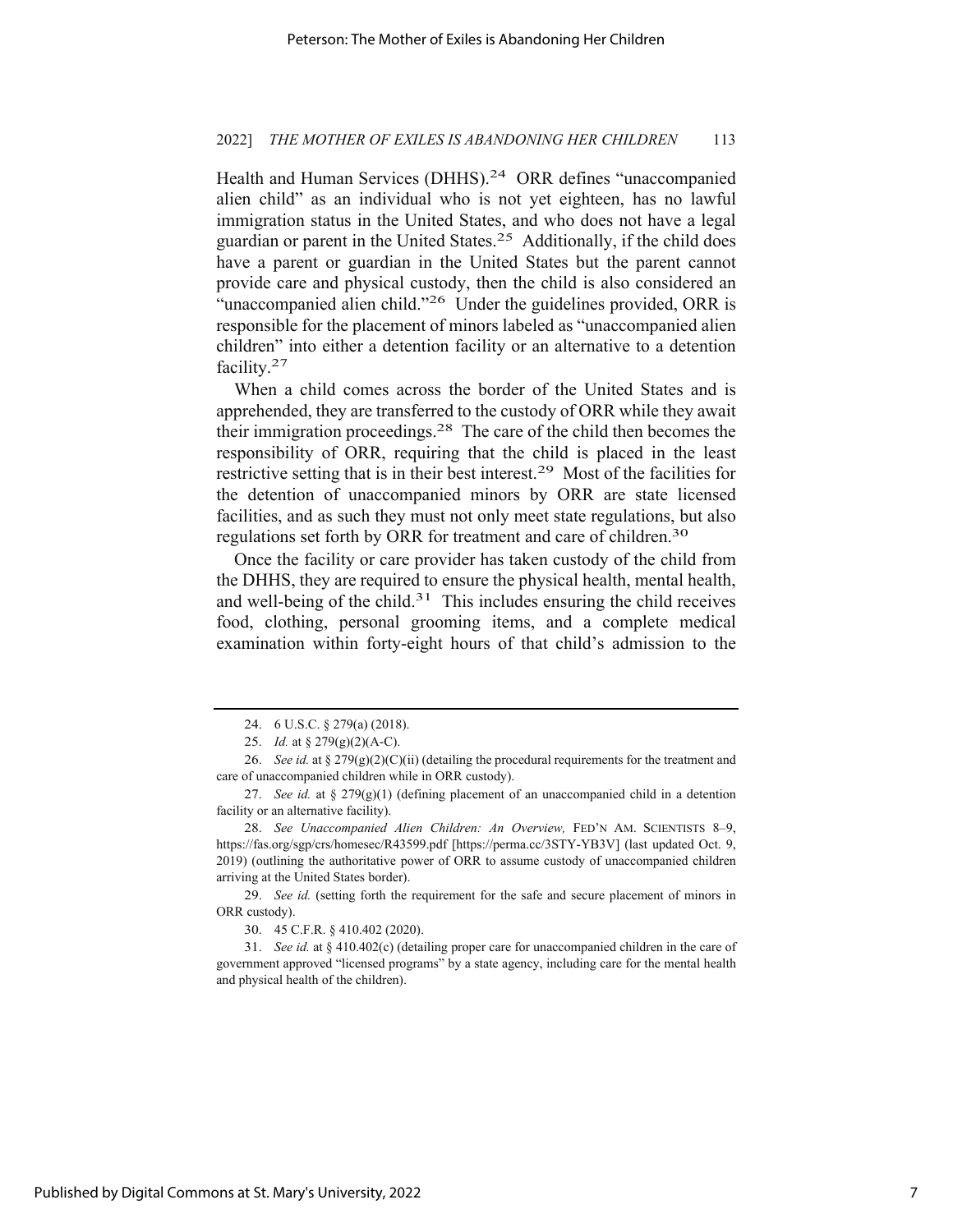Health and Human Services (DHHS).[24] ORR defines "unaccompanied alien child" as an individual who is not yet eighteen, has no lawful immigration status in the United States, and who does not have a legal guardian or parent in the United States.[25] Additionally, if the child does have a parent or guardian in the United States but the parent cannot provide care and physical custody, then the child is also considered an "unaccompanied alien child."[26] Under the guidelines provided, ORR is responsible for the placement of minors labeled as "unaccompanied alien children" into either a detention facility or an alternative to a detention facility.[27]

When a child comes across the border of the United States and is apprehended, they are transferred to the custody of ORR while they await their immigration proceedings.[28] The care of the child then becomes the responsibility of ORR, requiring that the child is placed in the least restrictive setting that is in their best interest.[29] Most of the facilities for the detention of unaccompanied minors by ORR are state licensed facilities, and as such they must not only meet state regulations, but also regulations set forth by ORR for treatment and care of children.[30]

Once the facility or care provider has taken custody of the child from the DHHS, they are required to ensure the physical health, mental health, and well-being of the child.[31] This includes ensuring the child receives food, clothing, personal grooming items, and a complete medical examination within forty-eight hours of that child's admission to the

---

24. 6 U.S.C. § 279(a) (2018).

25. *Id.* at § 279(g)(2)(A-C).

26. *See id.* at § 279(g)(2)(C)(ii) (detailing the procedural requirements for the treatment and care of unaccompanied children while in ORR custody).

27. *See id.* at § 279(g)(1) (defining placement of an unaccompanied child in a detention facility or an alternative facility).

28. *See Unaccompanied Alien Children: An Overview,* FED'N AM. SCIENTISTS 8–9, https://fas.org/sgp/crs/homesec/R43599.pdf [https://perma.cc/3STY-YB3V] (last updated Oct. 9, 2019) (outlining the authoritative power of ORR to assume custody of unaccompanied children arriving at the United States border).

29. *See id.* (setting forth the requirement for the safe and secure placement of minors in ORR custody).

30. 45 C.F.R. § 410.402 (2020).

31. *See id.* at § 410.402(c) (detailing proper care for unaccompanied children in the care of government approved "licensed programs" by a state agency, including care for the mental health and physical health of the children).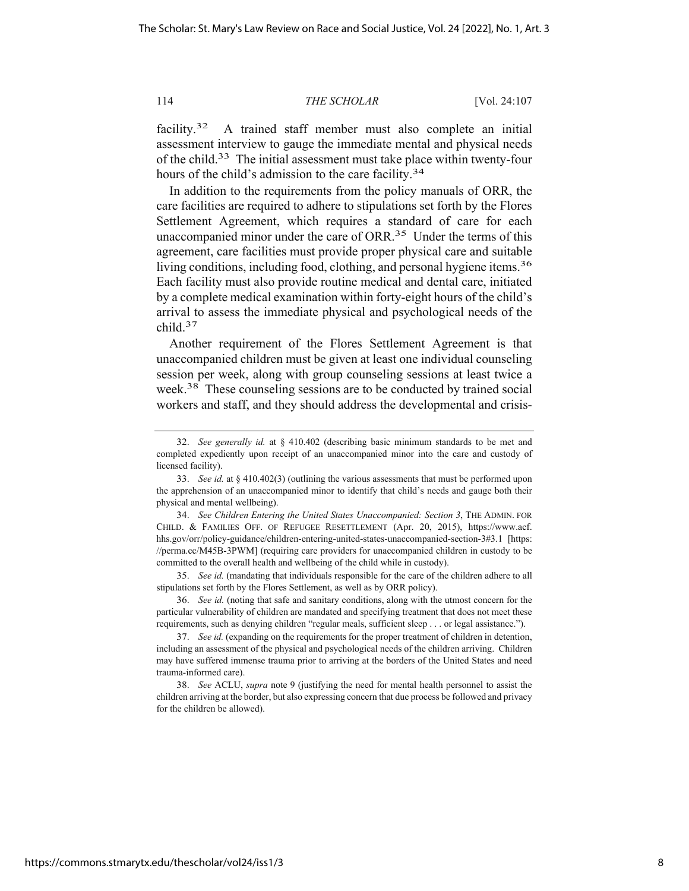facility.[32] A trained staff member must also complete an initial assessment interview to gauge the immediate mental and physical needs of the child.[33] The initial assessment must take place within twenty-four hours of the child's admission to the care facility.[34]

In addition to the requirements from the policy manuals of ORR, the care facilities are required to adhere to stipulations set forth by the Flores Settlement Agreement, which requires a standard of care for each unaccompanied minor under the care of ORR.[35] Under the terms of this agreement, care facilities must provide proper physical care and suitable living conditions, including food, clothing, and personal hygiene items.[36] Each facility must also provide routine medical and dental care, initiated by a complete medical examination within forty-eight hours of the child's arrival to assess the immediate physical and psychological needs of the child.[37]

Another requirement of the Flores Settlement Agreement is that unaccompanied children must be given at least one individual counseling session per week, along with group counseling sessions at least twice a week.[38] These counseling sessions are to be conducted by trained social workers and staff, and they should address the developmental and crisis-

---

32. *See generally id.* at § 410.402 (describing basic minimum standards to be met and completed expediently upon receipt of an unaccompanied minor into the care and custody of licensed facility).

33. *See id.* at § 410.402(3) (outlining the various assessments that must be performed upon the apprehension of an unaccompanied minor to identify that child's needs and gauge both their physical and mental wellbeing).

34. *See Children Entering the United States Unaccompanied: Section 3*, THE ADMIN. FOR CHILD. & FAMILIES OFF. OF REFUGEE RESETTLEMENT (Apr. 20, 2015), https://www.acf.hhs.gov/orr/policy-guidance/children-entering-united-states-unaccompanied-section-3#3.1 [https://perma.cc/M45B-3PWM] (requiring care providers for unaccompanied children in custody to be committed to the overall health and wellbeing of the child while in custody).

35. *See id.* (mandating that individuals responsible for the care of the children adhere to all stipulations set forth by the Flores Settlement, as well as by ORR policy).

36. *See id.* (noting that safe and sanitary conditions, along with the utmost concern for the particular vulnerability of children are mandated and specifying treatment that does not meet these requirements, such as denying children "regular meals, sufficient sleep . . . or legal assistance.").

37. *See id.* (expanding on the requirements for the proper treatment of children in detention, including an assessment of the physical and psychological needs of the children arriving. Children may have suffered immense trauma prior to arriving at the borders of the United States and need trauma-informed care).

38. *See* ACLU, *supra* note 9 (justifying the need for mental health personnel to assist the children arriving at the border, but also expressing concern that due process be followed and privacy for the children be allowed).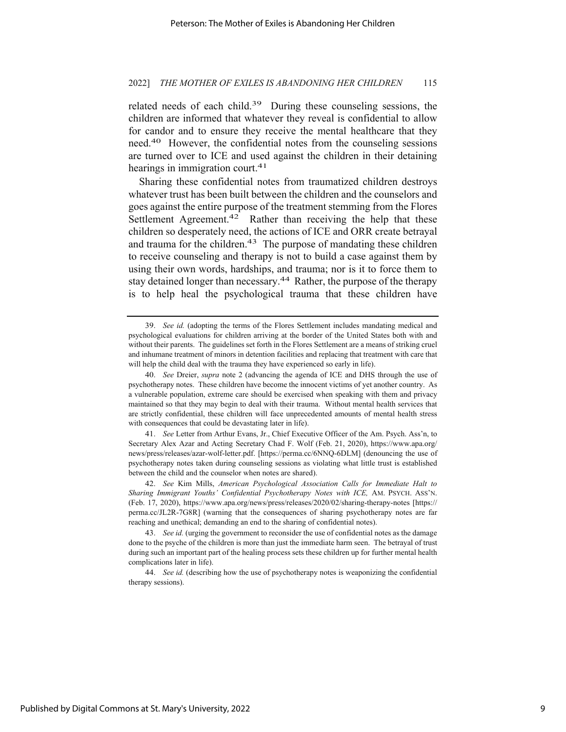related needs of each child.[39] During these counseling sessions, the children are informed that whatever they reveal is confidential to allow for candor and to ensure they receive the mental healthcare that they need.[40] However, the confidential notes from the counseling sessions are turned over to ICE and used against the children in their detaining hearings in immigration court.[41]

Sharing these confidential notes from traumatized children destroys whatever trust has been built between the children and the counselors and goes against the entire purpose of the treatment stemming from the Flores Settlement Agreement.[42] Rather than receiving the help that these children so desperately need, the actions of ICE and ORR create betrayal and trauma for the children.[43] The purpose of mandating these children to receive counseling and therapy is not to build a case against them by using their own words, hardships, and trauma; nor is it to force them to stay detained longer than necessary.[44] Rather, the purpose of the therapy is to help heal the psychological trauma that these children have

---

39. *See id.* (adopting the terms of the Flores Settlement includes mandating medical and psychological evaluations for children arriving at the border of the United States both with and without their parents. The guidelines set forth in the Flores Settlement are a means of striking cruel and inhumane treatment of minors in detention facilities and replacing that treatment with care that will help the child deal with the trauma they have experienced so early in life).

40. *See* Dreier, *supra* note 2 (advancing the agenda of ICE and DHS through the use of psychotherapy notes. These children have become the innocent victims of yet another country. As a vulnerable population, extreme care should be exercised when speaking with them and privacy maintained so that they may begin to deal with their trauma. Without mental health services that are strictly confidential, these children will face unprecedented amounts of mental health stress with consequences that could be devastating later in life).

41. *See* Letter from Arthur Evans, Jr., Chief Executive Officer of the Am. Psych. Ass'n, to Secretary Alex Azar and Acting Secretary Chad F. Wolf (Feb. 21, 2020), https://www.apa.org/news/press/releases/azar-wolf-letter.pdf. [https://perma.cc/6NNQ-6DLM] (denouncing the use of psychotherapy notes taken during counseling sessions as violating what little trust is established between the child and the counselor when notes are shared).

42. *See* Kim Mills, *American Psychological Association Calls for Immediate Halt to Sharing Immigrant Youths' Confidential Psychotherapy Notes with ICE,* AM. PSYCH. ASS'N. (Feb. 17, 2020), https://www.apa.org/news/press/releases/2020/02/sharing-therapy-notes [https://perma.cc/JL2R-7G8R] (warning that the consequences of sharing psychotherapy notes are far reaching and unethical; demanding an end to the sharing of confidential notes).

43. *See id.* (urging the government to reconsider the use of confidential notes as the damage done to the psyche of the children is more than just the immediate harm seen. The betrayal of trust during such an important part of the healing process sets these children up for further mental health complications later in life).

44. *See id.* (describing how the use of psychotherapy notes is weaponizing the confidential therapy sessions).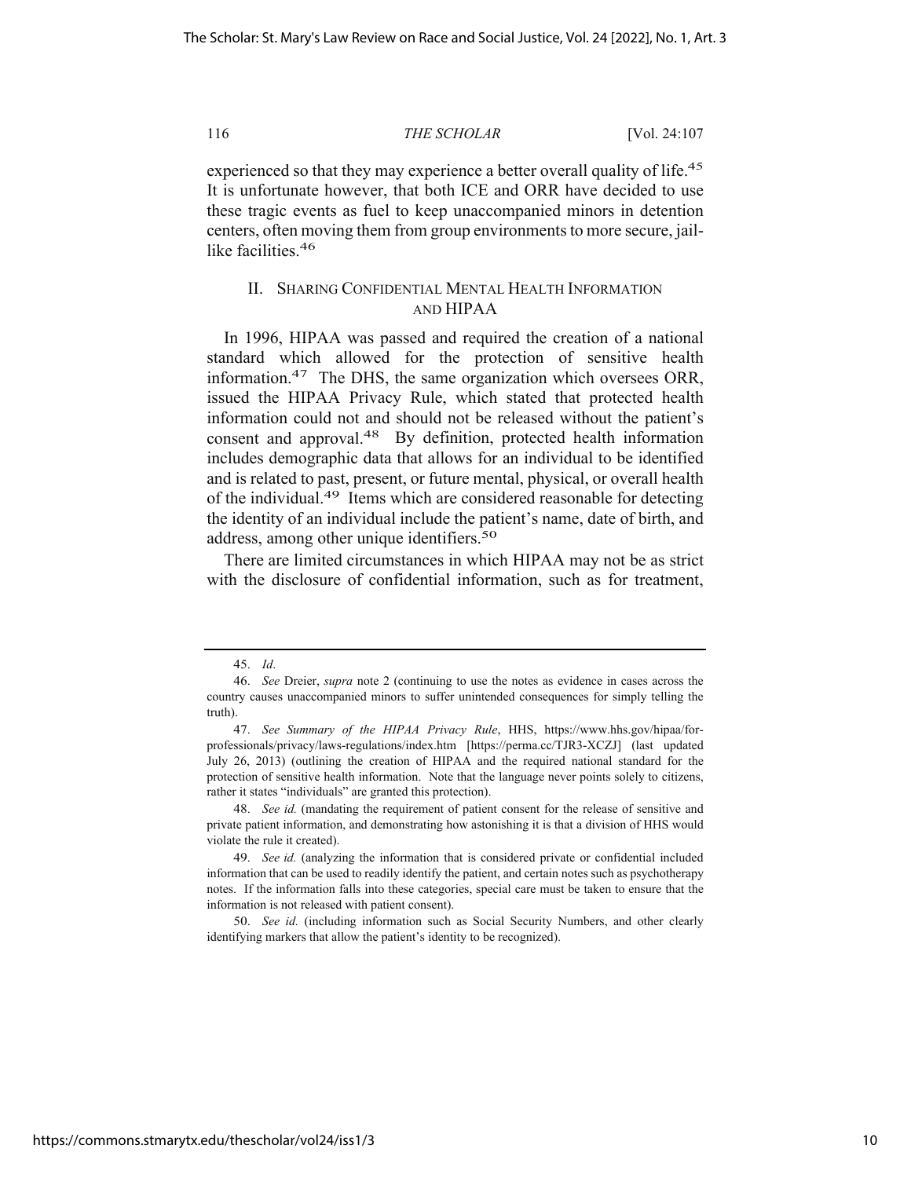experienced so that they may experience a better overall quality of life.[45] It is unfortunate however, that both ICE and ORR have decided to use these tragic events as fuel to keep unaccompanied minors in detention centers, often moving them from group environments to more secure, jail-like facilities.[46]

## II. SHARING CONFIDENTIAL MENTAL HEALTH INFORMATION AND HIPAA

In 1996, HIPAA was passed and required the creation of a national standard which allowed for the protection of sensitive health information.[47] The DHS, the same organization which oversees ORR, issued the HIPAA Privacy Rule, which stated that protected health information could not and should not be released without the patient's consent and approval.[48] By definition, protected health information includes demographic data that allows for an individual to be identified and is related to past, present, or future mental, physical, or overall health of the individual.[49] Items which are considered reasonable for detecting the identity of an individual include the patient's name, date of birth, and address, among other unique identifiers.[50]

There are limited circumstances in which HIPAA may not be as strict with the disclosure of confidential information, such as for treatment,

---

45. *Id*.

46. *See* Dreier, *supra* note 2 (continuing to use the notes as evidence in cases across the country causes unaccompanied minors to suffer unintended consequences for simply telling the truth).

47. *See Summary of the HIPAA Privacy Rule*, HHS, https://www.hhs.gov/hipaa/for-professionals/privacy/laws-regulations/index.htm [https://perma.cc/TJR3-XCZJ] (last updated July 26, 2013) (outlining the creation of HIPAA and the required national standard for the protection of sensitive health information. Note that the language never points solely to citizens, rather it states "individuals" are granted this protection).

48. *See id.* (mandating the requirement of patient consent for the release of sensitive and private patient information, and demonstrating how astonishing it is that a division of HHS would violate the rule it created).

49. *See id.* (analyzing the information that is considered private or confidential included information that can be used to readily identify the patient, and certain notes such as psychotherapy notes. If the information falls into these categories, special care must be taken to ensure that the information is not released with patient consent).

50. *See id.* (including information such as Social Security Numbers, and other clearly identifying markers that allow the patient's identity to be recognized).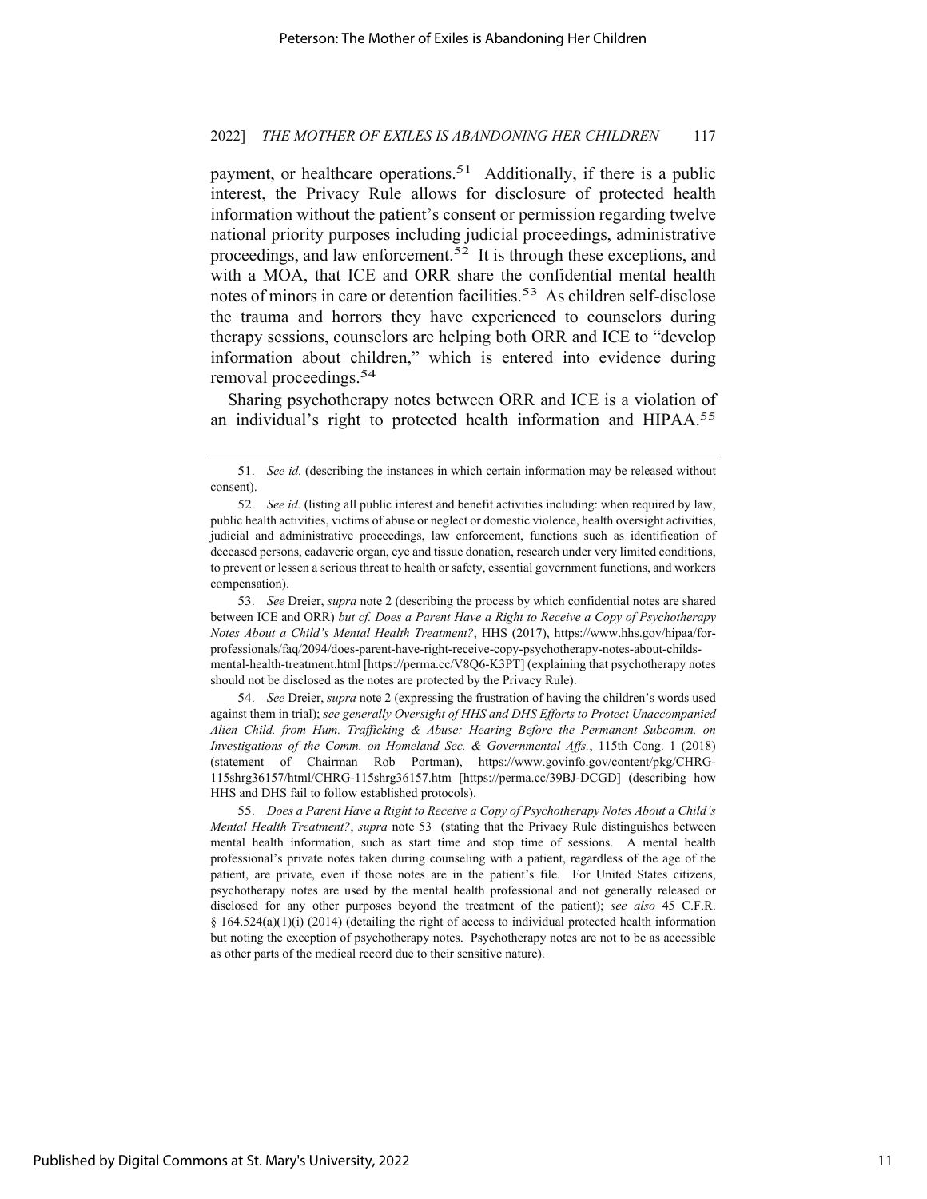payment, or healthcare operations.[51] Additionally, if there is a public interest, the Privacy Rule allows for disclosure of protected health information without the patient's consent or permission regarding twelve national priority purposes including judicial proceedings, administrative proceedings, and law enforcement.[52] It is through these exceptions, and with a MOA, that ICE and ORR share the confidential mental health notes of minors in care or detention facilities.[53] As children self-disclose the trauma and horrors they have experienced to counselors during therapy sessions, counselors are helping both ORR and ICE to "develop information about children," which is entered into evidence during removal proceedings.[54]

Sharing psychotherapy notes between ORR and ICE is a violation of an individual's right to protected health information and HIPAA.[55]

---

51. *See id.* (describing the instances in which certain information may be released without consent).

52. *See id.* (listing all public interest and benefit activities including: when required by law, public health activities, victims of abuse or neglect or domestic violence, health oversight activities, judicial and administrative proceedings, law enforcement, functions such as identification of deceased persons, cadaveric organ, eye and tissue donation, research under very limited conditions, to prevent or lessen a serious threat to health or safety, essential government functions, and workers compensation).

53. *See* Dreier, *supra* note 2 (describing the process by which confidential notes are shared between ICE and ORR) *but cf. Does a Parent Have a Right to Receive a Copy of Psychotherapy Notes About a Child's Mental Health Treatment?*, HHS (2017), https://www.hhs.gov/hipaa/for-professionals/faq/2094/does-parent-have-right-receive-copy-psychotherapy-notes-about-childs-mental-health-treatment.html [https://perma.cc/V8Q6-K3PT] (explaining that psychotherapy notes should not be disclosed as the notes are protected by the Privacy Rule).

54. *See* Dreier, *supra* note 2 (expressing the frustration of having the children's words used against them in trial); *see generally Oversight of HHS and DHS Efforts to Protect Unaccompanied Alien Child. from Hum. Trafficking & Abuse: Hearing Before the Permanent Subcomm. on Investigations of the Comm. on Homeland Sec. & Governmental Affs.*, 115th Cong. 1 (2018) (statement of Chairman Rob Portman), https://www.govinfo.gov/content/pkg/CHRG-115shrg36157/html/CHRG-115shrg36157.htm [https://perma.cc/39BJ-DCGD] (describing how HHS and DHS fail to follow established protocols).

55. *Does a Parent Have a Right to Receive a Copy of Psychotherapy Notes About a Child's Mental Health Treatment?*, *supra* note 53 (stating that the Privacy Rule distinguishes between mental health information, such as start time and stop time of sessions. A mental health professional's private notes taken during counseling with a patient, regardless of the age of the patient, are private, even if those notes are in the patient's file. For United States citizens, psychotherapy notes are used by the mental health professional and not generally released or disclosed for any other purposes beyond the treatment of the patient); *see also* 45 C.F.R. § 164.524(a)(1)(i) (2014) (detailing the right of access to individual protected health information but noting the exception of psychotherapy notes. Psychotherapy notes are not to be as accessible as other parts of the medical record due to their sensitive nature).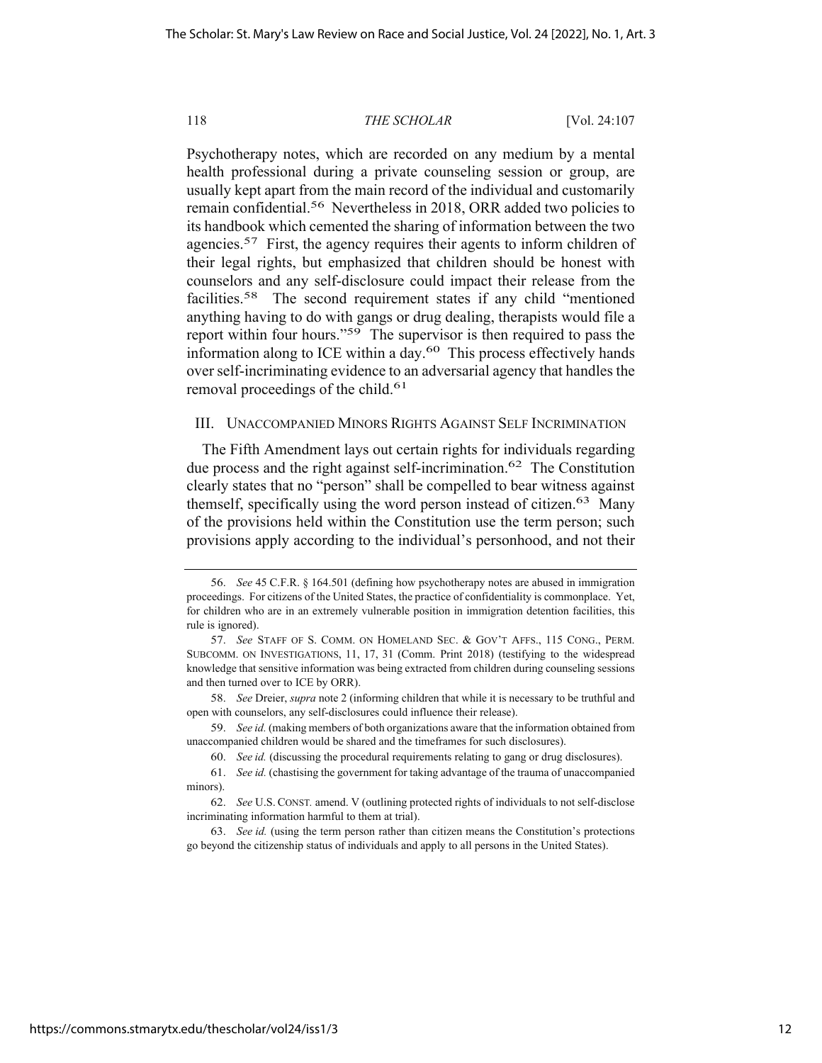Psychotherapy notes, which are recorded on any medium by a mental health professional during a private counseling session or group, are usually kept apart from the main record of the individual and customarily remain confidential.[56] Nevertheless in 2018, ORR added two policies to its handbook which cemented the sharing of information between the two agencies.[57] First, the agency requires their agents to inform children of their legal rights, but emphasized that children should be honest with counselors and any self-disclosure could impact their release from the facilities.[58] The second requirement states if any child "mentioned anything having to do with gangs or drug dealing, therapists would file a report within four hours."[59] The supervisor is then required to pass the information along to ICE within a day.[60] This process effectively hands over self-incriminating evidence to an adversarial agency that handles the removal proceedings of the child.[61]

## III. UNACCOMPANIED MINORS RIGHTS AGAINST SELF INCRIMINATION

The Fifth Amendment lays out certain rights for individuals regarding due process and the right against self-incrimination.[62] The Constitution clearly states that no "person" shall be compelled to bear witness against themself, specifically using the word person instead of citizen.[63] Many of the provisions held within the Constitution use the term person; such provisions apply according to the individual's personhood, and not their

---

56. *See* 45 C.F.R. § 164.501 (defining how psychotherapy notes are abused in immigration proceedings. For citizens of the United States, the practice of confidentiality is commonplace. Yet, for children who are in an extremely vulnerable position in immigration detention facilities, this rule is ignored).

57. *See* STAFF OF S. COMM. ON HOMELAND SEC. & GOV'T AFFS., 115 CONG., PERM. SUBCOMM. ON INVESTIGATIONS, 11, 17, 31 (Comm. Print 2018) (testifying to the widespread knowledge that sensitive information was being extracted from children during counseling sessions and then turned over to ICE by ORR).

58. *See* Dreier, *supra* note 2 (informing children that while it is necessary to be truthful and open with counselors, any self-disclosures could influence their release).

59. *See id.* (making members of both organizations aware that the information obtained from unaccompanied children would be shared and the timeframes for such disclosures).

60. *See id.* (discussing the procedural requirements relating to gang or drug disclosures).

61. *See id.* (chastising the government for taking advantage of the trauma of unaccompanied minors).

62. *See* U.S. CONST. amend. V (outlining protected rights of individuals to not self-disclose incriminating information harmful to them at trial).

63. *See id.* (using the term person rather than citizen means the Constitution's protections go beyond the citizenship status of individuals and apply to all persons in the United States).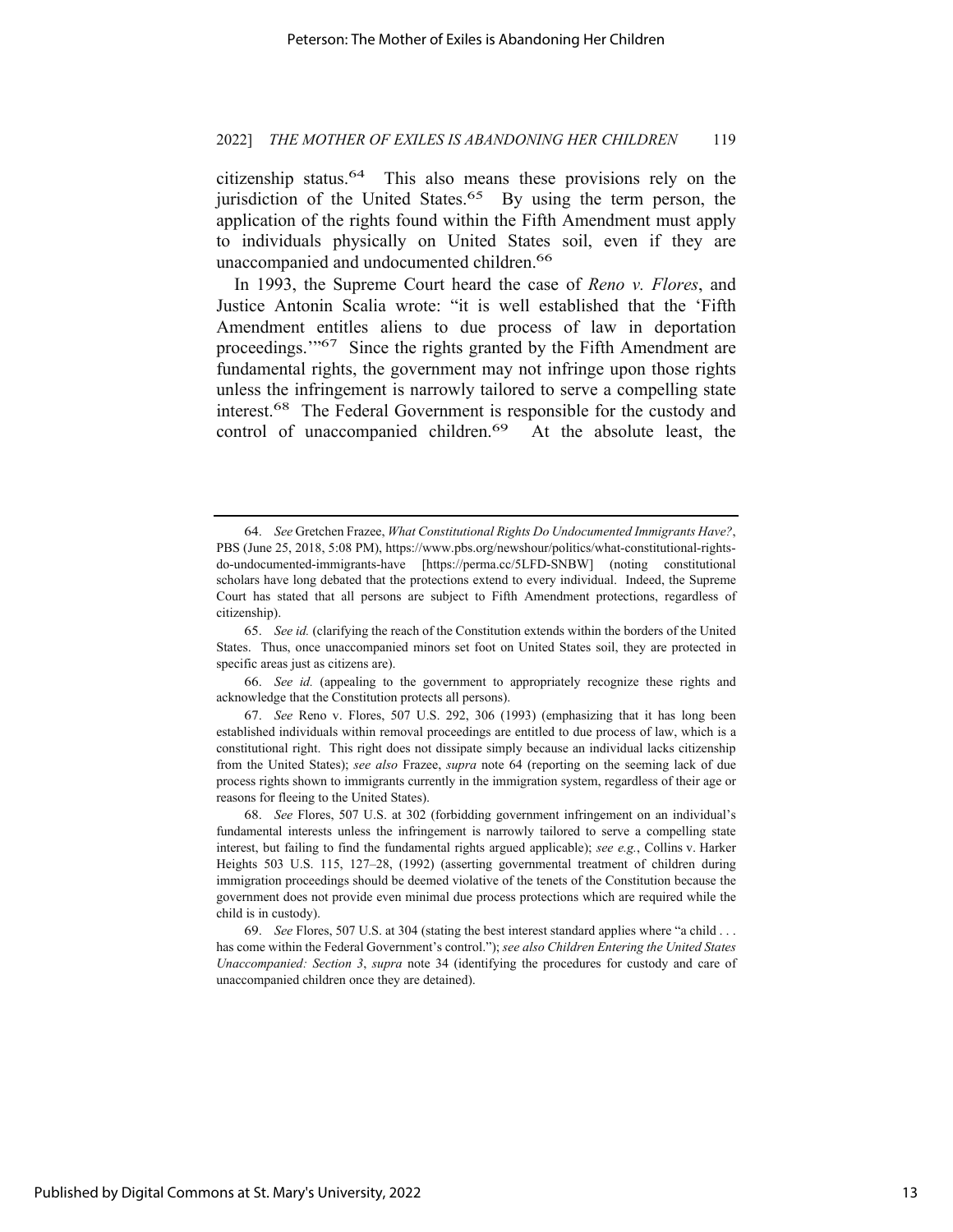citizenship status.[64] This also means these provisions rely on the jurisdiction of the United States.[65] By using the term person, the application of the rights found within the Fifth Amendment must apply to individuals physically on United States soil, even if they are unaccompanied and undocumented children.[66]

In 1993, the Supreme Court heard the case of *Reno v. Flores*, and Justice Antonin Scalia wrote: "it is well established that the 'Fifth Amendment entitles aliens to due process of law in deportation proceedings.'"[67] Since the rights granted by the Fifth Amendment are fundamental rights, the government may not infringe upon those rights unless the infringement is narrowly tailored to serve a compelling state interest.[68] The Federal Government is responsible for the custody and control of unaccompanied children.[69] At the absolute least, the

---

64. *See* Gretchen Frazee, *What Constitutional Rights Do Undocumented Immigrants Have?*, PBS (June 25, 2018, 5:08 PM), https://www.pbs.org/newshour/politics/what-constitutional-rights-do-undocumented-immigrants-have [https://perma.cc/5LFD-SNBW] (noting constitutional scholars have long debated that the protections extend to every individual. Indeed, the Supreme Court has stated that all persons are subject to Fifth Amendment protections, regardless of citizenship).

65. *See id.* (clarifying the reach of the Constitution extends within the borders of the United States. Thus, once unaccompanied minors set foot on United States soil, they are protected in specific areas just as citizens are).

66. *See id.* (appealing to the government to appropriately recognize these rights and acknowledge that the Constitution protects all persons).

67. *See* Reno v. Flores, 507 U.S. 292, 306 (1993) (emphasizing that it has long been established individuals within removal proceedings are entitled to due process of law, which is a constitutional right. This right does not dissipate simply because an individual lacks citizenship from the United States); *see also* Frazee, *supra* note 64 (reporting on the seeming lack of due process rights shown to immigrants currently in the immigration system, regardless of their age or reasons for fleeing to the United States).

68. *See* Flores, 507 U.S. at 302 (forbidding government infringement on an individual's fundamental interests unless the infringement is narrowly tailored to serve a compelling state interest, but failing to find the fundamental rights argued applicable); *see e.g.*, Collins v. Harker Heights 503 U.S. 115, 127–28, (1992) (asserting governmental treatment of children during immigration proceedings should be deemed violative of the tenets of the Constitution because the government does not provide even minimal due process protections which are required while the child is in custody).

69. *See* Flores, 507 U.S. at 304 (stating the best interest standard applies where "a child . . . has come within the Federal Government's control."); *see also Children Entering the United States Unaccompanied: Section 3*, *supra* note 34 (identifying the procedures for custody and care of unaccompanied children once they are detained).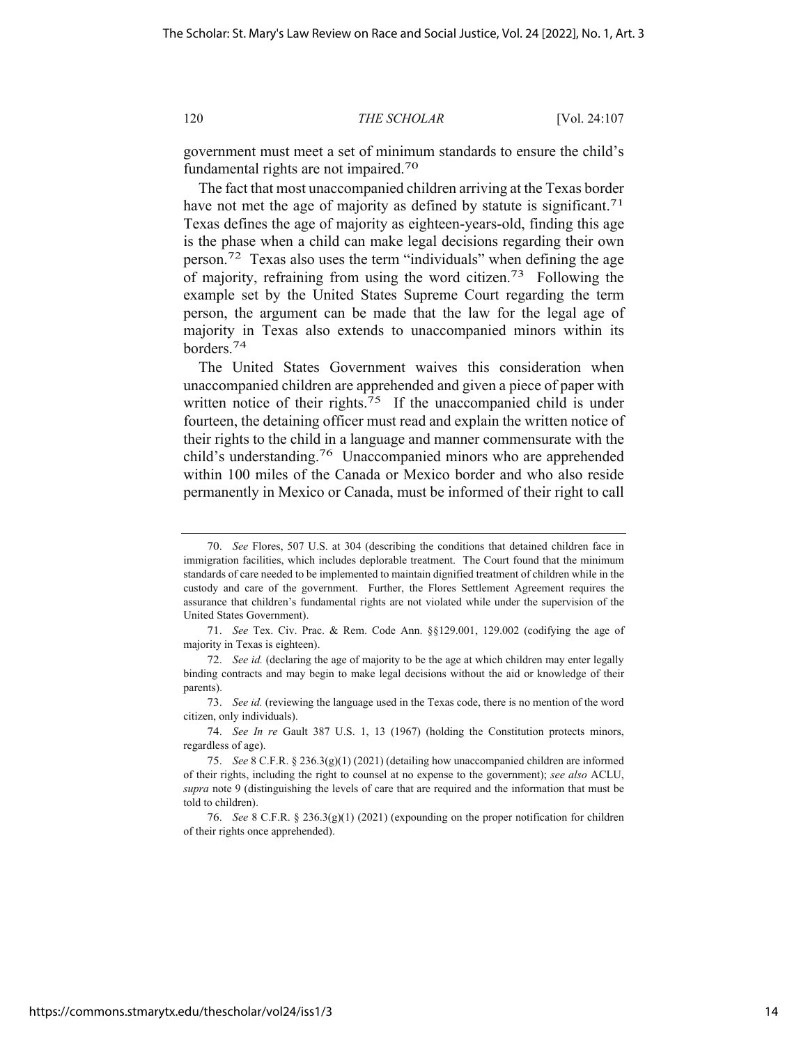government must meet a set of minimum standards to ensure the child's fundamental rights are not impaired.[70]

The fact that most unaccompanied children arriving at the Texas border have not met the age of majority as defined by statute is significant.[71] Texas defines the age of majority as eighteen-years-old, finding this age is the phase when a child can make legal decisions regarding their own person.[72] Texas also uses the term "individuals" when defining the age of majority, refraining from using the word citizen.[73] Following the example set by the United States Supreme Court regarding the term person, the argument can be made that the law for the legal age of majority in Texas also extends to unaccompanied minors within its borders.[74]

The United States Government waives this consideration when unaccompanied children are apprehended and given a piece of paper with written notice of their rights.[75] If the unaccompanied child is under fourteen, the detaining officer must read and explain the written notice of their rights to the child in a language and manner commensurate with the child's understanding.[76] Unaccompanied minors who are apprehended within 100 miles of the Canada or Mexico border and who also reside permanently in Mexico or Canada, must be informed of their right to call

---

70. *See* Flores, 507 U.S. at 304 (describing the conditions that detained children face in immigration facilities, which includes deplorable treatment. The Court found that the minimum standards of care needed to be implemented to maintain dignified treatment of children while in the custody and care of the government. Further, the Flores Settlement Agreement requires the assurance that children's fundamental rights are not violated while under the supervision of the United States Government).

71. *See* Tex. Civ. Prac. & Rem. Code Ann. §§129.001, 129.002 (codifying the age of majority in Texas is eighteen).

72. *See id.* (declaring the age of majority to be the age at which children may enter legally binding contracts and may begin to make legal decisions without the aid or knowledge of their parents).

73. *See id.* (reviewing the language used in the Texas code, there is no mention of the word citizen, only individuals).

74. *See In re* Gault 387 U.S. 1, 13 (1967) (holding the Constitution protects minors, regardless of age).

75. *See* 8 C.F.R. § 236.3(g)(1) (2021) (detailing how unaccompanied children are informed of their rights, including the right to counsel at no expense to the government); *see also* ACLU, *supra* note 9 (distinguishing the levels of care that are required and the information that must be told to children).

76. *See* 8 C.F.R. § 236.3(g)(1) (2021) (expounding on the proper notification for children of their rights once apprehended).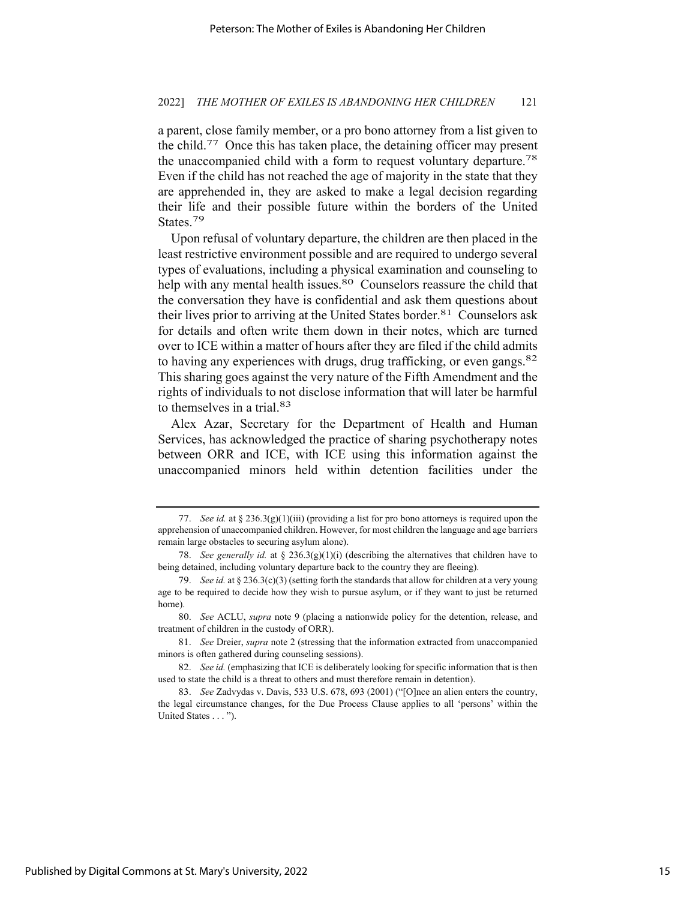a parent, close family member, or a pro bono attorney from a list given to the child.[77] Once this has taken place, the detaining officer may present the unaccompanied child with a form to request voluntary departure.[78] Even if the child has not reached the age of majority in the state that they are apprehended in, they are asked to make a legal decision regarding their life and their possible future within the borders of the United States.[79]

Upon refusal of voluntary departure, the children are then placed in the least restrictive environment possible and are required to undergo several types of evaluations, including a physical examination and counseling to help with any mental health issues.[80] Counselors reassure the child that the conversation they have is confidential and ask them questions about their lives prior to arriving at the United States border.[81] Counselors ask for details and often write them down in their notes, which are turned over to ICE within a matter of hours after they are filed if the child admits to having any experiences with drugs, drug trafficking, or even gangs.[82] This sharing goes against the very nature of the Fifth Amendment and the rights of individuals to not disclose information that will later be harmful to themselves in a trial.[83]

Alex Azar, Secretary for the Department of Health and Human Services, has acknowledged the practice of sharing psychotherapy notes between ORR and ICE, with ICE using this information against the unaccompanied minors held within detention facilities under the

---

77. *See id.* at § 236.3(g)(1)(iii) (providing a list for pro bono attorneys is required upon the apprehension of unaccompanied children. However, for most children the language and age barriers remain large obstacles to securing asylum alone).

78. *See generally id.* at § 236.3(g)(1)(i) (describing the alternatives that children have to being detained, including voluntary departure back to the country they are fleeing).

79. *See id.* at § 236.3(c)(3) (setting forth the standards that allow for children at a very young age to be required to decide how they wish to pursue asylum, or if they want to just be returned home).

80. *See* ACLU, *supra* note 9 (placing a nationwide policy for the detention, release, and treatment of children in the custody of ORR).

81. *See* Dreier, *supra* note 2 (stressing that the information extracted from unaccompanied minors is often gathered during counseling sessions).

82. *See id.* (emphasizing that ICE is deliberately looking for specific information that is then used to state the child is a threat to others and must therefore remain in detention).

83. *See* Zadvydas v. Davis, 533 U.S. 678, 693 (2001) ("[O]nce an alien enters the country, the legal circumstance changes, for the Due Process Clause applies to all 'persons' within the United States . . . ").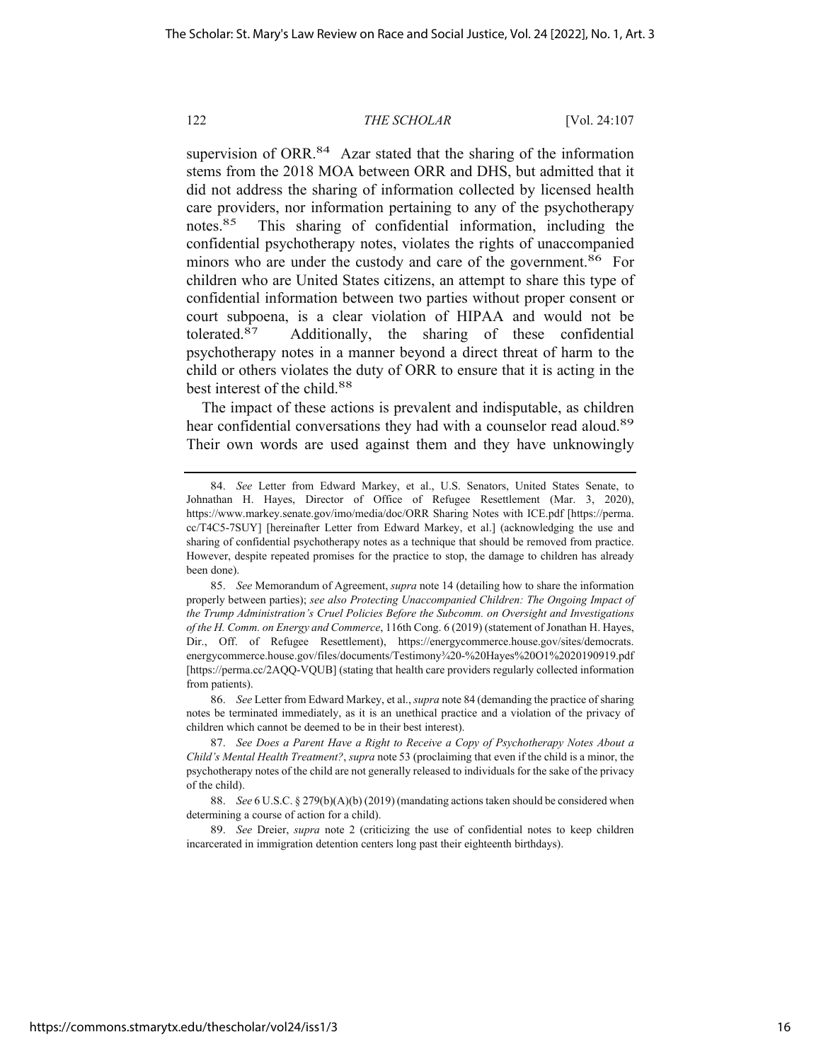supervision of ORR.[84] Azar stated that the sharing of the information stems from the 2018 MOA between ORR and DHS, but admitted that it did not address the sharing of information collected by licensed health care providers, nor information pertaining to any of the psychotherapy notes.[85] This sharing of confidential information, including the confidential psychotherapy notes, violates the rights of unaccompanied minors who are under the custody and care of the government.[86] For children who are United States citizens, an attempt to share this type of confidential information between two parties without proper consent or court subpoena, is a clear violation of HIPAA and would not be tolerated.[87] Additionally, the sharing of these confidential psychotherapy notes in a manner beyond a direct threat of harm to the child or others violates the duty of ORR to ensure that it is acting in the best interest of the child.[88]

The impact of these actions is prevalent and indisputable, as children hear confidential conversations they had with a counselor read aloud.[89] Their own words are used against them and they have unknowingly

---

84. *See* Letter from Edward Markey, et al., U.S. Senators, United States Senate, to Johnathan H. Hayes, Director of Office of Refugee Resettlement (Mar. 3, 2020), https://www.markey.senate.gov/imo/media/doc/ORR Sharing Notes with ICE.pdf [https://perma.cc/T4C5-7SUY] [hereinafter Letter from Edward Markey, et al.] (acknowledging the use and sharing of confidential psychotherapy notes as a technique that should be removed from practice. However, despite repeated promises for the practice to stop, the damage to children has already been done).

85. *See* Memorandum of Agreement, *supra* note 14 (detailing how to share the information properly between parties); *see also Protecting Unaccompanied Children: The Ongoing Impact of the Trump Administration's Cruel Policies Before the Subcomm. on Oversight and Investigations of the H. Comm. on Energy and Commerce*, 116th Cong. 6 (2019) (statement of Jonathan H. Hayes, Dir., Off. of Refugee Resettlement), https://energycommerce.house.gov/sites/democrats.energycommerce.house.gov/files/documents/Testimony¾20-%20Hayes%20O1%2020190919.pdf [https://perma.cc/2AQQ-VQUB] (stating that health care providers regularly collected information from patients).

86. *See* Letter from Edward Markey, et al., *supra* note 84 (demanding the practice of sharing notes be terminated immediately, as it is an unethical practice and a violation of the privacy of children which cannot be deemed to be in their best interest).

87. *See Does a Parent Have a Right to Receive a Copy of Psychotherapy Notes About a Child's Mental Health Treatment?*, *supra* note 53 (proclaiming that even if the child is a minor, the psychotherapy notes of the child are not generally released to individuals for the sake of the privacy of the child).

88. *See* 6 U.S.C. § 279(b)(A)(b) (2019) (mandating actions taken should be considered when determining a course of action for a child).

89. *See* Dreier, *supra* note 2 (criticizing the use of confidential notes to keep children incarcerated in immigration detention centers long past their eighteenth birthdays).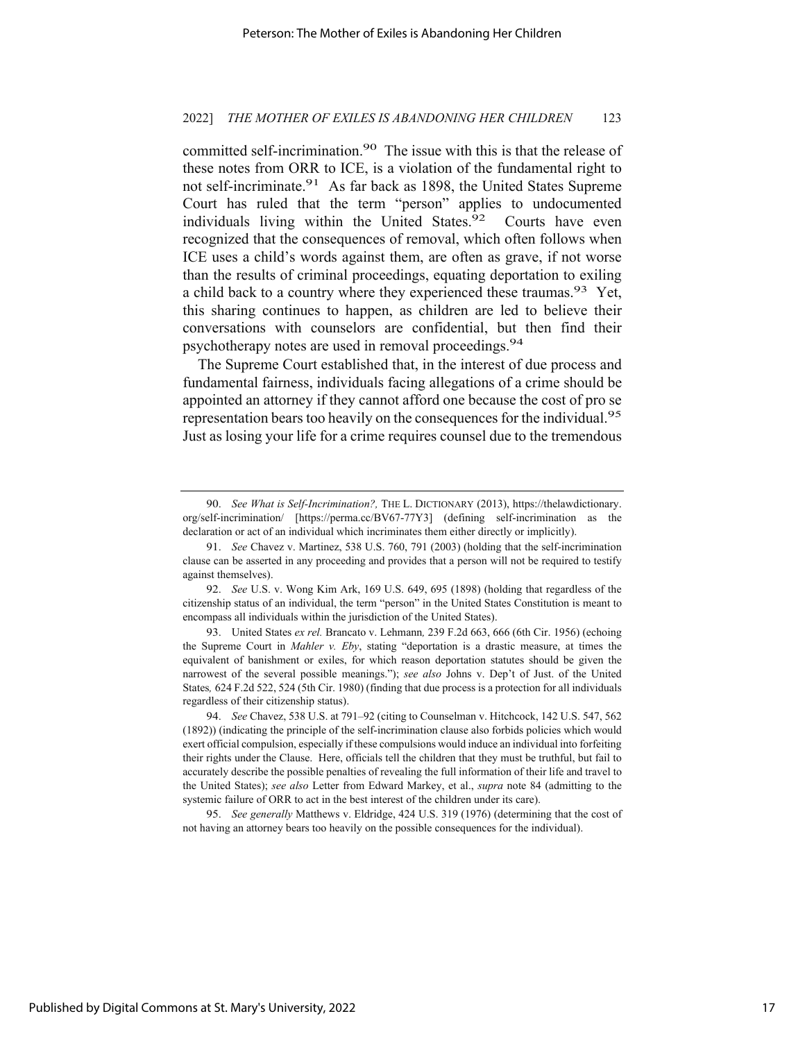committed self-incrimination.[90] The issue with this is that the release of these notes from ORR to ICE, is a violation of the fundamental right to not self-incriminate.[91] As far back as 1898, the United States Supreme Court has ruled that the term "person" applies to undocumented individuals living within the United States.[92] Courts have even recognized that the consequences of removal, which often follows when ICE uses a child's words against them, are often as grave, if not worse than the results of criminal proceedings, equating deportation to exiling a child back to a country where they experienced these traumas.[93] Yet, this sharing continues to happen, as children are led to believe their conversations with counselors are confidential, but then find their psychotherapy notes are used in removal proceedings.[94]

The Supreme Court established that, in the interest of due process and fundamental fairness, individuals facing allegations of a crime should be appointed an attorney if they cannot afford one because the cost of pro se representation bears too heavily on the consequences for the individual.[95] Just as losing your life for a crime requires counsel due to the tremendous

---

90. *See What is Self-Incrimination?,* THE L. DICTIONARY (2013), https://thelawdictionary.org/self-incrimination/ [https://perma.cc/BV67-77Y3] (defining self-incrimination as the declaration or act of an individual which incriminates them either directly or implicitly).

91. *See* Chavez v. Martinez, 538 U.S. 760, 791 (2003) (holding that the self-incrimination clause can be asserted in any proceeding and provides that a person will not be required to testify against themselves).

92. *See* U.S. v. Wong Kim Ark, 169 U.S. 649, 695 (1898) (holding that regardless of the citizenship status of an individual, the term "person" in the United States Constitution is meant to encompass all individuals within the jurisdiction of the United States).

93. United States *ex rel.* Brancato v. Lehmann*,* 239 F.2d 663, 666 (6th Cir. 1956) (echoing the Supreme Court in *Mahler v. Eby*, stating "deportation is a drastic measure, at times the equivalent of banishment or exiles, for which reason deportation statutes should be given the narrowest of the several possible meanings."); *see also* Johns v. Dep't of Just. of the United States*,* 624 F.2d 522, 524 (5th Cir. 1980) (finding that due process is a protection for all individuals regardless of their citizenship status).

94. *See* Chavez, 538 U.S. at 791–92 (citing to Counselman v. Hitchcock, 142 U.S. 547, 562 (1892)) (indicating the principle of the self-incrimination clause also forbids policies which would exert official compulsion, especially if these compulsions would induce an individual into forfeiting their rights under the Clause. Here, officials tell the children that they must be truthful, but fail to accurately describe the possible penalties of revealing the full information of their life and travel to the United States); *see also* Letter from Edward Markey, et al., *supra* note 84 (admitting to the systemic failure of ORR to act in the best interest of the children under its care).

95. *See generally* Matthews v. Eldridge, 424 U.S. 319 (1976) (determining that the cost of not having an attorney bears too heavily on the possible consequences for the individual).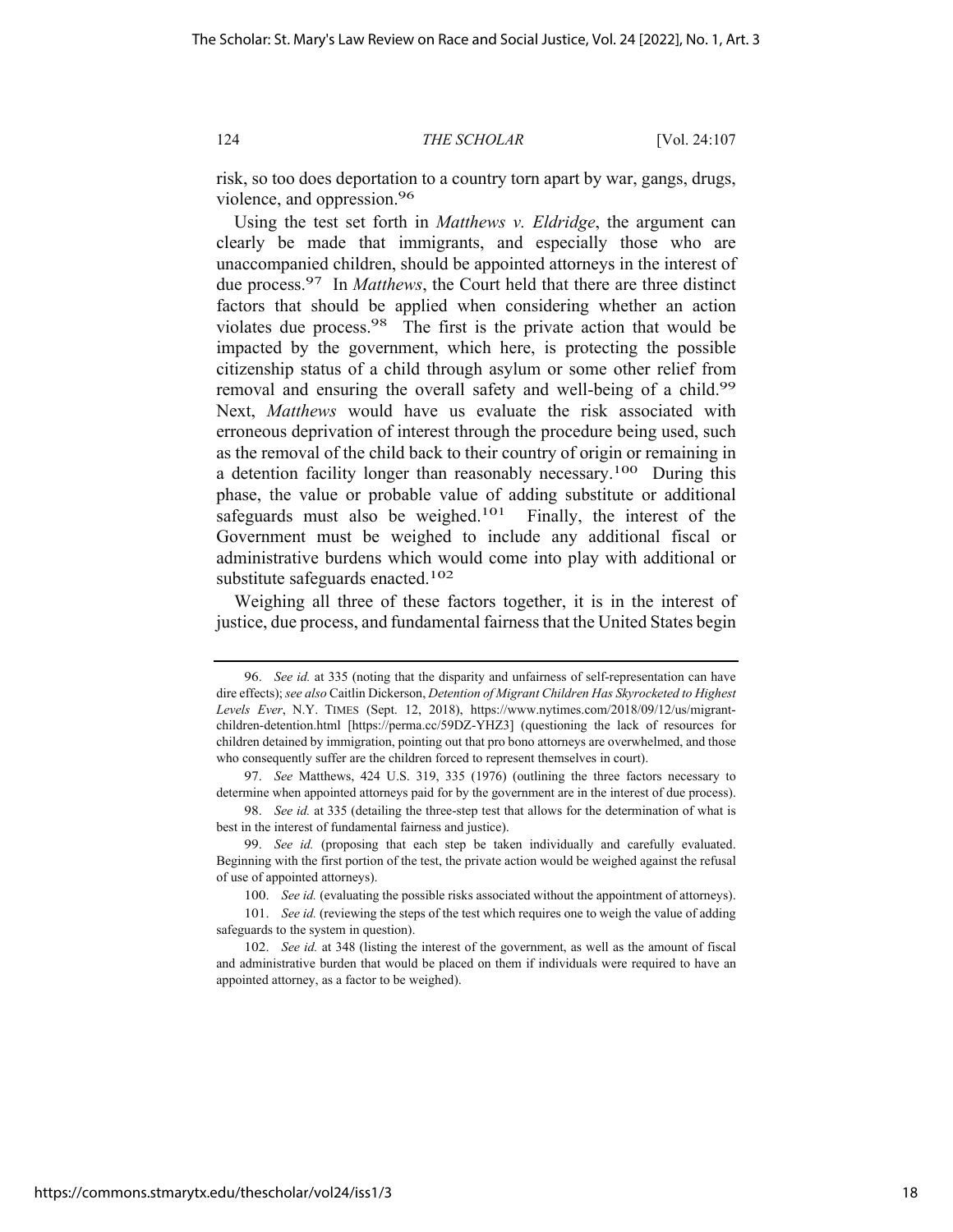risk, so too does deportation to a country torn apart by war, gangs, drugs, violence, and oppression.[96]

Using the test set forth in *Matthews v. Eldridge*, the argument can clearly be made that immigrants, and especially those who are unaccompanied children, should be appointed attorneys in the interest of due process.[97] In *Matthews*, the Court held that there are three distinct factors that should be applied when considering whether an action violates due process.[98] The first is the private action that would be impacted by the government, which here, is protecting the possible citizenship status of a child through asylum or some other relief from removal and ensuring the overall safety and well-being of a child.[99] Next, *Matthews* would have us evaluate the risk associated with erroneous deprivation of interest through the procedure being used, such as the removal of the child back to their country of origin or remaining in a detention facility longer than reasonably necessary.[100] During this phase, the value or probable value of adding substitute or additional safeguards must also be weighed.[101] Finally, the interest of the Government must be weighed to include any additional fiscal or administrative burdens which would come into play with additional or substitute safeguards enacted.[102]

Weighing all three of these factors together, it is in the interest of justice, due process, and fundamental fairness that the United States begin

---

96. *See id.* at 335 (noting that the disparity and unfairness of self-representation can have dire effects); *see also* Caitlin Dickerson, *Detention of Migrant Children Has Skyrocketed to Highest Levels Ever*, N.Y. TIMES (Sept. 12, 2018), https://www.nytimes.com/2018/09/12/us/migrant-children-detention.html [https://perma.cc/59DZ-YHZ3] (questioning the lack of resources for children detained by immigration, pointing out that pro bono attorneys are overwhelmed, and those who consequently suffer are the children forced to represent themselves in court).

97. *See* Matthews, 424 U.S. 319, 335 (1976) (outlining the three factors necessary to determine when appointed attorneys paid for by the government are in the interest of due process).

98. *See id.* at 335 (detailing the three-step test that allows for the determination of what is best in the interest of fundamental fairness and justice).

99. *See id.* (proposing that each step be taken individually and carefully evaluated. Beginning with the first portion of the test, the private action would be weighed against the refusal of use of appointed attorneys).

100. *See id.* (evaluating the possible risks associated without the appointment of attorneys).

101. *See id.* (reviewing the steps of the test which requires one to weigh the value of adding safeguards to the system in question).

102. *See id.* at 348 (listing the interest of the government, as well as the amount of fiscal and administrative burden that would be placed on them if individuals were required to have an appointed attorney, as a factor to be weighed).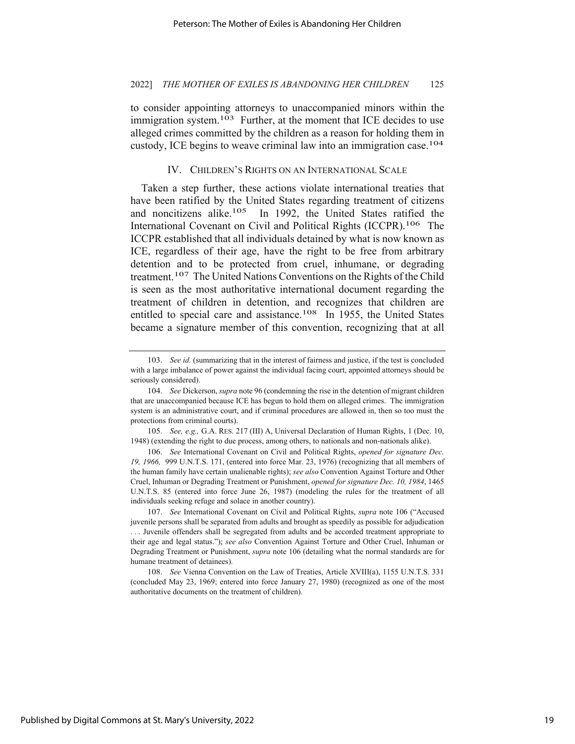to consider appointing attorneys to unaccompanied minors within the immigration system.[103] Further, at the moment that ICE decides to use alleged crimes committed by the children as a reason for holding them in custody, ICE begins to weave criminal law into an immigration case.[104]

## IV. CHILDREN'S RIGHTS ON AN INTERNATIONAL SCALE

Taken a step further, these actions violate international treaties that have been ratified by the United States regarding treatment of citizens and noncitizens alike.[105] In 1992, the United States ratified the International Covenant on Civil and Political Rights (ICCPR).[106] The ICCPR established that all individuals detained by what is now known as ICE, regardless of their age, have the right to be free from arbitrary detention and to be protected from cruel, inhumane, or degrading treatment.[107] The United Nations Conventions on the Rights of the Child is seen as the most authoritative international document regarding the treatment of children in detention, and recognizes that children are entitled to special care and assistance.[108] In 1955, the United States became a signature member of this convention, recognizing that at all

---

103. *See id.* (summarizing that in the interest of fairness and justice, if the test is concluded with a large imbalance of power against the individual facing court, appointed attorneys should be seriously considered).

104. *See* Dickerson, *supra* note 96 (condemning the rise in the detention of migrant children that are unaccompanied because ICE has begun to hold them on alleged crimes. The immigration system is an administrative court, and if criminal procedures are allowed in, then so too must the protections from criminal courts).

105. *See, e.g.,* G.A. RES. 217 (III) A, Universal Declaration of Human Rights, 1 (Dec. 10, 1948) (extending the right to due process, among others, to nationals and non-nationals alike).

106. *See* International Covenant on Civil and Political Rights, *opened for signature Dec. 19, 1966,* 999 U.N.T.S. 171, (entered into force Mar. 23, 1976) (recognizing that all members of the human family have certain unalienable rights); *see also* Convention Against Torture and Other Cruel, Inhuman or Degrading Treatment or Punishment, *opened for signature Dec. 10, 1984*, 1465 U.N.T.S. 85 (entered into force June 26, 1987) (modeling the rules for the treatment of all individuals seeking refuge and solace in another country).

107. *See* International Covenant on Civil and Political Rights, *supra* note 106 ("Accused juvenile persons shall be separated from adults and brought as speedily as possible for adjudication . . . Juvenile offenders shall be segregated from adults and be accorded treatment appropriate to their age and legal status."); *see also* Convention Against Torture and Other Cruel, Inhuman or Degrading Treatment or Punishment, *supra* note 106 (detailing what the normal standards are for humane treatment of detainees).

108. *See* Vienna Convention on the Law of Treaties, Article XVIII(a), 1155 U.N.T.S. 331 (concluded May 23, 1969; entered into force January 27, 1980) (recognized as one of the most authoritative documents on the treatment of children).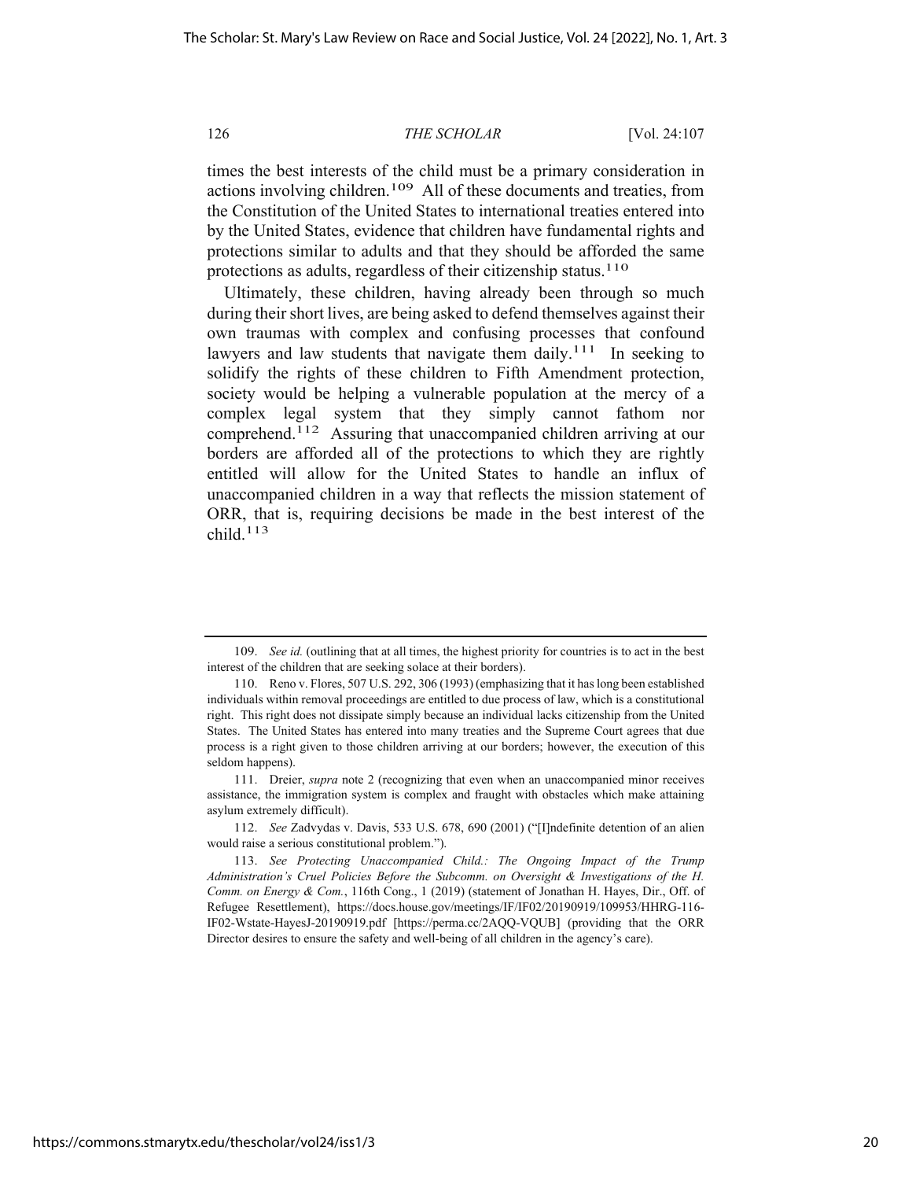times the best interests of the child must be a primary consideration in actions involving children.[109] All of these documents and treaties, from the Constitution of the United States to international treaties entered into by the United States, evidence that children have fundamental rights and protections similar to adults and that they should be afforded the same protections as adults, regardless of their citizenship status.[110]

Ultimately, these children, having already been through so much during their short lives, are being asked to defend themselves against their own traumas with complex and confusing processes that confound lawyers and law students that navigate them daily.[111] In seeking to solidify the rights of these children to Fifth Amendment protection, society would be helping a vulnerable population at the mercy of a complex legal system that they simply cannot fathom nor comprehend.[112] Assuring that unaccompanied children arriving at our borders are afforded all of the protections to which they are rightly entitled will allow for the United States to handle an influx of unaccompanied children in a way that reflects the mission statement of ORR, that is, requiring decisions be made in the best interest of the child.[113]

---

109. *See id.* (outlining that at all times, the highest priority for countries is to act in the best interest of the children that are seeking solace at their borders).

110. Reno v. Flores, 507 U.S. 292, 306 (1993) (emphasizing that it has long been established individuals within removal proceedings are entitled to due process of law, which is a constitutional right. This right does not dissipate simply because an individual lacks citizenship from the United States. The United States has entered into many treaties and the Supreme Court agrees that due process is a right given to those children arriving at our borders; however, the execution of this seldom happens).

111. Dreier, *supra* note 2 (recognizing that even when an unaccompanied minor receives assistance, the immigration system is complex and fraught with obstacles which make attaining asylum extremely difficult).

112. *See* Zadvydas v. Davis, 533 U.S. 678, 690 (2001) ("[I]ndefinite detention of an alien would raise a serious constitutional problem.").

113. *See Protecting Unaccompanied Child.: The Ongoing Impact of the Trump Administration's Cruel Policies Before the Subcomm. on Oversight & Investigations of the H. Comm. on Energy & Com.*, 116th Cong., 1 (2019) (statement of Jonathan H. Hayes, Dir., Off. of Refugee Resettlement), https://docs.house.gov/meetings/IF/IF02/20190919/109953/HHRG-116-IF02-Wstate-HayesJ-20190919.pdf [https://perma.cc/2AQQ-VQUB] (providing that the ORR Director desires to ensure the safety and well-being of all children in the agency's care).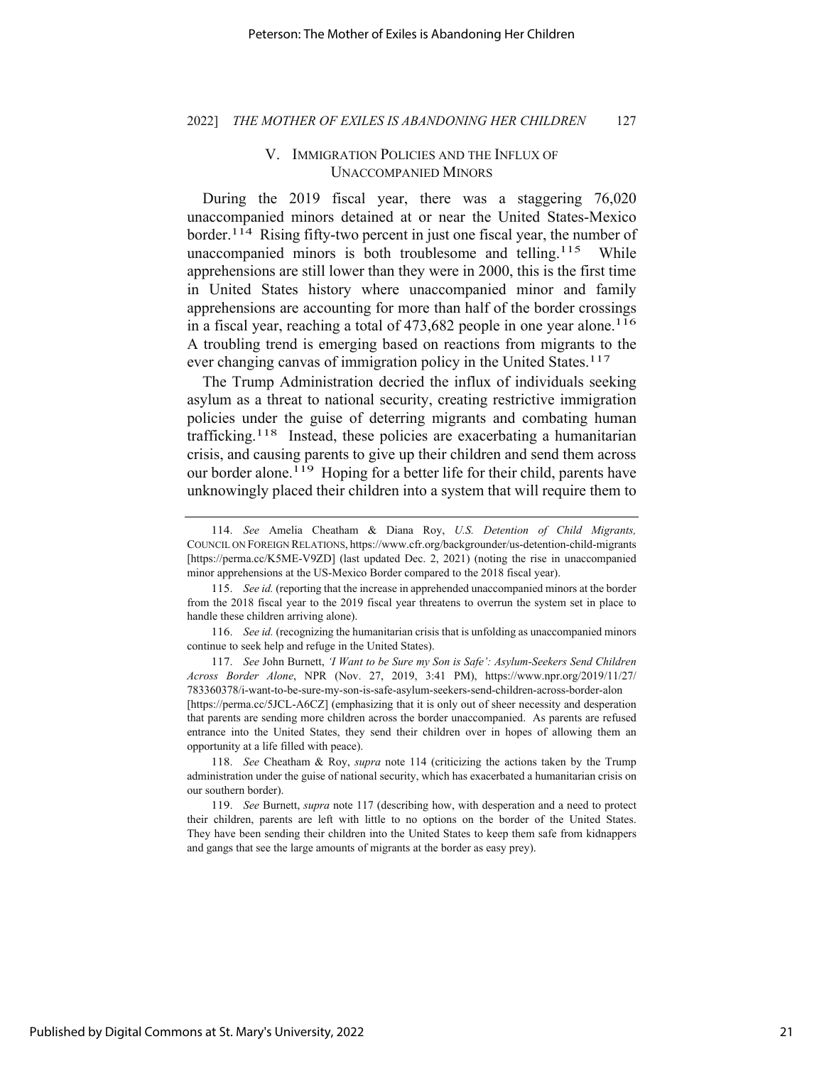## V. Immigration Policies and the Influx of Unaccompanied Minors

During the 2019 fiscal year, there was a staggering 76,020 unaccompanied minors detained at or near the United States-Mexico border.[114] Rising fifty-two percent in just one fiscal year, the number of unaccompanied minors is both troublesome and telling.[115] While apprehensions are still lower than they were in 2000, this is the first time in United States history where unaccompanied minor and family apprehensions are accounting for more than half of the border crossings in a fiscal year, reaching a total of 473,682 people in one year alone.[116] A troubling trend is emerging based on reactions from migrants to the ever changing canvas of immigration policy in the United States.[117]

The Trump Administration decried the influx of individuals seeking asylum as a threat to national security, creating restrictive immigration policies under the guise of deterring migrants and combating human trafficking.[118] Instead, these policies are exacerbating a humanitarian crisis, and causing parents to give up their children and send them across our border alone.[119] Hoping for a better life for their child, parents have unknowingly placed their children into a system that will require them to

---

114. *See* Amelia Cheatham & Diana Roy, *U.S. Detention of Child Migrants,* COUNCIL ON FOREIGN RELATIONS, https://www.cfr.org/backgrounder/us-detention-child-migrants [https://perma.cc/K5ME-V9ZD] (last updated Dec. 2, 2021) (noting the rise in unaccompanied minor apprehensions at the US-Mexico Border compared to the 2018 fiscal year).

115. *See id.* (reporting that the increase in apprehended unaccompanied minors at the border from the 2018 fiscal year to the 2019 fiscal year threatens to overrun the system set in place to handle these children arriving alone).

116. *See id.* (recognizing the humanitarian crisis that is unfolding as unaccompanied minors continue to seek help and refuge in the United States).

117. *See* John Burnett, *'I Want to be Sure my Son is Safe': Asylum-Seekers Send Children Across Border Alone*, NPR (Nov. 27, 2019, 3:41 PM), https://www.npr.org/2019/11/27/783360378/i-want-to-be-sure-my-son-is-safe-asylum-seekers-send-children-across-border-alon [https://perma.cc/5JCL-A6CZ] (emphasizing that it is only out of sheer necessity and desperation that parents are sending more children across the border unaccompanied. As parents are refused entrance into the United States, they send their children over in hopes of allowing them an opportunity at a life filled with peace).

118. *See* Cheatham & Roy, *supra* note 114 (criticizing the actions taken by the Trump administration under the guise of national security, which has exacerbated a humanitarian crisis on our southern border).

119. *See* Burnett, *supra* note 117 (describing how, with desperation and a need to protect their children, parents are left with little to no options on the border of the United States. They have been sending their children into the United States to keep them safe from kidnappers and gangs that see the large amounts of migrants at the border as easy prey).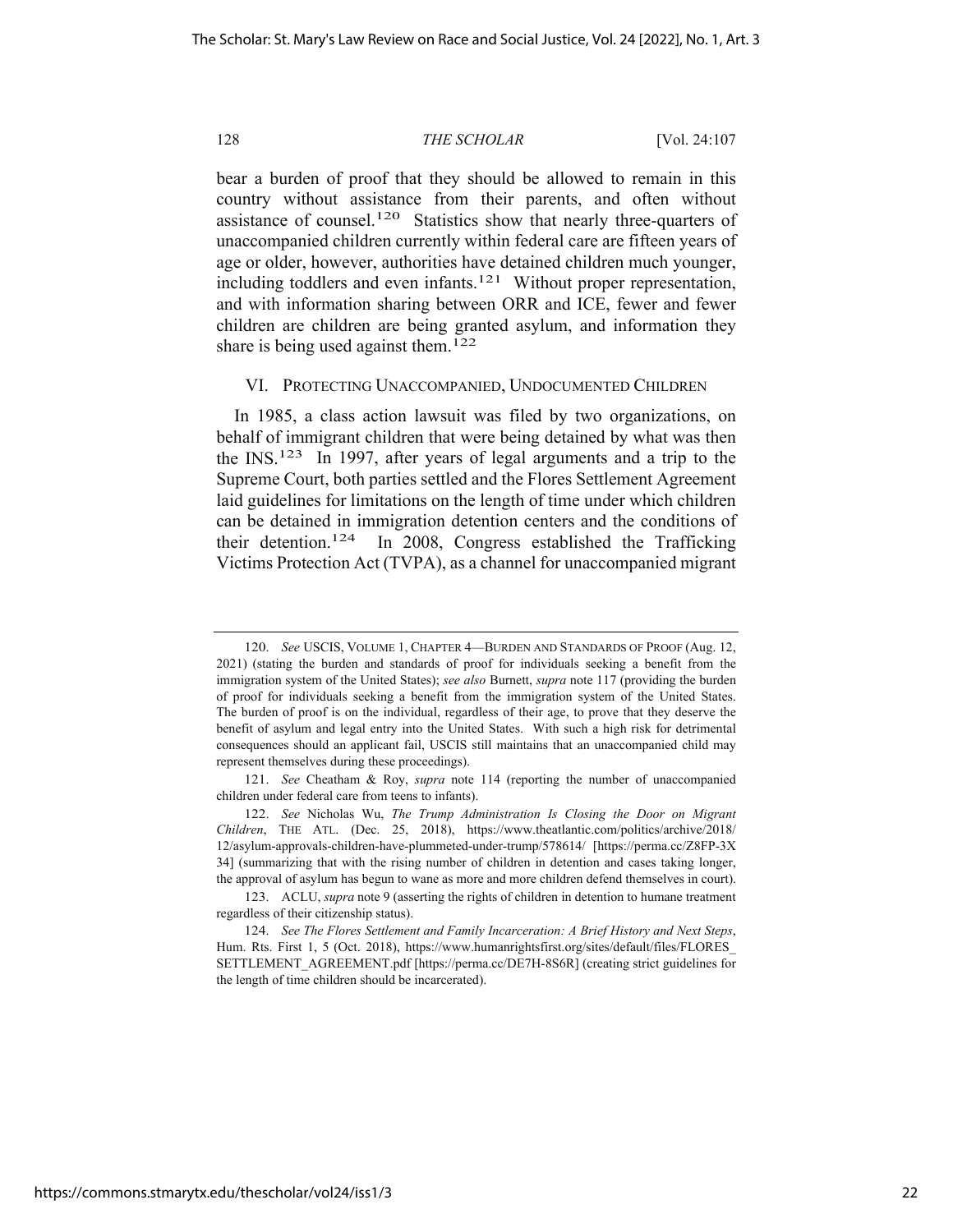bear a burden of proof that they should be allowed to remain in this country without assistance from their parents, and often without assistance of counsel.[120] Statistics show that nearly three-quarters of unaccompanied children currently within federal care are fifteen years of age or older, however, authorities have detained children much younger, including toddlers and even infants.[121] Without proper representation, and with information sharing between ORR and ICE, fewer and fewer children are children are being granted asylum, and information they share is being used against them.[122]

## VI. PROTECTING UNACCOMPANIED, UNDOCUMENTED CHILDREN

In 1985, a class action lawsuit was filed by two organizations, on behalf of immigrant children that were being detained by what was then the INS.[123] In 1997, after years of legal arguments and a trip to the Supreme Court, both parties settled and the Flores Settlement Agreement laid guidelines for limitations on the length of time under which children can be detained in immigration detention centers and the conditions of their detention.[124] In 2008, Congress established the Trafficking Victims Protection Act (TVPA), as a channel for unaccompanied migrant

---

120. *See* USCIS, VOLUME 1, CHAPTER 4—BURDEN AND STANDARDS OF PROOF (Aug. 12, 2021) (stating the burden and standards of proof for individuals seeking a benefit from the immigration system of the United States); *see also* Burnett, *supra* note 117 (providing the burden of proof for individuals seeking a benefit from the immigration system of the United States. The burden of proof is on the individual, regardless of their age, to prove that they deserve the benefit of asylum and legal entry into the United States. With such a high risk for detrimental consequences should an applicant fail, USCIS still maintains that an unaccompanied child may represent themselves during these proceedings).

121. *See* Cheatham & Roy, *supra* note 114 (reporting the number of unaccompanied children under federal care from teens to infants).

122. *See* Nicholas Wu, *The Trump Administration Is Closing the Door on Migrant Children*, THE ATL. (Dec. 25, 2018), https://www.theatlantic.com/politics/archive/2018/12/asylum-approvals-children-have-plummeted-under-trump/578614/ [https://perma.cc/Z8FP-3X34] (summarizing that with the rising number of children in detention and cases taking longer, the approval of asylum has begun to wane as more and more children defend themselves in court).

123. ACLU, *supra* note 9 (asserting the rights of children in detention to humane treatment regardless of their citizenship status).

124. *See The Flores Settlement and Family Incarceration: A Brief History and Next Steps*, Hum. Rts. First 1, 5 (Oct. 2018), https://www.humanrightsfirst.org/sites/default/files/FLORES_SETTLEMENT_AGREEMENT.pdf [https://perma.cc/DE7H-8S6R] (creating strict guidelines for the length of time children should be incarcerated).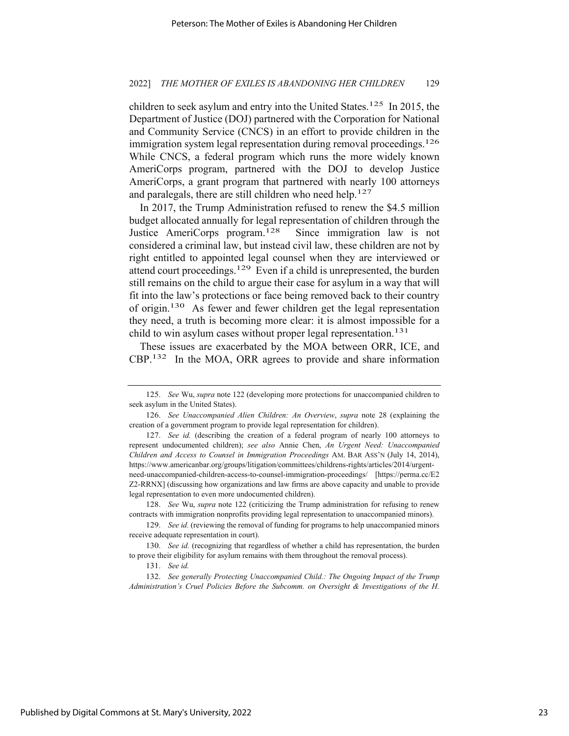children to seek asylum and entry into the United States.[125] In 2015, the Department of Justice (DOJ) partnered with the Corporation for National and Community Service (CNCS) in an effort to provide children in the immigration system legal representation during removal proceedings.[126] While CNCS, a federal program which runs the more widely known AmeriCorps program, partnered with the DOJ to develop Justice AmeriCorps, a grant program that partnered with nearly 100 attorneys and paralegals, there are still children who need help.[127]

In 2017, the Trump Administration refused to renew the $4.5 million budget allocated annually for legal representation of children through the Justice AmeriCorps program.[128] Since immigration law is not considered a criminal law, but instead civil law, these children are not by right entitled to appointed legal counsel when they are interviewed or attend court proceedings.[129] Even if a child is unrepresented, the burden still remains on the child to argue their case for asylum in a way that will fit into the law's protections or face being removed back to their country of origin.[130] As fewer and fewer children get the legal representation they need, a truth is becoming more clear: it is almost impossible for a child to win asylum cases without proper legal representation.[131]

These issues are exacerbated by the MOA between ORR, ICE, and CBP.[132] In the MOA, ORR agrees to provide and share information

---

125. *See* Wu, *supra* note 122 (developing more protections for unaccompanied children to seek asylum in the United States).

126. *See Unaccompanied Alien Children: An Overview*, *supra* note 28 (explaining the creation of a government program to provide legal representation for children).

127. *See id.* (describing the creation of a federal program of nearly 100 attorneys to represent undocumented children); *see also* Annie Chen, *An Urgent Need: Unaccompanied Children and Access to Counsel in Immigration Proceedings* AM. BAR ASS'N (July 14, 2014), https://www.americanbar.org/groups/litigation/committees/childrens-rights/articles/2014/urgent-need-unaccompanied-children-access-to-counsel-immigration-proceedings/ [https://perma.cc/E2Z2-RRNX] (discussing how organizations and law firms are above capacity and unable to provide legal representation to even more undocumented children).

128. *See* Wu, *supra* note 122 (criticizing the Trump administration for refusing to renew contracts with immigration nonprofits providing legal representation to unaccompanied minors).

129. *See id.* (reviewing the removal of funding for programs to help unaccompanied minors receive adequate representation in court).

130. *See id.* (recognizing that regardless of whether a child has representation, the burden to prove their eligibility for asylum remains with them throughout the removal process).

131. *See id.*

132. *See generally Protecting Unaccompanied Child.: The Ongoing Impact of the Trump Administration's Cruel Policies Before the Subcomm. on Oversight & Investigations of the H.*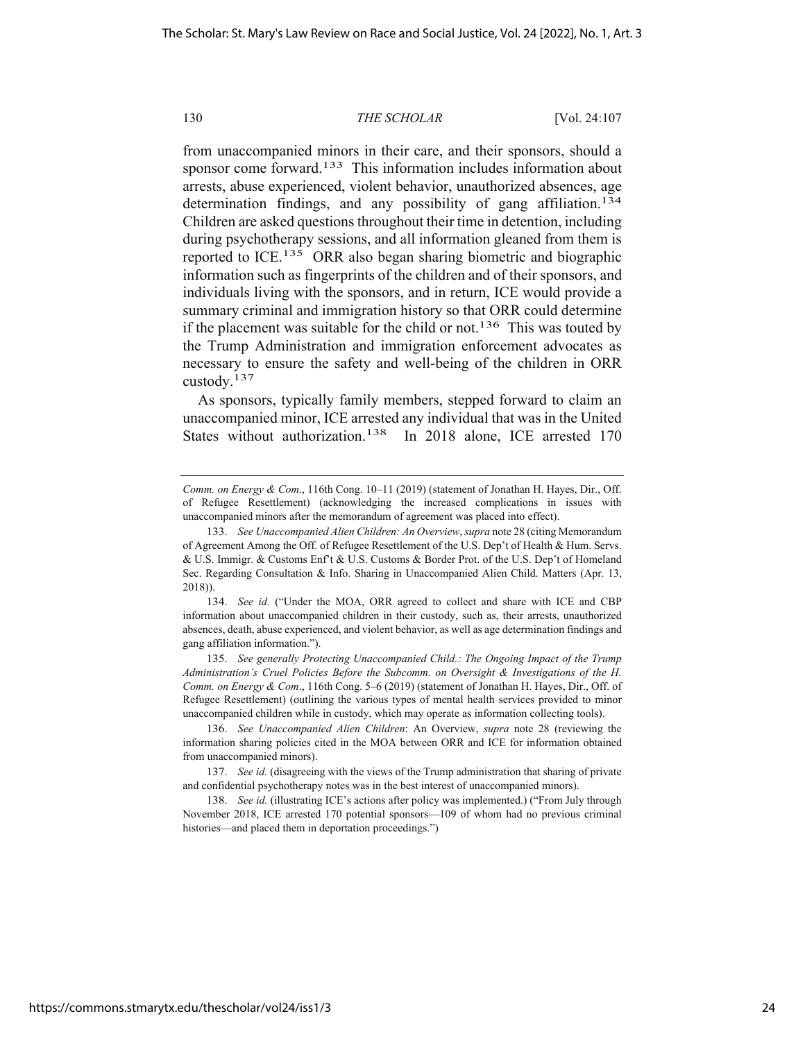from unaccompanied minors in their care, and their sponsors, should a sponsor come forward.[133] This information includes information about arrests, abuse experienced, violent behavior, unauthorized absences, age determination findings, and any possibility of gang affiliation.[134] Children are asked questions throughout their time in detention, including during psychotherapy sessions, and all information gleaned from them is reported to ICE.[135] ORR also began sharing biometric and biographic information such as fingerprints of the children and of their sponsors, and individuals living with the sponsors, and in return, ICE would provide a summary criminal and immigration history so that ORR could determine if the placement was suitable for the child or not.[136] This was touted by the Trump Administration and immigration enforcement advocates as necessary to ensure the safety and well-being of the children in ORR custody.[137]

As sponsors, typically family members, stepped forward to claim an unaccompanied minor, ICE arrested any individual that was in the United States without authorization.[138] In 2018 alone, ICE arrested 170

---

*Comm. on Energy & Com*., 116th Cong. 10–11 (2019) (statement of Jonathan H. Hayes, Dir., Off. of Refugee Resettlement) (acknowledging the increased complications in issues with unaccompanied minors after the memorandum of agreement was placed into effect).

133. *See Unaccompanied Alien Children: An Overview*, *supra* note 28 (citing Memorandum of Agreement Among the Off. of Refugee Resettlement of the U.S. Dep't of Health & Hum. Servs. & U.S. Immigr. & Customs Enf't & U.S. Customs & Border Prot. of the U.S. Dep't of Homeland Sec. Regarding Consultation & Info. Sharing in Unaccompanied Alien Child. Matters (Apr. 13, 2018)).

134. *See id.* ("Under the MOA, ORR agreed to collect and share with ICE and CBP information about unaccompanied children in their custody, such as, their arrests, unauthorized absences, death, abuse experienced, and violent behavior, as well as age determination findings and gang affiliation information.").

135. *See generally Protecting Unaccompanied Child.: The Ongoing Impact of the Trump Administration's Cruel Policies Before the Subcomm. on Oversight & Investigations of the H. Comm. on Energy & Com*., 116th Cong. 5–6 (2019) (statement of Jonathan H. Hayes, Dir., Off. of Refugee Resettlement) (outlining the various types of mental health services provided to minor unaccompanied children while in custody, which may operate as information collecting tools).

136. *See Unaccompanied Alien Children*: An Overview, *supra* note 28 (reviewing the information sharing policies cited in the MOA between ORR and ICE for information obtained from unaccompanied minors).

137. *See id.* (disagreeing with the views of the Trump administration that sharing of private and confidential psychotherapy notes was in the best interest of unaccompanied minors).

138. *See id.* (illustrating ICE's actions after policy was implemented.) ("From July through November 2018, ICE arrested 170 potential sponsors—109 of whom had no previous criminal histories—and placed them in deportation proceedings.")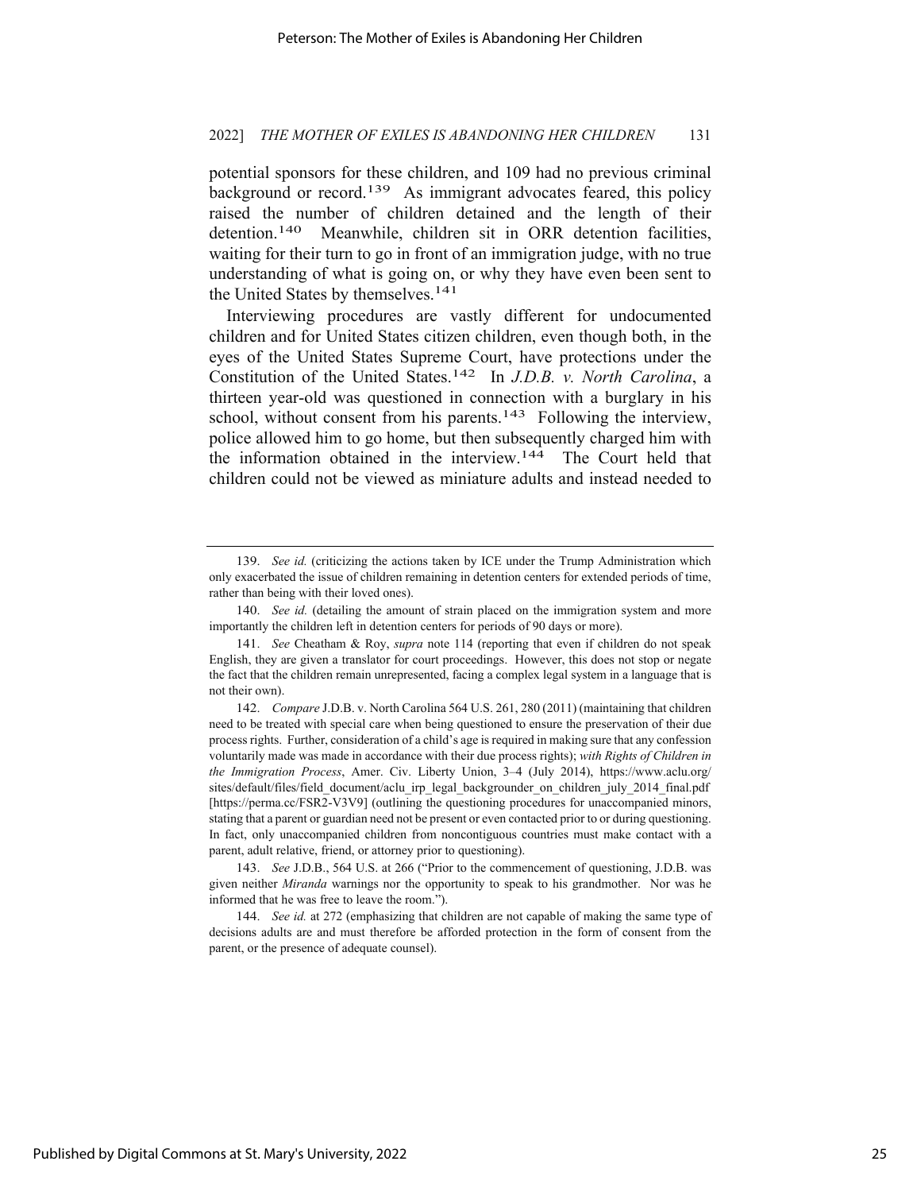potential sponsors for these children, and 109 had no previous criminal background or record.[139] As immigrant advocates feared, this policy raised the number of children detained and the length of their detention.[140] Meanwhile, children sit in ORR detention facilities, waiting for their turn to go in front of an immigration judge, with no true understanding of what is going on, or why they have even been sent to the United States by themselves.[141]

Interviewing procedures are vastly different for undocumented children and for United States citizen children, even though both, in the eyes of the United States Supreme Court, have protections under the Constitution of the United States.[142] In *J.D.B. v. North Carolina*, a thirteen year-old was questioned in connection with a burglary in his school, without consent from his parents.[143] Following the interview, police allowed him to go home, but then subsequently charged him with the information obtained in the interview.[144] The Court held that children could not be viewed as miniature adults and instead needed to

---

139. *See id.* (criticizing the actions taken by ICE under the Trump Administration which only exacerbated the issue of children remaining in detention centers for extended periods of time, rather than being with their loved ones).

140. *See id.* (detailing the amount of strain placed on the immigration system and more importantly the children left in detention centers for periods of 90 days or more).

141. *See* Cheatham & Roy, *supra* note 114 (reporting that even if children do not speak English, they are given a translator for court proceedings. However, this does not stop or negate the fact that the children remain unrepresented, facing a complex legal system in a language that is not their own).

142. *Compare* J.D.B. v. North Carolina 564 U.S. 261, 280 (2011) (maintaining that children need to be treated with special care when being questioned to ensure the preservation of their due process rights. Further, consideration of a child's age is required in making sure that any confession voluntarily made was made in accordance with their due process rights); *with Rights of Children in the Immigration Process*, Amer. Civ. Liberty Union, 3–4 (July 2014), https://www.aclu.org/sites/default/files/field_document/aclu_irp_legal_backgrounder_on_children_july_2014_final.pdf [https://perma.cc/FSR2-V3V9] (outlining the questioning procedures for unaccompanied minors, stating that a parent or guardian need not be present or even contacted prior to or during questioning. In fact, only unaccompanied children from noncontiguous countries must make contact with a parent, adult relative, friend, or attorney prior to questioning).

143. *See* J.D.B., 564 U.S. at 266 ("Prior to the commencement of questioning, J.D.B. was given neither *Miranda* warnings nor the opportunity to speak to his grandmother. Nor was he informed that he was free to leave the room.").

144. *See id.* at 272 (emphasizing that children are not capable of making the same type of decisions adults are and must therefore be afforded protection in the form of consent from the parent, or the presence of adequate counsel).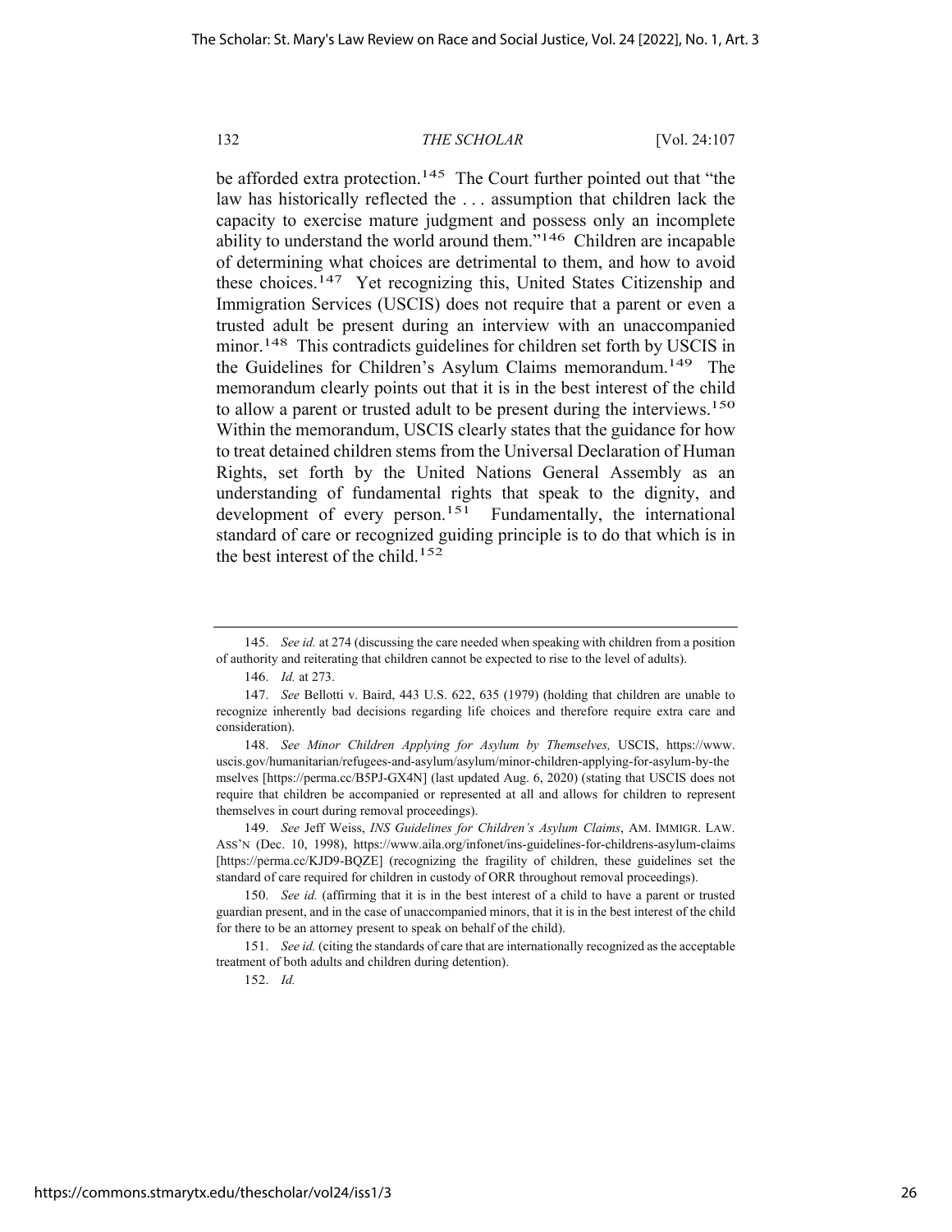be afforded extra protection.[145] The Court further pointed out that "the law has historically reflected the . . . assumption that children lack the capacity to exercise mature judgment and possess only an incomplete ability to understand the world around them."[146] Children are incapable of determining what choices are detrimental to them, and how to avoid these choices.[147] Yet recognizing this, United States Citizenship and Immigration Services (USCIS) does not require that a parent or even a trusted adult be present during an interview with an unaccompanied minor.[148] This contradicts guidelines for children set forth by USCIS in the Guidelines for Children's Asylum Claims memorandum.[149] The memorandum clearly points out that it is in the best interest of the child to allow a parent or trusted adult to be present during the interviews.[150] Within the memorandum, USCIS clearly states that the guidance for how to treat detained children stems from the Universal Declaration of Human Rights, set forth by the United Nations General Assembly as an understanding of fundamental rights that speak to the dignity, and development of every person.[151] Fundamentally, the international standard of care or recognized guiding principle is to do that which is in the best interest of the child.[152]

---

145. *See id.* at 274 (discussing the care needed when speaking with children from a position of authority and reiterating that children cannot be expected to rise to the level of adults).

146. *Id.* at 273.

147. *See* Bellotti v. Baird, 443 U.S. 622, 635 (1979) (holding that children are unable to recognize inherently bad decisions regarding life choices and therefore require extra care and consideration).

148. *See Minor Children Applying for Asylum by Themselves,* USCIS, https://www.uscis.gov/humanitarian/refugees-and-asylum/asylum/minor-children-applying-for-asylum-by-themselves [https://perma.cc/B5PJ-GX4N] (last updated Aug. 6, 2020) (stating that USCIS does not require that children be accompanied or represented at all and allows for children to represent themselves in court during removal proceedings).

149. *See* Jeff Weiss, *INS Guidelines for Children's Asylum Claims*, AM. IMMIGR. LAW. ASS'N (Dec. 10, 1998), https://www.aila.org/infonet/ins-guidelines-for-childrens-asylum-claims [https://perma.cc/KJD9-BQZE] (recognizing the fragility of children, these guidelines set the standard of care required for children in custody of ORR throughout removal proceedings).

150. *See id.* (affirming that it is in the best interest of a child to have a parent or trusted guardian present, and in the case of unaccompanied minors, that it is in the best interest of the child for there to be an attorney present to speak on behalf of the child).

151. *See id.* (citing the standards of care that are internationally recognized as the acceptable treatment of both adults and children during detention).

152. *Id.*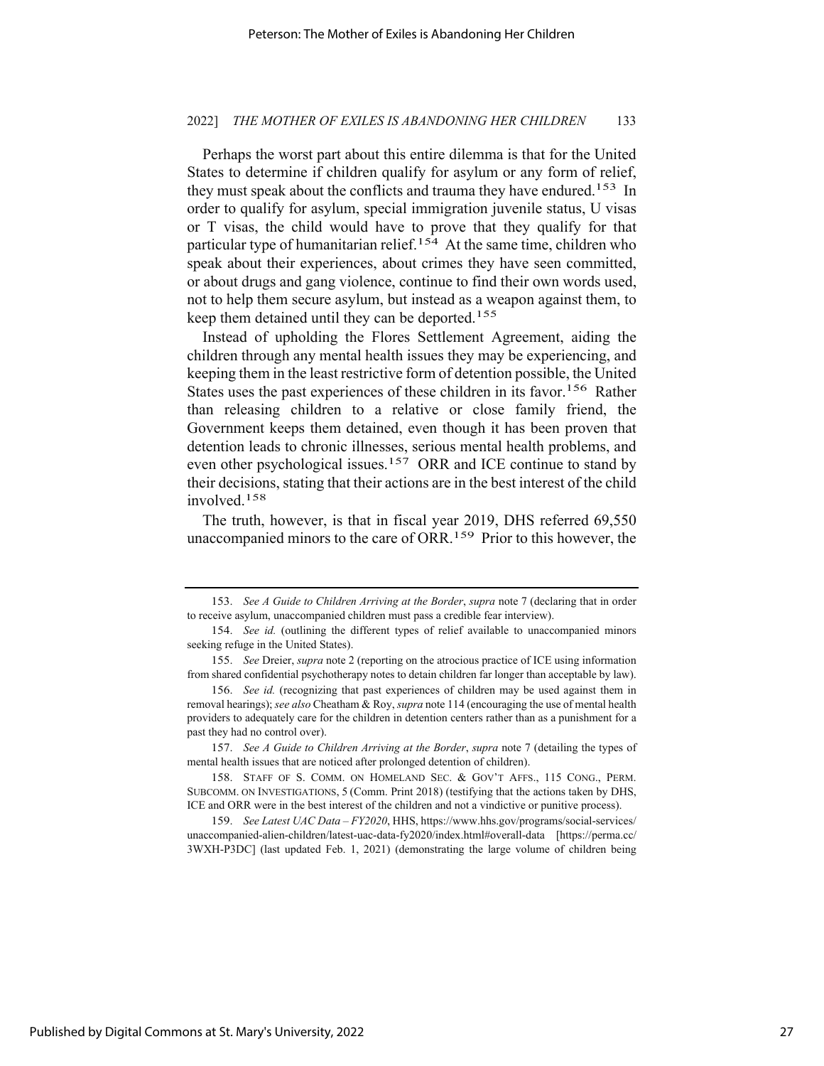Perhaps the worst part about this entire dilemma is that for the United States to determine if children qualify for asylum or any form of relief, they must speak about the conflicts and trauma they have endured.[153] In order to qualify for asylum, special immigration juvenile status, U visas or T visas, the child would have to prove that they qualify for that particular type of humanitarian relief.[154] At the same time, children who speak about their experiences, about crimes they have seen committed, or about drugs and gang violence, continue to find their own words used, not to help them secure asylum, but instead as a weapon against them, to keep them detained until they can be deported.[155]

Instead of upholding the Flores Settlement Agreement, aiding the children through any mental health issues they may be experiencing, and keeping them in the least restrictive form of detention possible, the United States uses the past experiences of these children in its favor.[156] Rather than releasing children to a relative or close family friend, the Government keeps them detained, even though it has been proven that detention leads to chronic illnesses, serious mental health problems, and even other psychological issues.[157] ORR and ICE continue to stand by their decisions, stating that their actions are in the best interest of the child involved.[158]

The truth, however, is that in fiscal year 2019, DHS referred 69,550 unaccompanied minors to the care of ORR.[159] Prior to this however, the

---

153. *See A Guide to Children Arriving at the Border*, *supra* note 7 (declaring that in order to receive asylum, unaccompanied children must pass a credible fear interview).

154. *See id.* (outlining the different types of relief available to unaccompanied minors seeking refuge in the United States).

155. *See* Dreier, *supra* note 2 (reporting on the atrocious practice of ICE using information from shared confidential psychotherapy notes to detain children far longer than acceptable by law).

156. *See id.* (recognizing that past experiences of children may be used against them in removal hearings); *see also* Cheatham & Roy, *supra* note 114 (encouraging the use of mental health providers to adequately care for the children in detention centers rather than as a punishment for a past they had no control over).

157. *See A Guide to Children Arriving at the Border*, *supra* note 7 (detailing the types of mental health issues that are noticed after prolonged detention of children).

158. STAFF OF S. COMM. ON HOMELAND SEC. & GOV'T AFFS., 115 CONG., PERM. SUBCOMM. ON INVESTIGATIONS, 5 (Comm. Print 2018) (testifying that the actions taken by DHS, ICE and ORR were in the best interest of the children and not a vindictive or punitive process).

159. *See Latest UAC Data – FY2020*, HHS, https://www.hhs.gov/programs/social-services/unaccompanied-alien-children/latest-uac-data-fy2020/index.html#overall-data [https://perma.cc/3WXH-P3DC] (last updated Feb. 1, 2021) (demonstrating the large volume of children being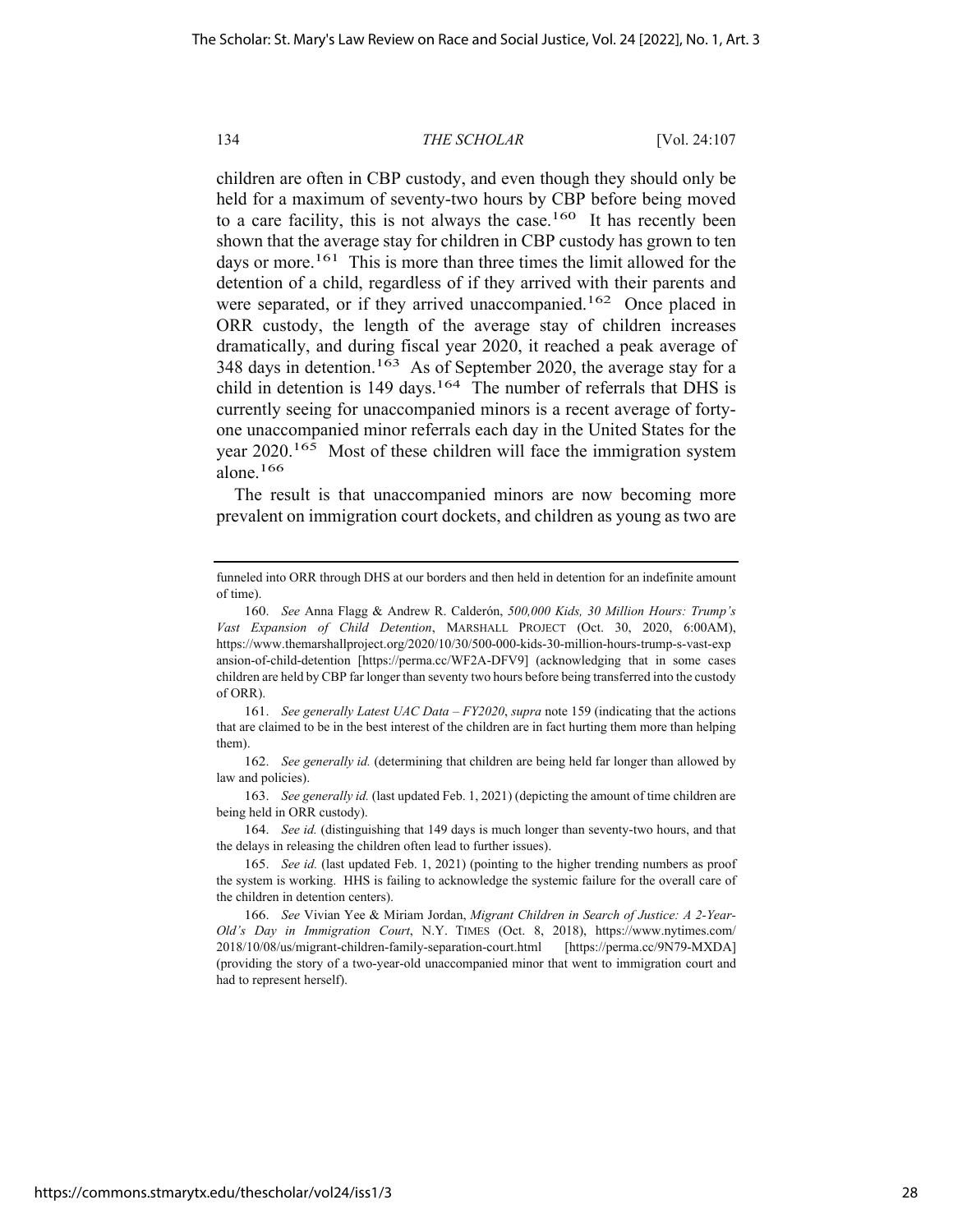children are often in CBP custody, and even though they should only be held for a maximum of seventy-two hours by CBP before being moved to a care facility, this is not always the case.[160] It has recently been shown that the average stay for children in CBP custody has grown to ten days or more.[161] This is more than three times the limit allowed for the detention of a child, regardless of if they arrived with their parents and were separated, or if they arrived unaccompanied.[162] Once placed in ORR custody, the length of the average stay of children increases dramatically, and during fiscal year 2020, it reached a peak average of 348 days in detention.[163] As of September 2020, the average stay for a child in detention is 149 days.[164] The number of referrals that DHS is currently seeing for unaccompanied minors is a recent average of forty-one unaccompanied minor referrals each day in the United States for the year 2020.[165] Most of these children will face the immigration system alone.[166]

The result is that unaccompanied minors are now becoming more prevalent on immigration court dockets, and children as young as two are

---

funneled into ORR through DHS at our borders and then held in detention for an indefinite amount of time).

160. *See* Anna Flagg & Andrew R. Calderón, *500,000 Kids, 30 Million Hours: Trump's Vast Expansion of Child Detention*, MARSHALL PROJECT (Oct. 30, 2020, 6:00AM), https://www.themarshallproject.org/2020/10/30/500-000-kids-30-million-hours-trump-s-vast-expansion-of-child-detention [https://perma.cc/WF2A-DFV9] (acknowledging that in some cases children are held by CBP far longer than seventy two hours before being transferred into the custody of ORR).

161. *See generally Latest UAC Data – FY2020*, *supra* note 159 (indicating that the actions that are claimed to be in the best interest of the children are in fact hurting them more than helping them).

162. *See generally id.* (determining that children are being held far longer than allowed by law and policies).

163. *See generally id.* (last updated Feb. 1, 2021) (depicting the amount of time children are being held in ORR custody).

164. *See id.* (distinguishing that 149 days is much longer than seventy-two hours, and that the delays in releasing the children often lead to further issues).

165. *See id.* (last updated Feb. 1, 2021) (pointing to the higher trending numbers as proof the system is working. HHS is failing to acknowledge the systemic failure for the overall care of the children in detention centers).

166. *See* Vivian Yee & Miriam Jordan, *Migrant Children in Search of Justice: A 2-Year-Old's Day in Immigration Court*, N.Y. TIMES (Oct. 8, 2018), https://www.nytimes.com/2018/10/08/us/migrant-children-family-separation-court.html [https://perma.cc/9N79-MXDA] (providing the story of a two-year-old unaccompanied minor that went to immigration court and had to represent herself).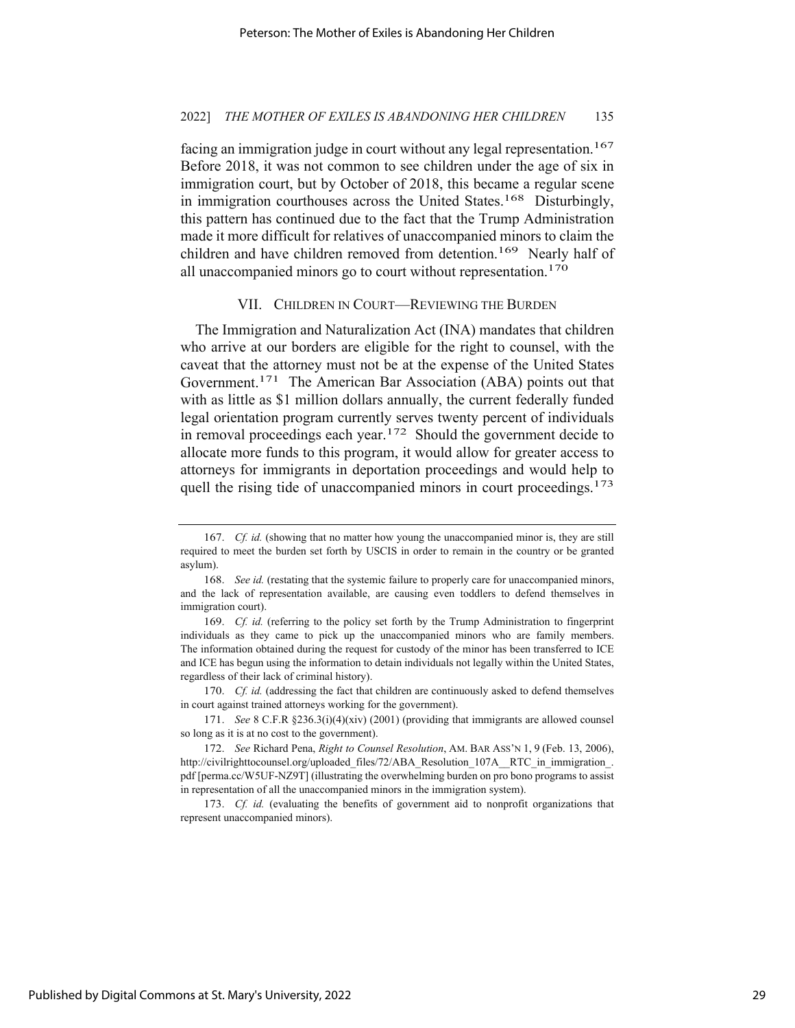facing an immigration judge in court without any legal representation.[167] Before 2018, it was not common to see children under the age of six in immigration court, but by October of 2018, this became a regular scene in immigration courthouses across the United States.[168] Disturbingly, this pattern has continued due to the fact that the Trump Administration made it more difficult for relatives of unaccompanied minors to claim the children and have children removed from detention.[169] Nearly half of all unaccompanied minors go to court without representation.[170]

## VII. CHILDREN IN COURT—REVIEWING THE BURDEN

The Immigration and Naturalization Act (INA) mandates that children who arrive at our borders are eligible for the right to counsel, with the caveat that the attorney must not be at the expense of the United States Government.[171] The American Bar Association (ABA) points out that with as little as $1 million dollars annually, the current federally funded legal orientation program currently serves twenty percent of individuals in removal proceedings each year.[172] Should the government decide to allocate more funds to this program, it would allow for greater access to attorneys for immigrants in deportation proceedings and would help to quell the rising tide of unaccompanied minors in court proceedings.[173]

---

167. *Cf. id.* (showing that no matter how young the unaccompanied minor is, they are still required to meet the burden set forth by USCIS in order to remain in the country or be granted asylum).

168. *See id.* (restating that the systemic failure to properly care for unaccompanied minors, and the lack of representation available, are causing even toddlers to defend themselves in immigration court).

169. *Cf. id.* (referring to the policy set forth by the Trump Administration to fingerprint individuals as they came to pick up the unaccompanied minors who are family members. The information obtained during the request for custody of the minor has been transferred to ICE and ICE has begun using the information to detain individuals not legally within the United States, regardless of their lack of criminal history).

170. *Cf. id.* (addressing the fact that children are continuously asked to defend themselves in court against trained attorneys working for the government).

171. *See* 8 C.F.R §236.3(i)(4)(xiv) (2001) (providing that immigrants are allowed counsel so long as it is at no cost to the government).

172. *See* Richard Pena, *Right to Counsel Resolution*, AM. BAR ASS'N 1, 9 (Feb. 13, 2006), http://civilrighttocounsel.org/uploaded_files/72/ABA_Resolution_107A__RTC_in_immigration_.pdf [perma.cc/W5UF-NZ9T] (illustrating the overwhelming burden on pro bono programs to assist in representation of all the unaccompanied minors in the immigration system).

173. *Cf. id.* (evaluating the benefits of government aid to nonprofit organizations that represent unaccompanied minors).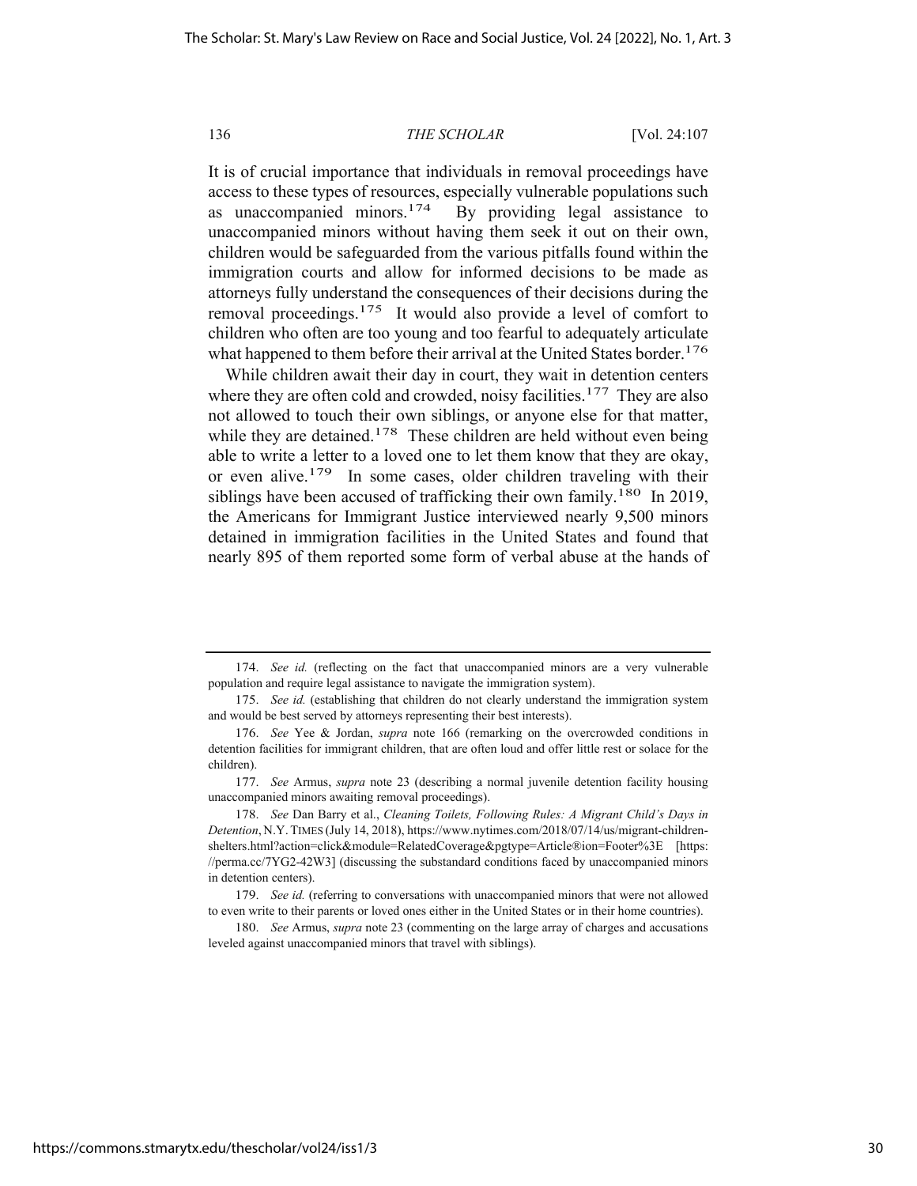It is of crucial importance that individuals in removal proceedings have access to these types of resources, especially vulnerable populations such as unaccompanied minors.[174] By providing legal assistance to unaccompanied minors without having them seek it out on their own, children would be safeguarded from the various pitfalls found within the immigration courts and allow for informed decisions to be made as attorneys fully understand the consequences of their decisions during the removal proceedings.[175] It would also provide a level of comfort to children who often are too young and too fearful to adequately articulate what happened to them before their arrival at the United States border.[176]

While children await their day in court, they wait in detention centers where they are often cold and crowded, noisy facilities.[177] They are also not allowed to touch their own siblings, or anyone else for that matter, while they are detained.[178] These children are held without even being able to write a letter to a loved one to let them know that they are okay, or even alive.[179] In some cases, older children traveling with their siblings have been accused of trafficking their own family.[180] In 2019, the Americans for Immigrant Justice interviewed nearly 9,500 minors detained in immigration facilities in the United States and found that nearly 895 of them reported some form of verbal abuse at the hands of

---

174. *See id.* (reflecting on the fact that unaccompanied minors are a very vulnerable population and require legal assistance to navigate the immigration system).

175. *See id.* (establishing that children do not clearly understand the immigration system and would be best served by attorneys representing their best interests).

176. *See* Yee & Jordan, *supra* note 166 (remarking on the overcrowded conditions in detention facilities for immigrant children, that are often loud and offer little rest or solace for the children).

177. *See* Armus, *supra* note 23 (describing a normal juvenile detention facility housing unaccompanied minors awaiting removal proceedings).

178. *See* Dan Barry et al., *Cleaning Toilets, Following Rules: A Migrant Child's Days in Detention*, N.Y. TIMES (July 14, 2018), https://www.nytimes.com/2018/07/14/us/migrant-children-shelters.html?action=click&module=RelatedCoverage&pgtype=Article®ion=Footer%3E [https://perma.cc/7YG2-42W3] (discussing the substandard conditions faced by unaccompanied minors in detention centers).

179. *See id.* (referring to conversations with unaccompanied minors that were not allowed to even write to their parents or loved ones either in the United States or in their home countries).

180. *See* Armus, *supra* note 23 (commenting on the large array of charges and accusations leveled against unaccompanied minors that travel with siblings).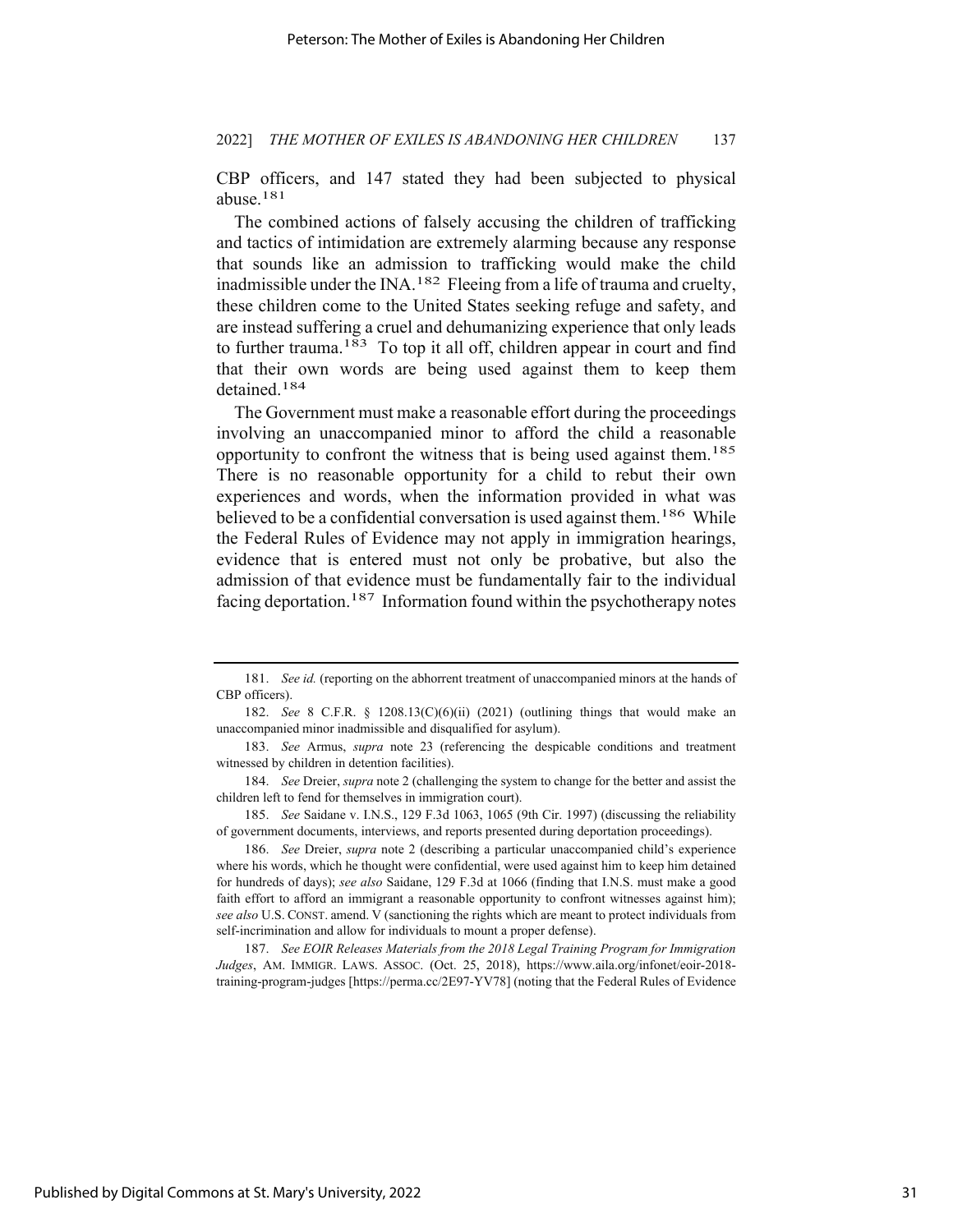CBP officers, and 147 stated they had been subjected to physical abuse.[181]

The combined actions of falsely accusing the children of trafficking and tactics of intimidation are extremely alarming because any response that sounds like an admission to trafficking would make the child inadmissible under the INA.[182] Fleeing from a life of trauma and cruelty, these children come to the United States seeking refuge and safety, and are instead suffering a cruel and dehumanizing experience that only leads to further trauma.[183] To top it all off, children appear in court and find that their own words are being used against them to keep them detained.[184]

The Government must make a reasonable effort during the proceedings involving an unaccompanied minor to afford the child a reasonable opportunity to confront the witness that is being used against them.[185] There is no reasonable opportunity for a child to rebut their own experiences and words, when the information provided in what was believed to be a confidential conversation is used against them.[186] While the Federal Rules of Evidence may not apply in immigration hearings, evidence that is entered must not only be probative, but also the admission of that evidence must be fundamentally fair to the individual facing deportation.[187] Information found within the psychotherapy notes

---

181. *See id.* (reporting on the abhorrent treatment of unaccompanied minors at the hands of CBP officers).

182. *See* 8 C.F.R. § 1208.13(C)(6)(ii) (2021) (outlining things that would make an unaccompanied minor inadmissible and disqualified for asylum).

183. *See* Armus, *supra* note 23 (referencing the despicable conditions and treatment witnessed by children in detention facilities).

184. *See* Dreier, *supra* note 2 (challenging the system to change for the better and assist the children left to fend for themselves in immigration court).

185. *See* Saidane v. I.N.S., 129 F.3d 1063, 1065 (9th Cir. 1997) (discussing the reliability of government documents, interviews, and reports presented during deportation proceedings).

186. *See* Dreier, *supra* note 2 (describing a particular unaccompanied child's experience where his words, which he thought were confidential, were used against him to keep him detained for hundreds of days); *see also* Saidane, 129 F.3d at 1066 (finding that I.N.S. must make a good faith effort to afford an immigrant a reasonable opportunity to confront witnesses against him); *see also* U.S. CONST. amend. V (sanctioning the rights which are meant to protect individuals from self-incrimination and allow for individuals to mount a proper defense).

187. *See EOIR Releases Materials from the 2018 Legal Training Program for Immigration Judges*, AM. IMMIGR. LAWS. ASSOC. (Oct. 25, 2018), https://www.aila.org/infonet/eoir-2018-training-program-judges [https://perma.cc/2E97-YV78] (noting that the Federal Rules of Evidence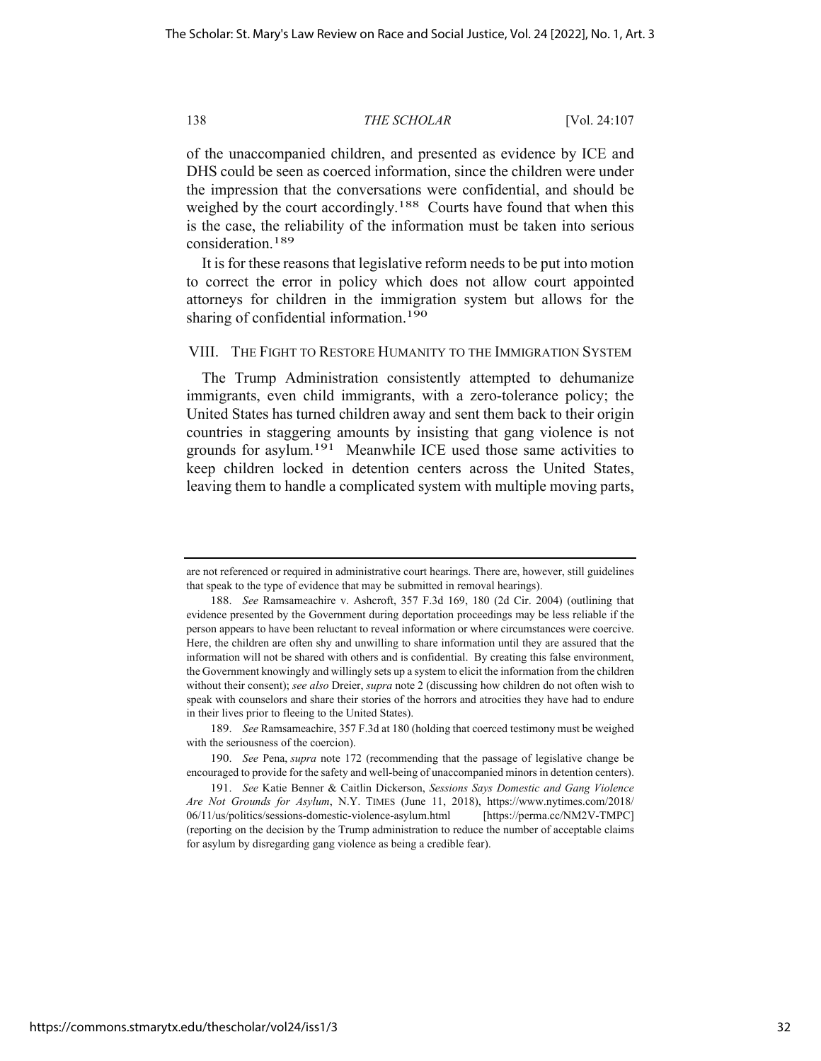of the unaccompanied children, and presented as evidence by ICE and DHS could be seen as coerced information, since the children were under the impression that the conversations were confidential, and should be weighed by the court accordingly.[188] Courts have found that when this is the case, the reliability of the information must be taken into serious consideration.[189]

It is for these reasons that legislative reform needs to be put into motion to correct the error in policy which does not allow court appointed attorneys for children in the immigration system but allows for the sharing of confidential information.[190]

## VIII. THE FIGHT TO RESTORE HUMANITY TO THE IMMIGRATION SYSTEM

The Trump Administration consistently attempted to dehumanize immigrants, even child immigrants, with a zero-tolerance policy; the United States has turned children away and sent them back to their origin countries in staggering amounts by insisting that gang violence is not grounds for asylum.[191] Meanwhile ICE used those same activities to keep children locked in detention centers across the United States, leaving them to handle a complicated system with multiple moving parts,

---

are not referenced or required in administrative court hearings. There are, however, still guidelines that speak to the type of evidence that may be submitted in removal hearings).

188. *See* Ramsameachire v. Ashcroft, 357 F.3d 169, 180 (2d Cir. 2004) (outlining that evidence presented by the Government during deportation proceedings may be less reliable if the person appears to have been reluctant to reveal information or where circumstances were coercive. Here, the children are often shy and unwilling to share information until they are assured that the information will not be shared with others and is confidential. By creating this false environment, the Government knowingly and willingly sets up a system to elicit the information from the children without their consent); *see also* Dreier, *supra* note 2 (discussing how children do not often wish to speak with counselors and share their stories of the horrors and atrocities they have had to endure in their lives prior to fleeing to the United States).

189. *See* Ramsameachire, 357 F.3d at 180 (holding that coerced testimony must be weighed with the seriousness of the coercion).

190. *See* Pena, *supra* note 172 (recommending that the passage of legislative change be encouraged to provide for the safety and well-being of unaccompanied minors in detention centers).

191. *See* Katie Benner & Caitlin Dickerson, *Sessions Says Domestic and Gang Violence Are Not Grounds for Asylum*, N.Y. TIMES (June 11, 2018), https://www.nytimes.com/2018/06/11/us/politics/sessions-domestic-violence-asylum.html [https://perma.cc/NM2V-TMPC] (reporting on the decision by the Trump administration to reduce the number of acceptable claims for asylum by disregarding gang violence as being a credible fear).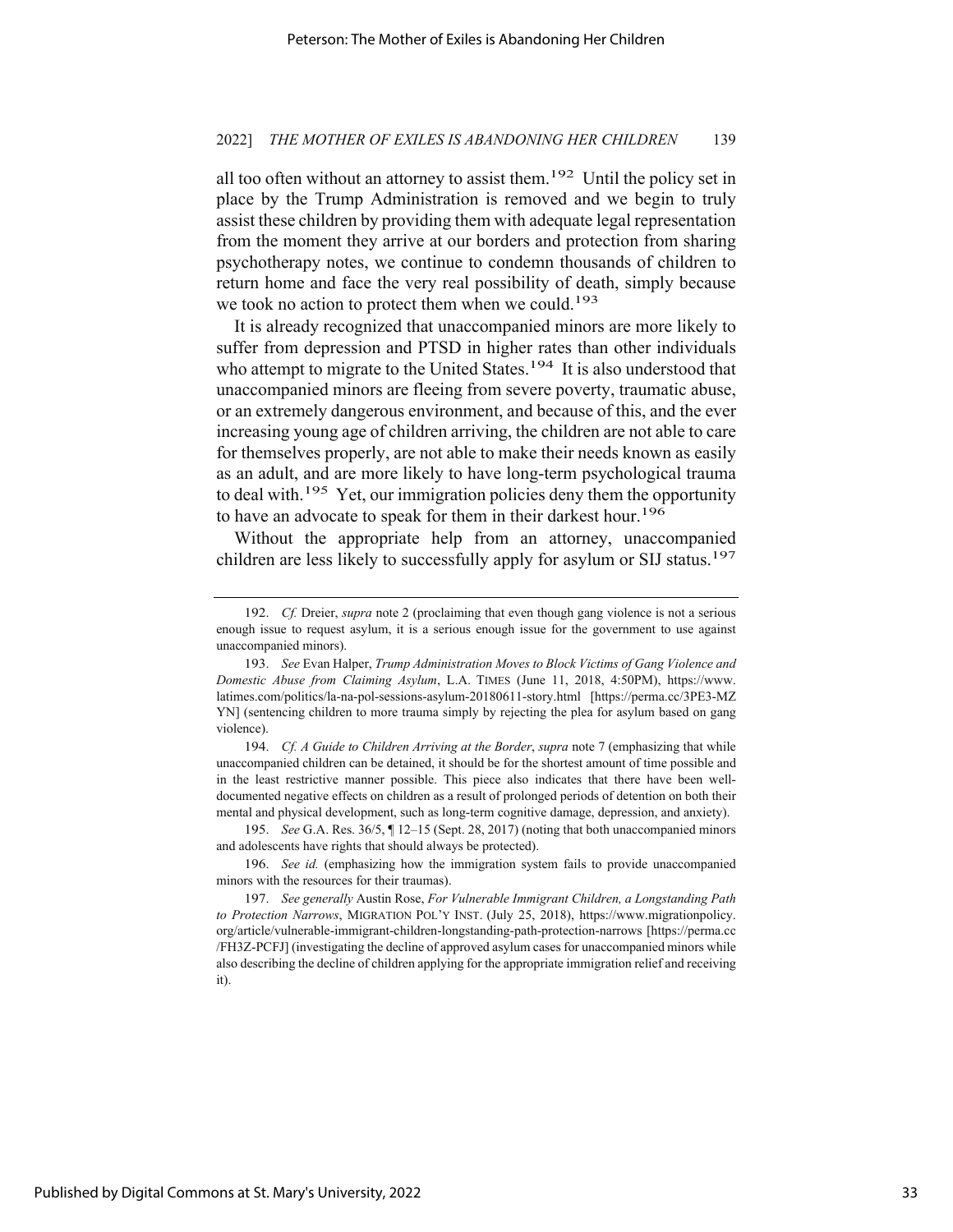all too often without an attorney to assist them.[192] Until the policy set in place by the Trump Administration is removed and we begin to truly assist these children by providing them with adequate legal representation from the moment they arrive at our borders and protection from sharing psychotherapy notes, we continue to condemn thousands of children to return home and face the very real possibility of death, simply because we took no action to protect them when we could.[193]

It is already recognized that unaccompanied minors are more likely to suffer from depression and PTSD in higher rates than other individuals who attempt to migrate to the United States.[194] It is also understood that unaccompanied minors are fleeing from severe poverty, traumatic abuse, or an extremely dangerous environment, and because of this, and the ever increasing young age of children arriving, the children are not able to care for themselves properly, are not able to make their needs known as easily as an adult, and are more likely to have long-term psychological trauma to deal with.[195] Yet, our immigration policies deny them the opportunity to have an advocate to speak for them in their darkest hour.[196]

Without the appropriate help from an attorney, unaccompanied children are less likely to successfully apply for asylum or SIJ status.[197]

---

192. *Cf.* Dreier, *supra* note 2 (proclaiming that even though gang violence is not a serious enough issue to request asylum, it is a serious enough issue for the government to use against unaccompanied minors).

193. *See* Evan Halper, *Trump Administration Moves to Block Victims of Gang Violence and Domestic Abuse from Claiming Asylum*, L.A. TIMES (June 11, 2018, 4:50PM), https://www.latimes.com/politics/la-na-pol-sessions-asylum-20180611-story.html [https://perma.cc/3PE3-MZYN] (sentencing children to more trauma simply by rejecting the plea for asylum based on gang violence).

194. *Cf. A Guide to Children Arriving at the Border*, *supra* note 7 (emphasizing that while unaccompanied children can be detained, it should be for the shortest amount of time possible and in the least restrictive manner possible. This piece also indicates that there have been well-documented negative effects on children as a result of prolonged periods of detention on both their mental and physical development, such as long-term cognitive damage, depression, and anxiety).

195. *See* G.A. Res. 36/5, ¶ 12–15 (Sept. 28, 2017) (noting that both unaccompanied minors and adolescents have rights that should always be protected).

196. *See id.* (emphasizing how the immigration system fails to provide unaccompanied minors with the resources for their traumas).

197. *See generally* Austin Rose, *For Vulnerable Immigrant Children, a Longstanding Path to Protection Narrows*, MIGRATION POL'Y INST. (July 25, 2018), https://www.migrationpolicy.org/article/vulnerable-immigrant-children-longstanding-path-protection-narrows [https://perma.cc/FH3Z-PCFJ] (investigating the decline of approved asylum cases for unaccompanied minors while also describing the decline of children applying for the appropriate immigration relief and receiving it).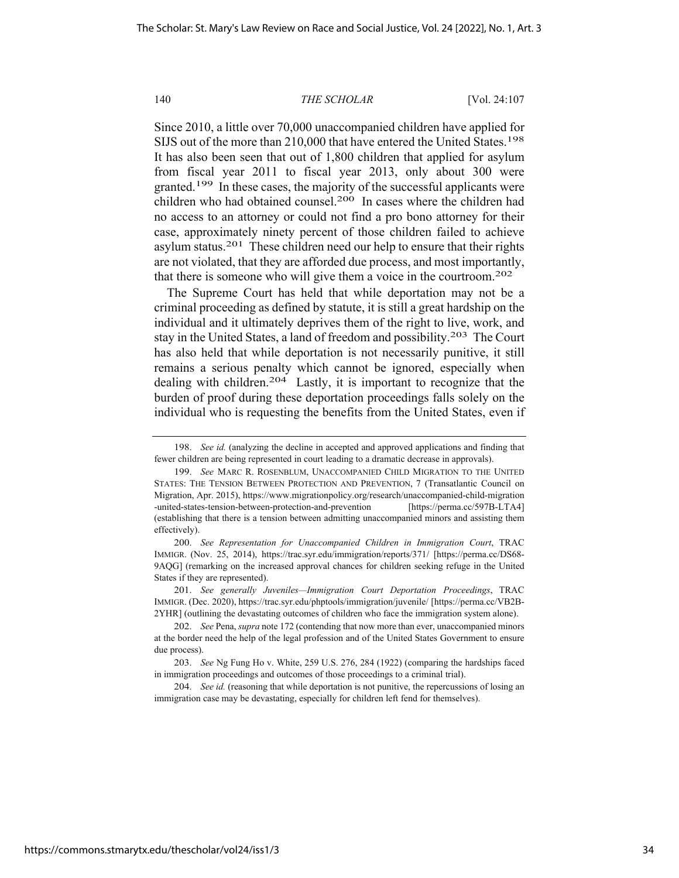Since 2010, a little over 70,000 unaccompanied children have applied for SIJS out of the more than 210,000 that have entered the United States.[198] It has also been seen that out of 1,800 children that applied for asylum from fiscal year 2011 to fiscal year 2013, only about 300 were granted.[199] In these cases, the majority of the successful applicants were children who had obtained counsel.[200] In cases where the children had no access to an attorney or could not find a pro bono attorney for their case, approximately ninety percent of those children failed to achieve asylum status.[201] These children need our help to ensure that their rights are not violated, that they are afforded due process, and most importantly, that there is someone who will give them a voice in the courtroom.[202]

The Supreme Court has held that while deportation may not be a criminal proceeding as defined by statute, it is still a great hardship on the individual and it ultimately deprives them of the right to live, work, and stay in the United States, a land of freedom and possibility.[203] The Court has also held that while deportation is not necessarily punitive, it still remains a serious penalty which cannot be ignored, especially when dealing with children.[204] Lastly, it is important to recognize that the burden of proof during these deportation proceedings falls solely on the individual who is requesting the benefits from the United States, even if

---

198. *See id.* (analyzing the decline in accepted and approved applications and finding that fewer children are being represented in court leading to a dramatic decrease in approvals).

199. *See* MARC R. ROSENBLUM, UNACCOMPANIED CHILD MIGRATION TO THE UNITED STATES: THE TENSION BETWEEN PROTECTION AND PREVENTION, 7 (Transatlantic Council on Migration, Apr. 2015), https://www.migrationpolicy.org/research/unaccompanied-child-migration-united-states-tension-between-protection-and-prevention [https://perma.cc/597B-LTA4] (establishing that there is a tension between admitting unaccompanied minors and assisting them effectively).

200. *See Representation for Unaccompanied Children in Immigration Court*, TRAC IMMIGR. (Nov. 25, 2014), https://trac.syr.edu/immigration/reports/371/ [https://perma.cc/DS68-9AQG] (remarking on the increased approval chances for children seeking refuge in the United States if they are represented).

201. *See generally Juveniles—Immigration Court Deportation Proceedings*, TRAC IMMIGR. (Dec. 2020), https://trac.syr.edu/phptools/immigration/juvenile/ [https://perma.cc/VB2B-2YHR] (outlining the devastating outcomes of children who face the immigration system alone).

202. *See* Pena, *supra* note 172 (contending that now more than ever, unaccompanied minors at the border need the help of the legal profession and of the United States Government to ensure due process).

203. *See* Ng Fung Ho v. White, 259 U.S. 276, 284 (1922) (comparing the hardships faced in immigration proceedings and outcomes of those proceedings to a criminal trial).

204. *See id.* (reasoning that while deportation is not punitive, the repercussions of losing an immigration case may be devastating, especially for children left fend for themselves).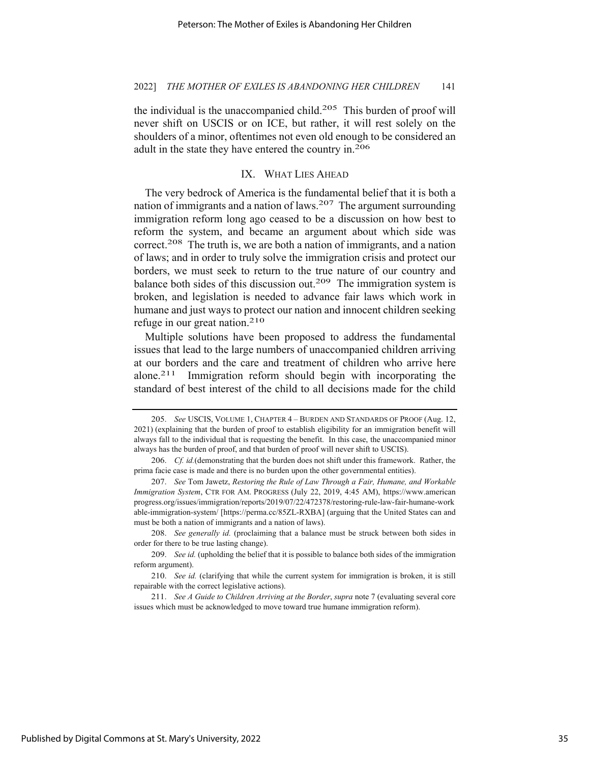the individual is the unaccompanied child.[205] This burden of proof will never shift on USCIS or on ICE, but rather, it will rest solely on the shoulders of a minor, oftentimes not even old enough to be considered an adult in the state they have entered the country in.[206]

## IX. What Lies Ahead

The very bedrock of America is the fundamental belief that it is both a nation of immigrants and a nation of laws.[207] The argument surrounding immigration reform long ago ceased to be a discussion on how best to reform the system, and became an argument about which side was correct.[208] The truth is, we are both a nation of immigrants, and a nation of laws; and in order to truly solve the immigration crisis and protect our borders, we must seek to return to the true nature of our country and balance both sides of this discussion out.[209] The immigration system is broken, and legislation is needed to advance fair laws which work in humane and just ways to protect our nation and innocent children seeking refuge in our great nation.[210]

Multiple solutions have been proposed to address the fundamental issues that lead to the large numbers of unaccompanied children arriving at our borders and the care and treatment of children who arrive here alone.[211] Immigration reform should begin with incorporating the standard of best interest of the child to all decisions made for the child

---

205. *See* USCIS, VOLUME 1, CHAPTER 4 – BURDEN AND STANDARDS OF PROOF (Aug. 12, 2021) (explaining that the burden of proof to establish eligibility for an immigration benefit will always fall to the individual that is requesting the benefit. In this case, the unaccompanied minor always has the burden of proof, and that burden of proof will never shift to USCIS).

206. *Cf. id.*(demonstrating that the burden does not shift under this framework. Rather, the prima facie case is made and there is no burden upon the other governmental entities).

207. *See* Tom Jawetz, *Restoring the Rule of Law Through a Fair, Humane, and Workable Immigration System*, CTR FOR AM. PROGRESS (July 22, 2019, 4:45 AM), https://www.americanprogress.org/issues/immigration/reports/2019/07/22/472378/restoring-rule-law-fair-humane-workable-immigration-system/ [https://perma.cc/85ZL-RXBA] (arguing that the United States can and must be both a nation of immigrants and a nation of laws).

208. *See generally id.* (proclaiming that a balance must be struck between both sides in order for there to be true lasting change).

209. *See id.* (upholding the belief that it is possible to balance both sides of the immigration reform argument).

210. *See id.* (clarifying that while the current system for immigration is broken, it is still repairable with the correct legislative actions).

211. *See A Guide to Children Arriving at the Border*, *supra* note 7 (evaluating several core issues which must be acknowledged to move toward true humane immigration reform).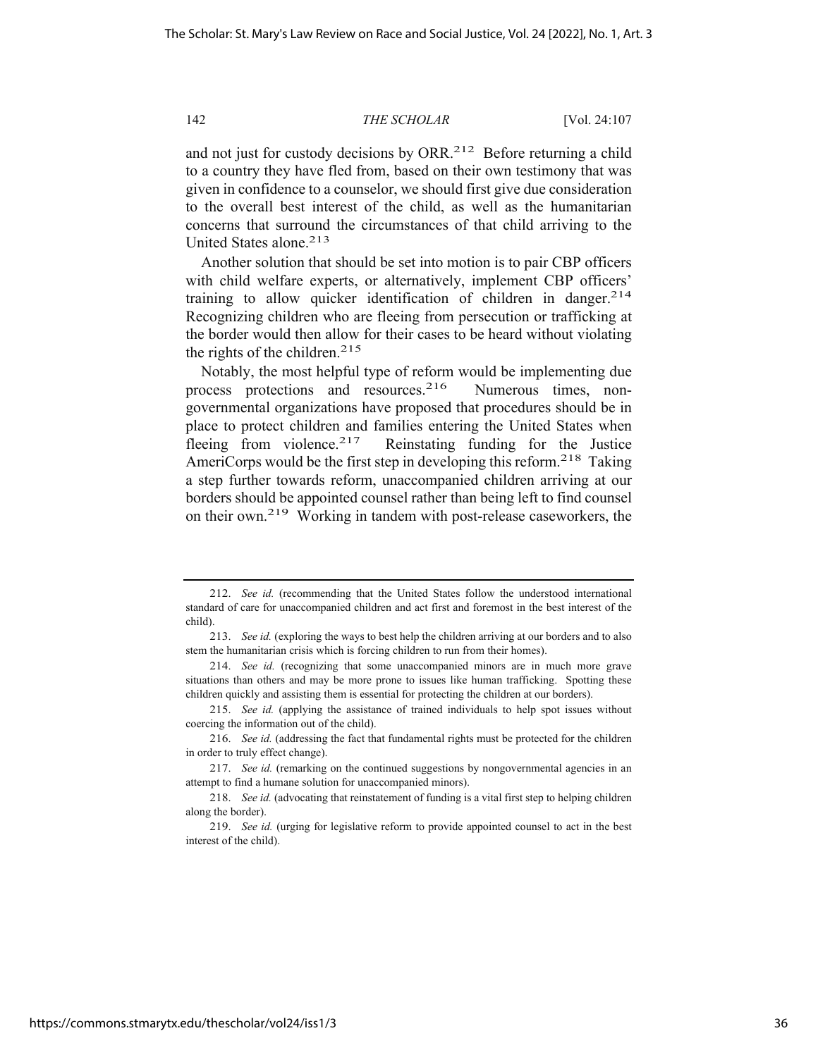and not just for custody decisions by ORR.[212] Before returning a child to a country they have fled from, based on their own testimony that was given in confidence to a counselor, we should first give due consideration to the overall best interest of the child, as well as the humanitarian concerns that surround the circumstances of that child arriving to the United States alone.[213]

Another solution that should be set into motion is to pair CBP officers with child welfare experts, or alternatively, implement CBP officers' training to allow quicker identification of children in danger.[214] Recognizing children who are fleeing from persecution or trafficking at the border would then allow for their cases to be heard without violating the rights of the children.[215]

Notably, the most helpful type of reform would be implementing due process protections and resources.[216] Numerous times, non-governmental organizations have proposed that procedures should be in place to protect children and families entering the United States when fleeing from violence.[217] Reinstating funding for the Justice AmeriCorps would be the first step in developing this reform.[218] Taking a step further towards reform, unaccompanied children arriving at our borders should be appointed counsel rather than being left to find counsel on their own.[219] Working in tandem with post-release caseworkers, the

---

212. *See id.* (recommending that the United States follow the understood international standard of care for unaccompanied children and act first and foremost in the best interest of the child).

213. *See id.* (exploring the ways to best help the children arriving at our borders and to also stem the humanitarian crisis which is forcing children to run from their homes).

214. *See id.* (recognizing that some unaccompanied minors are in much more grave situations than others and may be more prone to issues like human trafficking. Spotting these children quickly and assisting them is essential for protecting the children at our borders).

215. *See id.* (applying the assistance of trained individuals to help spot issues without coercing the information out of the child).

216. *See id.* (addressing the fact that fundamental rights must be protected for the children in order to truly effect change).

217. *See id.* (remarking on the continued suggestions by nongovernmental agencies in an attempt to find a humane solution for unaccompanied minors).

218. *See id.* (advocating that reinstatement of funding is a vital first step to helping children along the border).

219. *See id.* (urging for legislative reform to provide appointed counsel to act in the best interest of the child).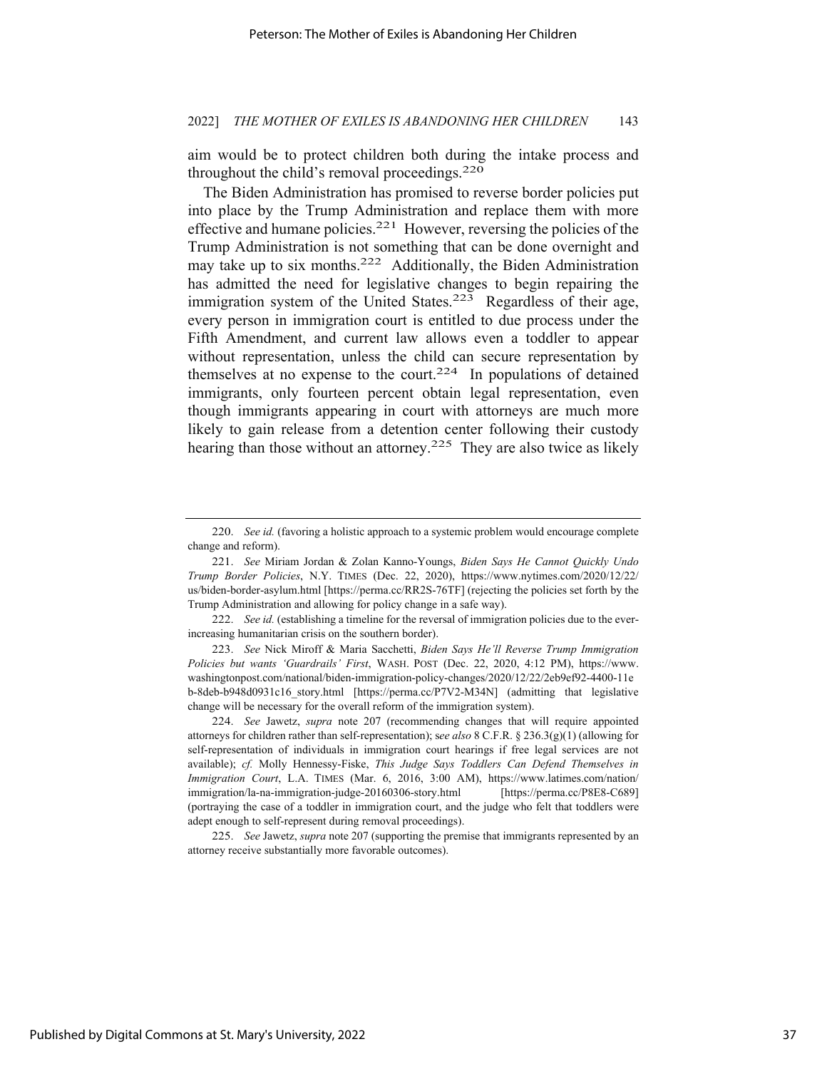aim would be to protect children both during the intake process and throughout the child's removal proceedings.[220]

The Biden Administration has promised to reverse border policies put into place by the Trump Administration and replace them with more effective and humane policies.[221] However, reversing the policies of the Trump Administration is not something that can be done overnight and may take up to six months.[222] Additionally, the Biden Administration has admitted the need for legislative changes to begin repairing the immigration system of the United States.[223] Regardless of their age, every person in immigration court is entitled to due process under the Fifth Amendment, and current law allows even a toddler to appear without representation, unless the child can secure representation by themselves at no expense to the court.[224] In populations of detained immigrants, only fourteen percent obtain legal representation, even though immigrants appearing in court with attorneys are much more likely to gain release from a detention center following their custody hearing than those without an attorney.[225] They are also twice as likely

---

220. *See id.* (favoring a holistic approach to a systemic problem would encourage complete change and reform).

221. *See* Miriam Jordan & Zolan Kanno-Youngs, *Biden Says He Cannot Quickly Undo Trump Border Policies*, N.Y. TIMES (Dec. 22, 2020), https://www.nytimes.com/2020/12/22/us/biden-border-asylum.html [https://perma.cc/RR2S-76TF] (rejecting the policies set forth by the Trump Administration and allowing for policy change in a safe way).

222. *See id.* (establishing a timeline for the reversal of immigration policies due to the ever-increasing humanitarian crisis on the southern border).

223. *See* Nick Miroff & Maria Sacchetti, *Biden Says He'll Reverse Trump Immigration Policies but wants 'Guardrails' First*, WASH. POST (Dec. 22, 2020, 4:12 PM), https://www.washingtonpost.com/national/biden-immigration-policy-changes/2020/12/22/2eb9ef92-4400-11eb-8deb-b948d0931c16_story.html [https://perma.cc/P7V2-M34N] (admitting that legislative change will be necessary for the overall reform of the immigration system).

224. *See* Jawetz, *supra* note 207 (recommending changes that will require appointed attorneys for children rather than self-representation); s*ee also* 8 C.F.R. § 236.3(g)(1) (allowing for self-representation of individuals in immigration court hearings if free legal services are not available); *cf.* Molly Hennessy-Fiske, *This Judge Says Toddlers Can Defend Themselves in Immigration Court*, L.A. TIMES (Mar. 6, 2016, 3:00 AM), https://www.latimes.com/nation/immigration/la-na-immigration-judge-20160306-story.html [https://perma.cc/P8E8-C689] (portraying the case of a toddler in immigration court, and the judge who felt that toddlers were adept enough to self-represent during removal proceedings).

225. *See* Jawetz, *supra* note 207 (supporting the premise that immigrants represented by an attorney receive substantially more favorable outcomes).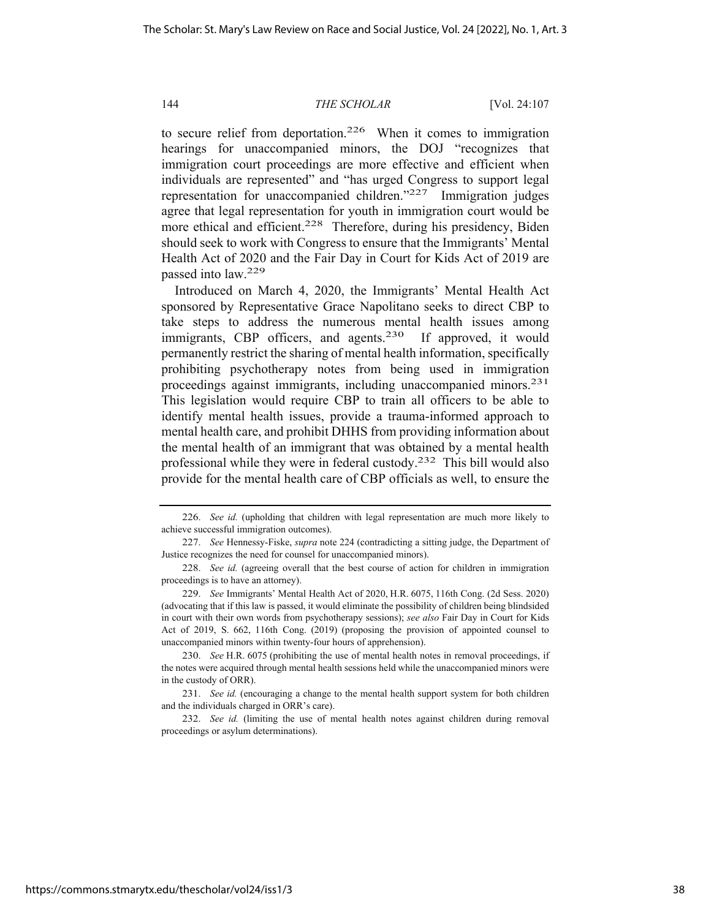to secure relief from deportation.[226] When it comes to immigration hearings for unaccompanied minors, the DOJ "recognizes that immigration court proceedings are more effective and efficient when individuals are represented" and "has urged Congress to support legal representation for unaccompanied children."[227] Immigration judges agree that legal representation for youth in immigration court would be more ethical and efficient.[228] Therefore, during his presidency, Biden should seek to work with Congress to ensure that the Immigrants' Mental Health Act of 2020 and the Fair Day in Court for Kids Act of 2019 are passed into law.[229]

Introduced on March 4, 2020, the Immigrants' Mental Health Act sponsored by Representative Grace Napolitano seeks to direct CBP to take steps to address the numerous mental health issues among immigrants, CBP officers, and agents.[230] If approved, it would permanently restrict the sharing of mental health information, specifically prohibiting psychotherapy notes from being used in immigration proceedings against immigrants, including unaccompanied minors.[231] This legislation would require CBP to train all officers to be able to identify mental health issues, provide a trauma-informed approach to mental health care, and prohibit DHHS from providing information about the mental health of an immigrant that was obtained by a mental health professional while they were in federal custody.[232] This bill would also provide for the mental health care of CBP officials as well, to ensure the

---

226. *See id.* (upholding that children with legal representation are much more likely to achieve successful immigration outcomes).

227. *See* Hennessy-Fiske, *supra* note 224 (contradicting a sitting judge, the Department of Justice recognizes the need for counsel for unaccompanied minors).

228. *See id.* (agreeing overall that the best course of action for children in immigration proceedings is to have an attorney).

229. *See* Immigrants' Mental Health Act of 2020, H.R. 6075, 116th Cong. (2d Sess. 2020) (advocating that if this law is passed, it would eliminate the possibility of children being blindsided in court with their own words from psychotherapy sessions); *see also* Fair Day in Court for Kids Act of 2019, S. 662, 116th Cong. (2019) (proposing the provision of appointed counsel to unaccompanied minors within twenty-four hours of apprehension).

230. *See* H.R. 6075 (prohibiting the use of mental health notes in removal proceedings, if the notes were acquired through mental health sessions held while the unaccompanied minors were in the custody of ORR).

231. *See id.* (encouraging a change to the mental health support system for both children and the individuals charged in ORR's care).

232. *See id.* (limiting the use of mental health notes against children during removal proceedings or asylum determinations).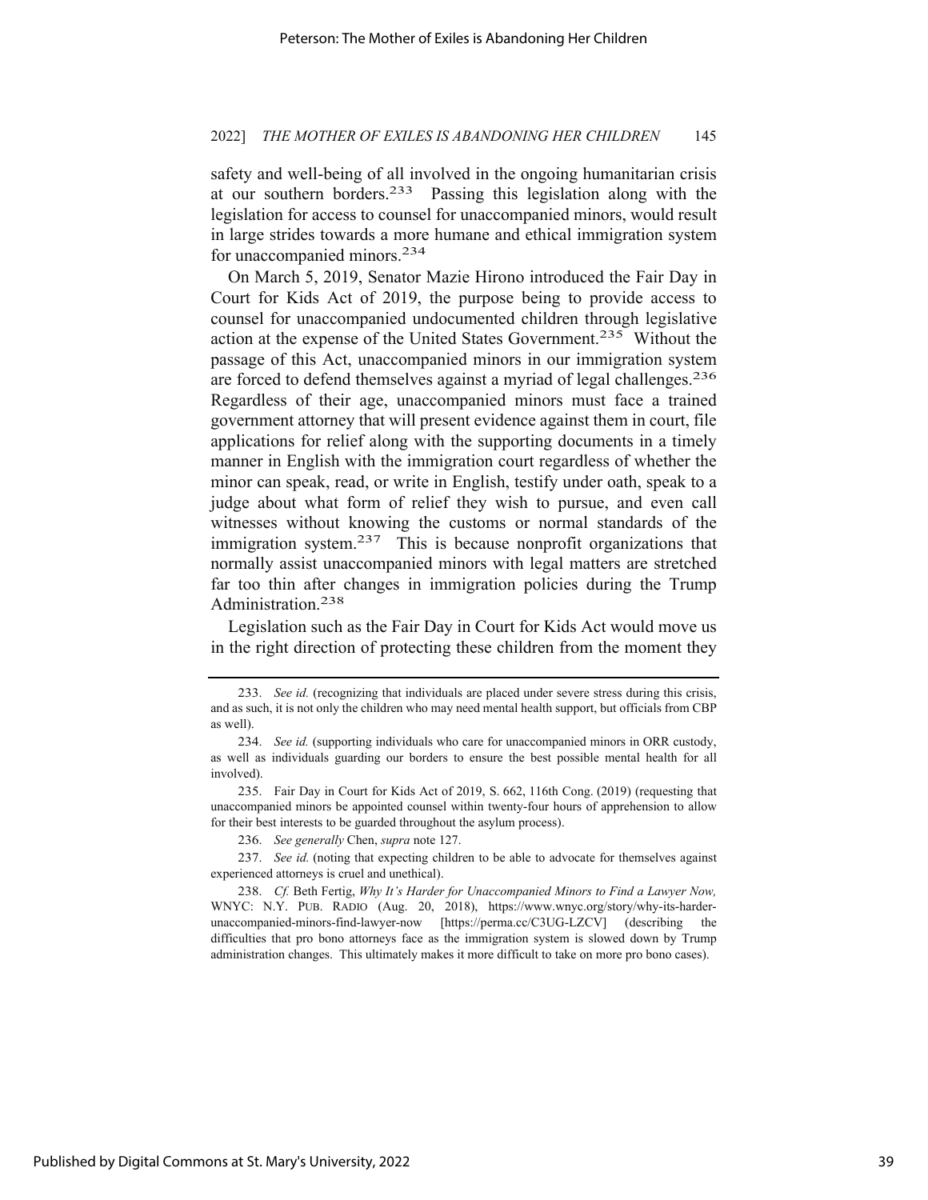safety and well-being of all involved in the ongoing humanitarian crisis at our southern borders.[233] Passing this legislation along with the legislation for access to counsel for unaccompanied minors, would result in large strides towards a more humane and ethical immigration system for unaccompanied minors.[234]

On March 5, 2019, Senator Mazie Hirono introduced the Fair Day in Court for Kids Act of 2019, the purpose being to provide access to counsel for unaccompanied undocumented children through legislative action at the expense of the United States Government.[235] Without the passage of this Act, unaccompanied minors in our immigration system are forced to defend themselves against a myriad of legal challenges.[236] Regardless of their age, unaccompanied minors must face a trained government attorney that will present evidence against them in court, file applications for relief along with the supporting documents in a timely manner in English with the immigration court regardless of whether the minor can speak, read, or write in English, testify under oath, speak to a judge about what form of relief they wish to pursue, and even call witnesses without knowing the customs or normal standards of the immigration system.[237] This is because nonprofit organizations that normally assist unaccompanied minors with legal matters are stretched far too thin after changes in immigration policies during the Trump Administration.[238]

Legislation such as the Fair Day in Court for Kids Act would move us in the right direction of protecting these children from the moment they

---

233. *See id.* (recognizing that individuals are placed under severe stress during this crisis, and as such, it is not only the children who may need mental health support, but officials from CBP as well).

234. *See id.* (supporting individuals who care for unaccompanied minors in ORR custody, as well as individuals guarding our borders to ensure the best possible mental health for all involved).

235. Fair Day in Court for Kids Act of 2019, S. 662, 116th Cong. (2019) (requesting that unaccompanied minors be appointed counsel within twenty-four hours of apprehension to allow for their best interests to be guarded throughout the asylum process).

236. *See generally* Chen, *supra* note 127.

237. *See id.* (noting that expecting children to be able to advocate for themselves against experienced attorneys is cruel and unethical).

238. *Cf.* Beth Fertig, *Why It's Harder for Unaccompanied Minors to Find a Lawyer Now,* WNYC: N.Y. PUB. RADIO (Aug. 20, 2018), https://www.wnyc.org/story/why-its-harder-unaccompanied-minors-find-lawyer-now [https://perma.cc/C3UG-LZCV] (describing the difficulties that pro bono attorneys face as the immigration system is slowed down by Trump administration changes. This ultimately makes it more difficult to take on more pro bono cases).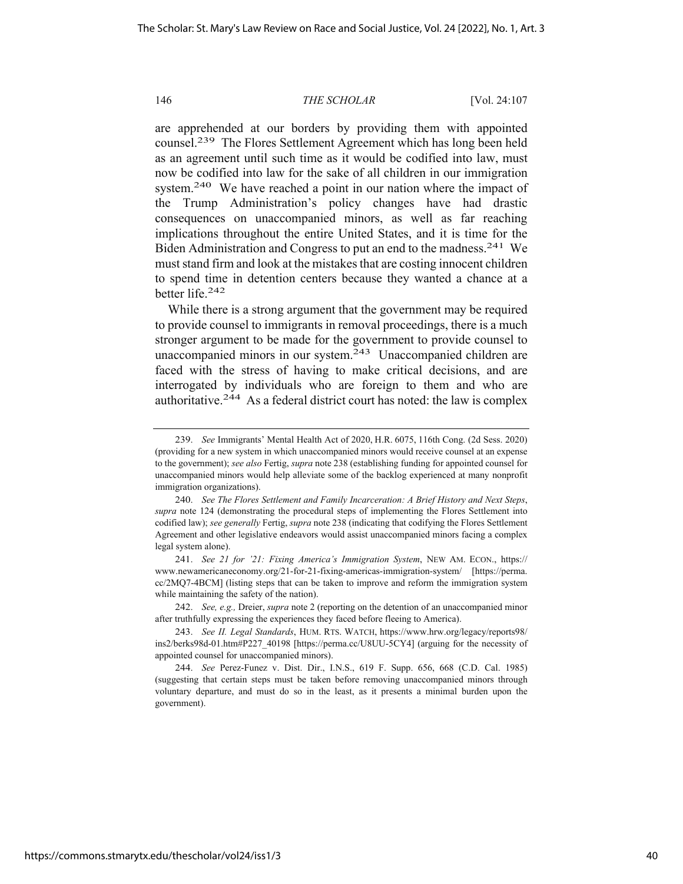are apprehended at our borders by providing them with appointed counsel.[239] The Flores Settlement Agreement which has long been held as an agreement until such time as it would be codified into law, must now be codified into law for the sake of all children in our immigration system.[240] We have reached a point in our nation where the impact of the Trump Administration's policy changes have had drastic consequences on unaccompanied minors, as well as far reaching implications throughout the entire United States, and it is time for the Biden Administration and Congress to put an end to the madness.[241] We must stand firm and look at the mistakes that are costing innocent children to spend time in detention centers because they wanted a chance at a better life.[242]

While there is a strong argument that the government may be required to provide counsel to immigrants in removal proceedings, there is a much stronger argument to be made for the government to provide counsel to unaccompanied minors in our system.[243] Unaccompanied children are faced with the stress of having to make critical decisions, and are interrogated by individuals who are foreign to them and who are authoritative.[244] As a federal district court has noted: the law is complex

---

239. *See* Immigrants' Mental Health Act of 2020, H.R. 6075, 116th Cong. (2d Sess. 2020) (providing for a new system in which unaccompanied minors would receive counsel at an expense to the government); *see also* Fertig, *supra* note 238 (establishing funding for appointed counsel for unaccompanied minors would help alleviate some of the backlog experienced at many nonprofit immigration organizations).

240. *See The Flores Settlement and Family Incarceration: A Brief History and Next Steps*, *supra* note 124 (demonstrating the procedural steps of implementing the Flores Settlement into codified law); *see generally* Fertig, *supra* note 238 (indicating that codifying the Flores Settlement Agreement and other legislative endeavors would assist unaccompanied minors facing a complex legal system alone).

241. *See 21 for '21: Fixing America's Immigration System*, NEW AM. ECON., https://www.newamericaneconomy.org/21-for-21-fixing-americas-immigration-system/ [https://perma.cc/2MQ7-4BCM] (listing steps that can be taken to improve and reform the immigration system while maintaining the safety of the nation).

242. *See, e.g.,* Dreier, *supra* note 2 (reporting on the detention of an unaccompanied minor after truthfully expressing the experiences they faced before fleeing to America).

243. *See II. Legal Standards*, HUM. RTS. WATCH, https://www.hrw.org/legacy/reports98/ins2/berks98d-01.htm#P227_40198 [https://perma.cc/U8UU-5CY4] (arguing for the necessity of appointed counsel for unaccompanied minors).

244. *See* Perez-Funez v. Dist. Dir., I.N.S., 619 F. Supp. 656, 668 (C.D. Cal. 1985) (suggesting that certain steps must be taken before removing unaccompanied minors through voluntary departure, and must do so in the least, as it presents a minimal burden upon the government).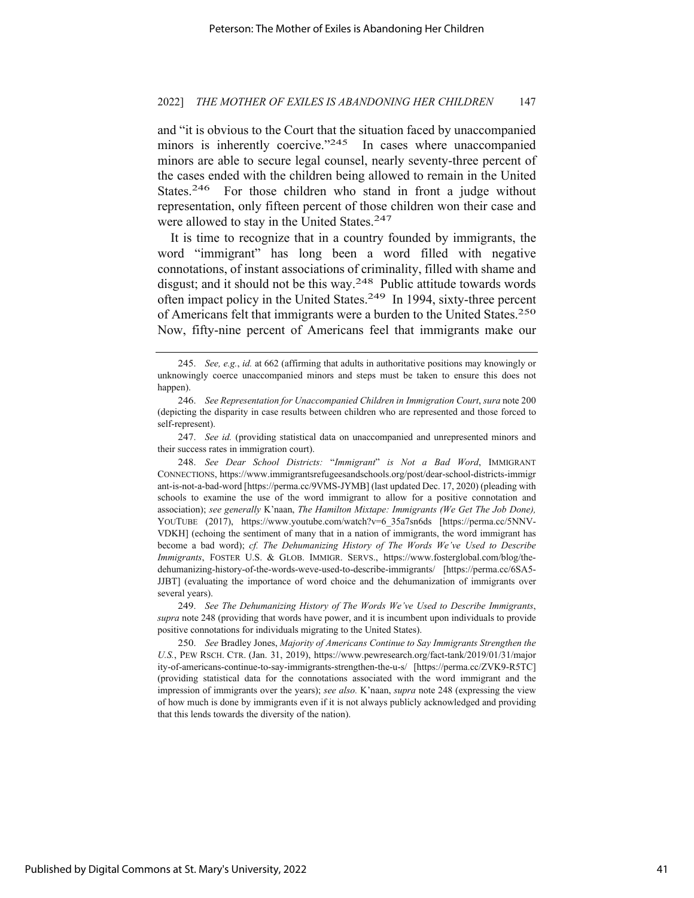and "it is obvious to the Court that the situation faced by unaccompanied minors is inherently coercive."[245] In cases where unaccompanied minors are able to secure legal counsel, nearly seventy-three percent of the cases ended with the children being allowed to remain in the United States.[246] For those children who stand in front a judge without representation, only fifteen percent of those children won their case and were allowed to stay in the United States.[247]

It is time to recognize that in a country founded by immigrants, the word "immigrant" has long been a word filled with negative connotations, of instant associations of criminality, filled with shame and disgust; and it should not be this way.[248] Public attitude towards words often impact policy in the United States.[249] In 1994, sixty-three percent of Americans felt that immigrants were a burden to the United States.[250] Now, fifty-nine percent of Americans feel that immigrants make our

---

245. *See, e.g.*, *id.* at 662 (affirming that adults in authoritative positions may knowingly or unknowingly coerce unaccompanied minors and steps must be taken to ensure this does not happen).

246. *See Representation for Unaccompanied Children in Immigration Court*, *sura* note 200 (depicting the disparity in case results between children who are represented and those forced to self-represent).

247. *See id.* (providing statistical data on unaccompanied and unrepresented minors and their success rates in immigration court).

248. *See Dear School Districts:* "*Immigrant*" *is Not a Bad Word*, IMMIGRANT CONNECTIONS, https://www.immigrantsrefugeesandschools.org/post/dear-school-districts-immigrant-is-not-a-bad-word [https://perma.cc/9VMS-JYMB] (last updated Dec. 17, 2020) (pleading with schools to examine the use of the word immigrant to allow for a positive connotation and association); *see generally* K'naan, *The Hamilton Mixtape: Immigrants (We Get The Job Done),* YOUTUBE (2017), https://www.youtube.com/watch?v=6_35a7sn6ds [https://perma.cc/5NNV-VDKH] (echoing the sentiment of many that in a nation of immigrants, the word immigrant has become a bad word); *cf. The Dehumanizing History of The Words We've Used to Describe Immigrants*, FOSTER U.S. & GLOB. IMMIGR. SERVS., https://www.fosterglobal.com/blog/the-dehumanizing-history-of-the-words-weve-used-to-describe-immigrants/ [https://perma.cc/6SA5-JJBT] (evaluating the importance of word choice and the dehumanization of immigrants over several years).

249. *See The Dehumanizing History of The Words We've Used to Describe Immigrants*, *supra* note 248 (providing that words have power, and it is incumbent upon individuals to provide positive connotations for individuals migrating to the United States).

250. *See* Bradley Jones, *Majority of Americans Continue to Say Immigrants Strengthen the U.S.*, PEW RSCH. CTR. (Jan. 31, 2019), https://www.pewresearch.org/fact-tank/2019/01/31/majority-of-americans-continue-to-say-immigrants-strengthen-the-u-s/ [https://perma.cc/ZVK9-R5TC] (providing statistical data for the connotations associated with the word immigrant and the impression of immigrants over the years); *see also.* K'naan, *supra* note 248 (expressing the view of how much is done by immigrants even if it is not always publicly acknowledged and providing that this lends towards the diversity of the nation).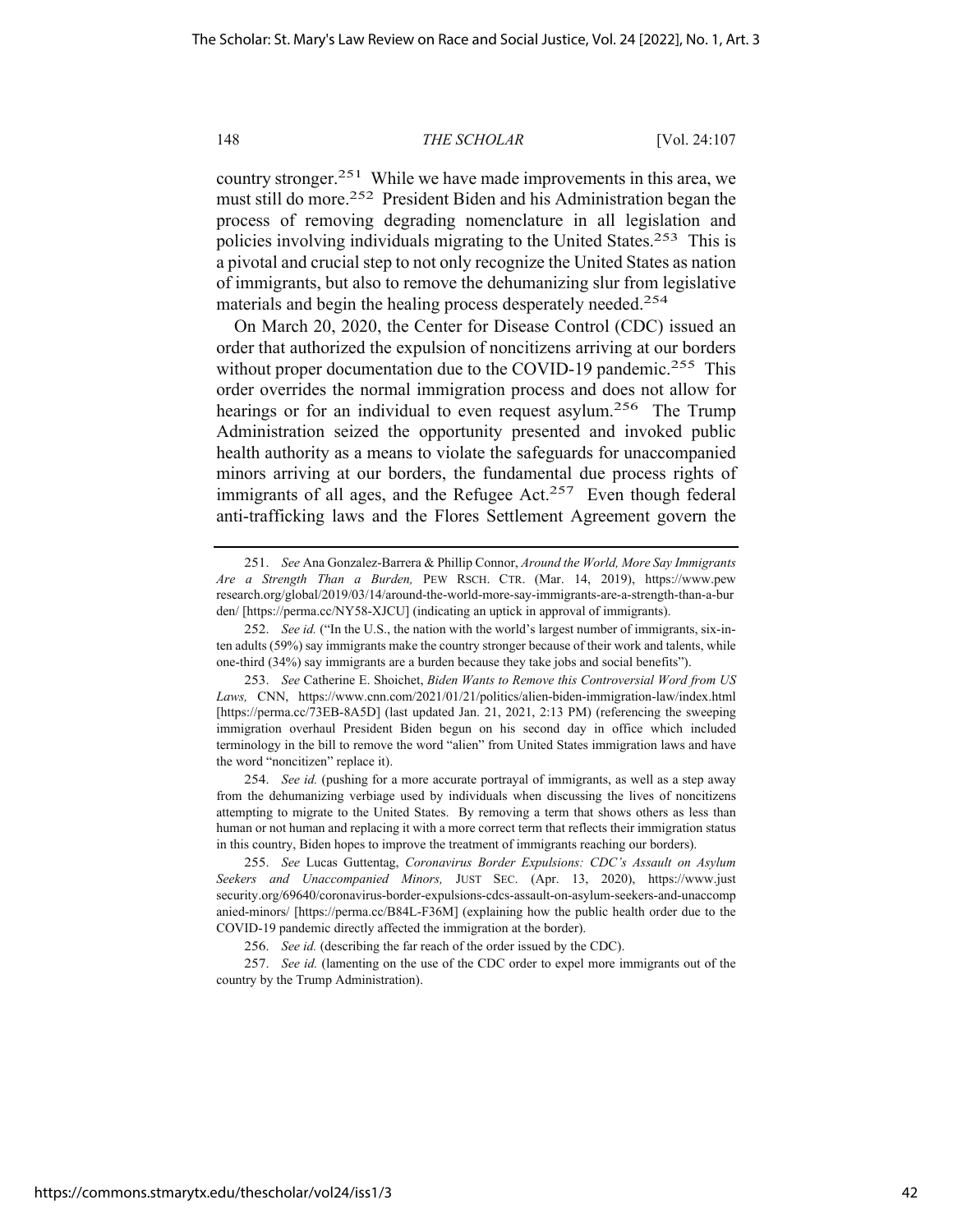country stronger.[251] While we have made improvements in this area, we must still do more.[252] President Biden and his Administration began the process of removing degrading nomenclature in all legislation and policies involving individuals migrating to the United States.[253] This is a pivotal and crucial step to not only recognize the United States as nation of immigrants, but also to remove the dehumanizing slur from legislative materials and begin the healing process desperately needed.[254]

On March 20, 2020, the Center for Disease Control (CDC) issued an order that authorized the expulsion of noncitizens arriving at our borders without proper documentation due to the COVID-19 pandemic.[255] This order overrides the normal immigration process and does not allow for hearings or for an individual to even request asylum.[256] The Trump Administration seized the opportunity presented and invoked public health authority as a means to violate the safeguards for unaccompanied minors arriving at our borders, the fundamental due process rights of immigrants of all ages, and the Refugee Act.[257] Even though federal anti-trafficking laws and the Flores Settlement Agreement govern the

---

251. *See* Ana Gonzalez-Barrera & Phillip Connor, *Around the World, More Say Immigrants Are a Strength Than a Burden,* PEW RSCH. CTR. (Mar. 14, 2019), https://www.pewresearch.org/global/2019/03/14/around-the-world-more-say-immigrants-are-a-strength-than-a-burden/ [https://perma.cc/NY58-XJCU] (indicating an uptick in approval of immigrants).

252. *See id.* ("In the U.S., the nation with the world's largest number of immigrants, six-in-ten adults (59%) say immigrants make the country stronger because of their work and talents, while one-third (34%) say immigrants are a burden because they take jobs and social benefits").

253. *See* Catherine E. Shoichet, *Biden Wants to Remove this Controversial Word from US Laws,* CNN, https://www.cnn.com/2021/01/21/politics/alien-biden-immigration-law/index.html [https://perma.cc/73EB-8A5D] (last updated Jan. 21, 2021, 2:13 PM) (referencing the sweeping immigration overhaul President Biden begun on his second day in office which included terminology in the bill to remove the word "alien" from United States immigration laws and have the word "noncitizen" replace it).

254. *See id.* (pushing for a more accurate portrayal of immigrants, as well as a step away from the dehumanizing verbiage used by individuals when discussing the lives of noncitizens attempting to migrate to the United States. By removing a term that shows others as less than human or not human and replacing it with a more correct term that reflects their immigration status in this country, Biden hopes to improve the treatment of immigrants reaching our borders).

255. *See* Lucas Guttentag, *Coronavirus Border Expulsions: CDC's Assault on Asylum Seekers and Unaccompanied Minors,* JUST SEC. (Apr. 13, 2020), https://www.justsecurity.org/69640/coronavirus-border-expulsions-cdcs-assault-on-asylum-seekers-and-unaccompanied-minors/ [https://perma.cc/B84L-F36M] (explaining how the public health order due to the COVID-19 pandemic directly affected the immigration at the border).

256. *See id.* (describing the far reach of the order issued by the CDC).

257. *See id.* (lamenting on the use of the CDC order to expel more immigrants out of the country by the Trump Administration).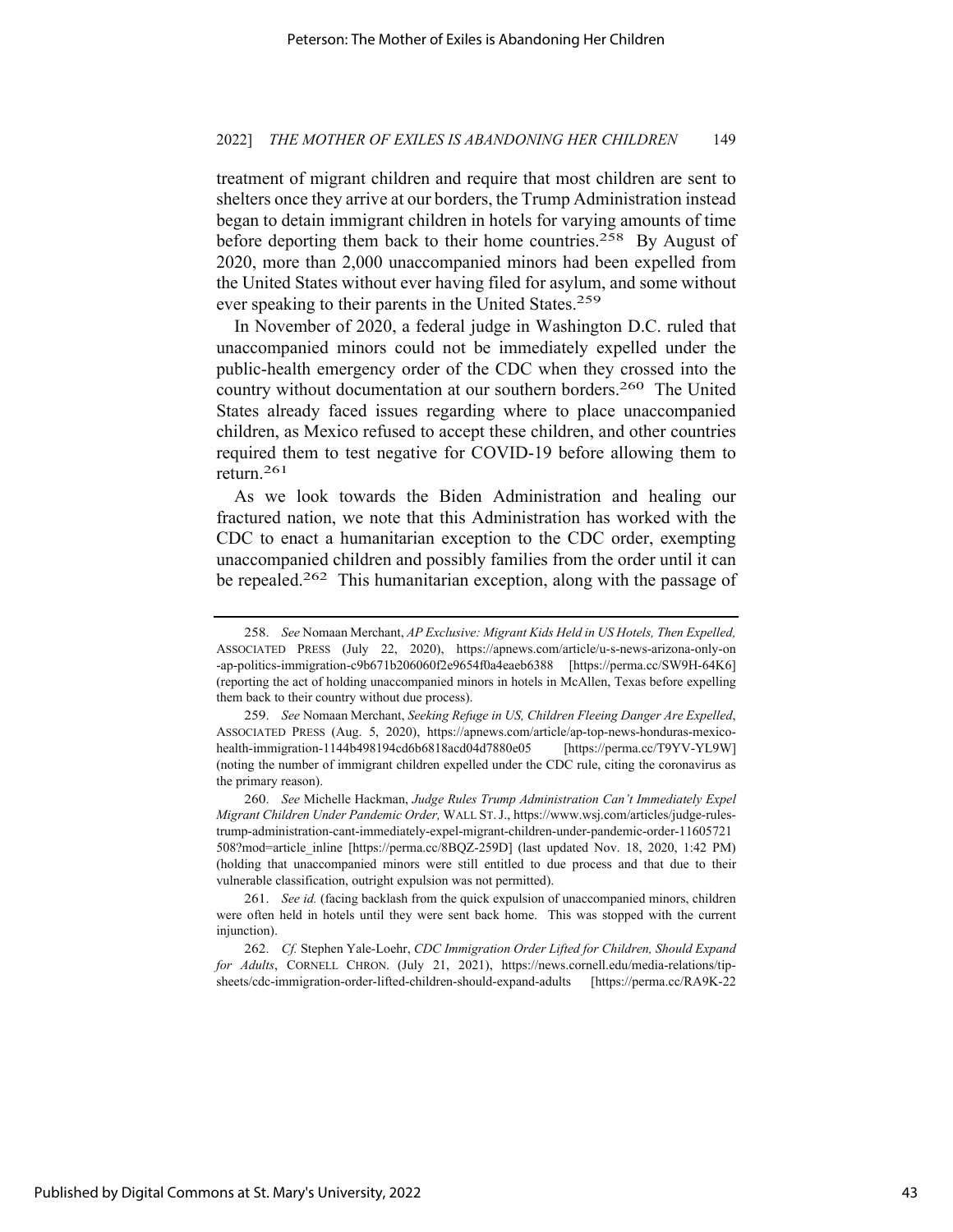treatment of migrant children and require that most children are sent to shelters once they arrive at our borders, the Trump Administration instead began to detain immigrant children in hotels for varying amounts of time before deporting them back to their home countries.[258] By August of 2020, more than 2,000 unaccompanied minors had been expelled from the United States without ever having filed for asylum, and some without ever speaking to their parents in the United States.[259]

In November of 2020, a federal judge in Washington D.C. ruled that unaccompanied minors could not be immediately expelled under the public-health emergency order of the CDC when they crossed into the country without documentation at our southern borders.[260] The United States already faced issues regarding where to place unaccompanied children, as Mexico refused to accept these children, and other countries required them to test negative for COVID-19 before allowing them to return.[261]

As we look towards the Biden Administration and healing our fractured nation, we note that this Administration has worked with the CDC to enact a humanitarian exception to the CDC order, exempting unaccompanied children and possibly families from the order until it can be repealed.[262] This humanitarian exception, along with the passage of

---

258. *See* Nomaan Merchant, *AP Exclusive: Migrant Kids Held in US Hotels, Then Expelled,* ASSOCIATED PRESS (July 22, 2020), https://apnews.com/article/u-s-news-arizona-only-on-ap-politics-immigration-c9b671b206060f2e9654f0a4eaeb6388 [https://perma.cc/SW9H-64K6] (reporting the act of holding unaccompanied minors in hotels in McAllen, Texas before expelling them back to their country without due process).

259. *See* Nomaan Merchant, *Seeking Refuge in US, Children Fleeing Danger Are Expelled*, ASSOCIATED PRESS (Aug. 5, 2020), https://apnews.com/article/ap-top-news-honduras-mexico-health-immigration-1144b498194cd6b6818acd04d7880e05 [https://perma.cc/T9YV-YL9W] (noting the number of immigrant children expelled under the CDC rule, citing the coronavirus as the primary reason).

260. *See* Michelle Hackman, *Judge Rules Trump Administration Can't Immediately Expel Migrant Children Under Pandemic Order,* WALL ST. J., https://www.wsj.com/articles/judge-rules-trump-administration-cant-immediately-expel-migrant-children-under-pandemic-order-11605721508?mod=article_inline [https://perma.cc/8BQZ-259D] (last updated Nov. 18, 2020, 1:42 PM) (holding that unaccompanied minors were still entitled to due process and that due to their vulnerable classification, outright expulsion was not permitted).

261. *See id.* (facing backlash from the quick expulsion of unaccompanied minors, children were often held in hotels until they were sent back home. This was stopped with the current injunction).

262. *Cf.* Stephen Yale-Loehr, *CDC Immigration Order Lifted for Children, Should Expand for Adults*, CORNELL CHRON. (July 21, 2021), https://news.cornell.edu/media-relations/tip-sheets/cdc-immigration-order-lifted-children-should-expand-adults [https://perma.cc/RA9K-22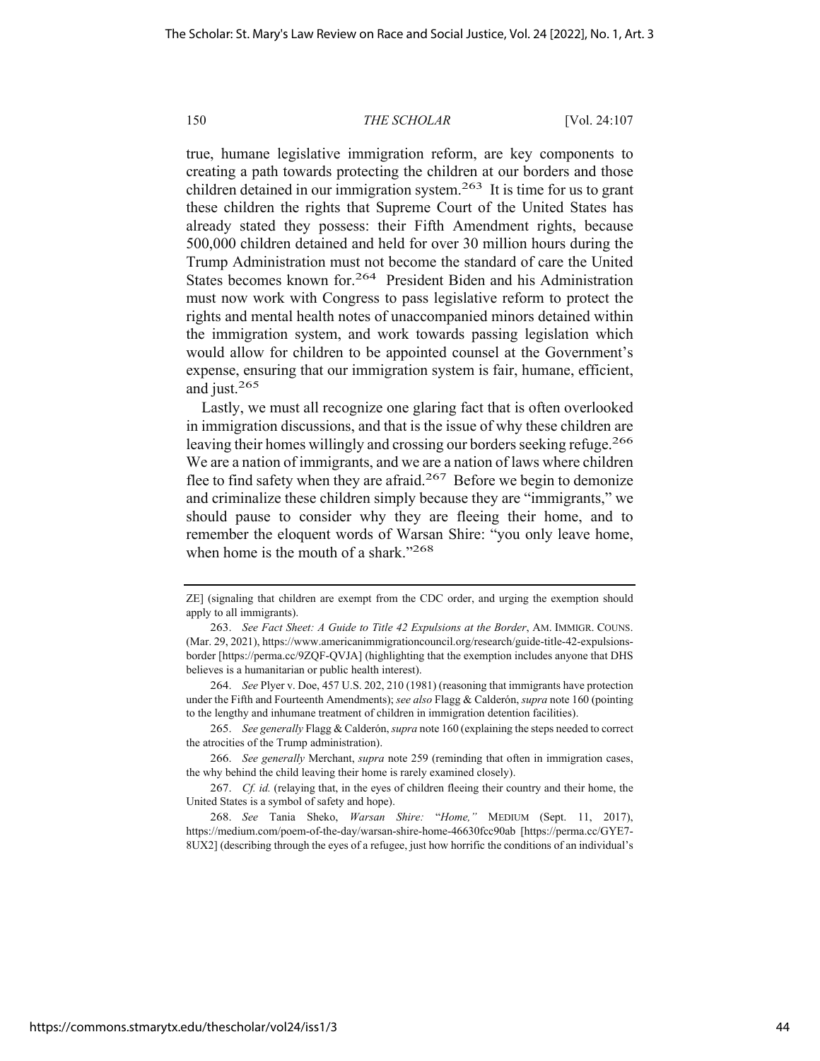true, humane legislative immigration reform, are key components to creating a path towards protecting the children at our borders and those children detained in our immigration system.[263] It is time for us to grant these children the rights that Supreme Court of the United States has already stated they possess: their Fifth Amendment rights, because 500,000 children detained and held for over 30 million hours during the Trump Administration must not become the standard of care the United States becomes known for.[264] President Biden and his Administration must now work with Congress to pass legislative reform to protect the rights and mental health notes of unaccompanied minors detained within the immigration system, and work towards passing legislation which would allow for children to be appointed counsel at the Government's expense, ensuring that our immigration system is fair, humane, efficient, and just.[265]

Lastly, we must all recognize one glaring fact that is often overlooked in immigration discussions, and that is the issue of why these children are leaving their homes willingly and crossing our borders seeking refuge.[266] We are a nation of immigrants, and we are a nation of laws where children flee to find safety when they are afraid.[267] Before we begin to demonize and criminalize these children simply because they are "immigrants," we should pause to consider why they are fleeing their home, and to remember the eloquent words of Warsan Shire: "you only leave home, when home is the mouth of a shark."[268]

---

ZE] (signaling that children are exempt from the CDC order, and urging the exemption should apply to all immigrants).

263. *See Fact Sheet: A Guide to Title 42 Expulsions at the Border*, AM. IMMIGR. COUNS. (Mar. 29, 2021), https://www.americanimmigrationcouncil.org/research/guide-title-42-expulsions-border [https://perma.cc/9ZQF-QVJA] (highlighting that the exemption includes anyone that DHS believes is a humanitarian or public health interest).

264. *See* Plyer v. Doe, 457 U.S. 202, 210 (1981) (reasoning that immigrants have protection under the Fifth and Fourteenth Amendments); *see also* Flagg & Calderón, *supra* note 160 (pointing to the lengthy and inhumane treatment of children in immigration detention facilities).

265. *See generally* Flagg & Calderón, *supra* note 160 (explaining the steps needed to correct the atrocities of the Trump administration).

266. *See generally* Merchant, *supra* note 259 (reminding that often in immigration cases, the why behind the child leaving their home is rarely examined closely).

267. *Cf. id.* (relaying that, in the eyes of children fleeing their country and their home, the United States is a symbol of safety and hope).

268. *See* Tania Sheko, *Warsan Shire:* "*Home,"* MEDIUM (Sept. 11, 2017), https://medium.com/poem-of-the-day/warsan-shire-home-46630fcc90ab [https://perma.cc/GYE7-8UX2] (describing through the eyes of a refugee, just how horrific the conditions of an individual's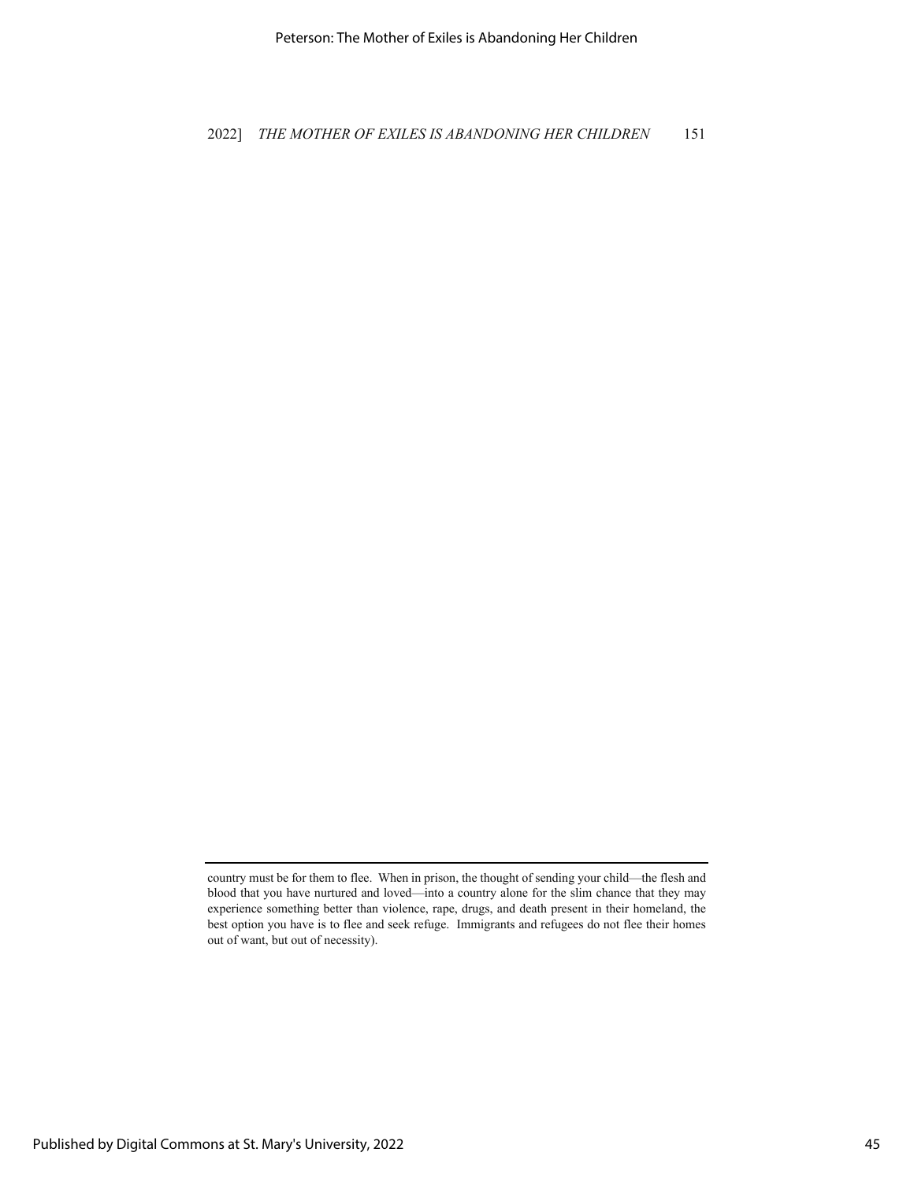country must be for them to flee. When in prison, the thought of sending your child—the flesh and blood that you have nurtured and loved—into a country alone for the slim chance that they may experience something better than violence, rape, drugs, and death present in their homeland, the best option you have is to flee and seek refuge. Immigrants and refugees do not flee their homes out of want, but out of necessity).